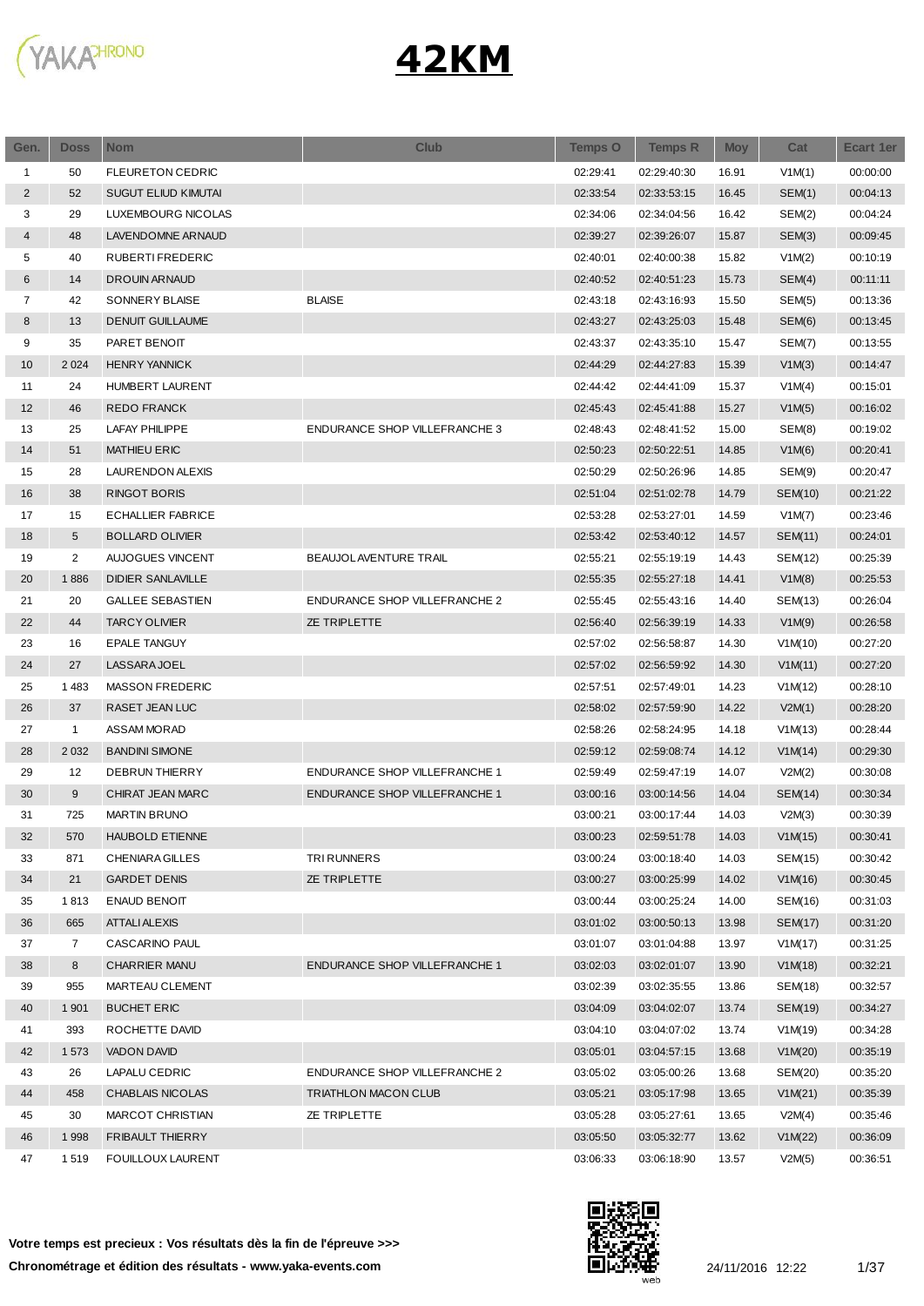# 42KM

| Gen. | Doss | Nom | Club | Temps O | Temps R | Moy | Cat | Ecart 1er |
|---|---|---|---|---|---|---|---|---|
| 1 | 50 | FLEURETON CEDRIC | | 02:29:41 | 02:29:40:30 | 16.91 | V1M(1) | 00:00:00 |
| 2 | 52 | SUGUT ELIUD KIMUTAI | | 02:33:54 | 02:33:53:15 | 16.45 | SEM(1) | 00:04:13 |
| 3 | 29 | LUXEMBOURG NICOLAS | | 02:34:06 | 02:34:04:56 | 16.42 | SEM(2) | 00:04:24 |
| 4 | 48 | LAVENDOMNE ARNAUD | | 02:39:27 | 02:39:26:07 | 15.87 | SEM(3) | 00:09:45 |
| 5 | 40 | RUBERTI FREDERIC | | 02:40:01 | 02:40:00:38 | 15.82 | V1M(2) | 00:10:19 |
| 6 | 14 | DROUIN ARNAUD | | 02:40:52 | 02:40:51:23 | 15.73 | SEM(4) | 00:11:11 |
| 7 | 42 | SONNERY BLAISE | BLAISE | 02:43:18 | 02:43:16:93 | 15.50 | SEM(5) | 00:13:36 |
| 8 | 13 | DENUIT GUILLAUME | | 02:43:27 | 02:43:25:03 | 15.48 | SEM(6) | 00:13:45 |
| 9 | 35 | PARET BENOIT | | 02:43:37 | 02:43:35:10 | 15.47 | SEM(7) | 00:13:55 |
| 10 | 2 024 | HENRY YANNICK | | 02:44:29 | 02:44:27:83 | 15.39 | V1M(3) | 00:14:47 |
| 11 | 24 | HUMBERT LAURENT | | 02:44:42 | 02:44:41:09 | 15.37 | V1M(4) | 00:15:01 |
| 12 | 46 | REDO FRANCK | | 02:45:43 | 02:45:41:88 | 15.27 | V1M(5) | 00:16:02 |
| 13 | 25 | LAFAY PHILIPPE | ENDURANCE SHOP VILLEFRANCHE 3 | 02:48:43 | 02:48:41:52 | 15.00 | SEM(8) | 00:19:02 |
| 14 | 51 | MATHIEU ERIC | | 02:50:23 | 02:50:22:51 | 14.85 | V1M(6) | 00:20:41 |
| 15 | 28 | LAURENDON ALEXIS | | 02:50:29 | 02:50:26:96 | 14.85 | SEM(9) | 00:20:47 |
| 16 | 38 | RINGOT BORIS | | 02:51:04 | 02:51:02:78 | 14.79 | SEM(10) | 00:21:22 |
| 17 | 15 | ECHALLIER FABRICE | | 02:53:28 | 02:53:27:01 | 14.59 | V1M(7) | 00:23:46 |
| 18 | 5 | BOLLARD OLIVIER | | 02:53:42 | 02:53:40:12 | 14.57 | SEM(11) | 00:24:01 |
| 19 | 2 | AUJOGUES VINCENT | BEAUJOL AVENTURE TRAIL | 02:55:21 | 02:55:19:19 | 14.43 | SEM(12) | 00:25:39 |
| 20 | 1 886 | DIDIER SANLAVILLE | | 02:55:35 | 02:55:27:18 | 14.41 | V1M(8) | 00:25:53 |
| 21 | 20 | GALLEE SEBASTIEN | ENDURANCE SHOP VILLEFRANCHE 2 | 02:55:45 | 02:55:43:16 | 14.40 | SEM(13) | 00:26:04 |
| 22 | 44 | TARCY OLIVIER | ZE TRIPLETTE | 02:56:40 | 02:56:39:19 | 14.33 | V1M(9) | 00:26:58 |
| 23 | 16 | EPALE TANGUY | | 02:57:02 | 02:56:58:87 | 14.30 | V1M(10) | 00:27:20 |
| 24 | 27 | LASSARA JOEL | | 02:57:02 | 02:56:59:92 | 14.30 | V1M(11) | 00:27:20 |
| 25 | 1 483 | MASSON FREDERIC | | 02:57:51 | 02:57:49:01 | 14.23 | V1M(12) | 00:28:10 |
| 26 | 37 | RASET JEAN LUC | | 02:58:02 | 02:57:59:90 | 14.22 | V2M(1) | 00:28:20 |
| 27 | 1 | ASSAM MORAD | | 02:58:26 | 02:58:24:95 | 14.18 | V1M(13) | 00:28:44 |
| 28 | 2 032 | BANDINI SIMONE | | 02:59:12 | 02:59:08:74 | 14.12 | V1M(14) | 00:29:30 |
| 29 | 12 | DEBRUN THIERRY | ENDURANCE SHOP VILLEFRANCHE 1 | 02:59:49 | 02:59:47:19 | 14.07 | V2M(2) | 00:30:08 |
| 30 | 9 | CHIRAT JEAN MARC | ENDURANCE SHOP VILLEFRANCHE 1 | 03:00:16 | 03:00:14:56 | 14.04 | SEM(14) | 00:30:34 |
| 31 | 725 | MARTIN BRUNO | | 03:00:21 | 03:00:17:44 | 14.03 | V2M(3) | 00:30:39 |
| 32 | 570 | HAUBOLD ETIENNE | | 03:00:23 | 02:59:51:78 | 14.03 | V1M(15) | 00:30:41 |
| 33 | 871 | CHENIARA GILLES | TRI RUNNERS | 03:00:24 | 03:00:18:40 | 14.03 | SEM(15) | 00:30:42 |
| 34 | 21 | GARDET DENIS | ZE TRIPLETTE | 03:00:27 | 03:00:25:99 | 14.02 | V1M(16) | 00:30:45 |
| 35 | 1 813 | ENAUD BENOIT | | 03:00:44 | 03:00:25:24 | 14.00 | SEM(16) | 00:31:03 |
| 36 | 665 | ATTALI ALEXIS | | 03:01:02 | 03:00:50:13 | 13.98 | SEM(17) | 00:31:20 |
| 37 | 7 | CASCARINO PAUL | | 03:01:07 | 03:01:04:88 | 13.97 | V1M(17) | 00:31:25 |
| 38 | 8 | CHARRIER MANU | ENDURANCE SHOP VILLEFRANCHE 1 | 03:02:03 | 03:02:01:07 | 13.90 | V1M(18) | 00:32:21 |
| 39 | 955 | MARTEAU CLEMENT | | 03:02:39 | 03:02:35:55 | 13.86 | SEM(18) | 00:32:57 |
| 40 | 1 901 | BUCHET ERIC | | 03:04:09 | 03:04:02:07 | 13.74 | SEM(19) | 00:34:27 |
| 41 | 393 | ROCHETTE DAVID | | 03:04:10 | 03:04:07:02 | 13.74 | V1M(19) | 00:34:28 |
| 42 | 1 573 | VADON DAVID | | 03:05:01 | 03:04:57:15 | 13.68 | V1M(20) | 00:35:19 |
| 43 | 26 | LAPALU CEDRIC | ENDURANCE SHOP VILLEFRANCHE 2 | 03:05:02 | 03:05:00:26 | 13.68 | SEM(20) | 00:35:20 |
| 44 | 458 | CHABLAIS NICOLAS | TRIATHLON MACON CLUB | 03:05:21 | 03:05:17:98 | 13.65 | V1M(21) | 00:35:39 |
| 45 | 30 | MARCOT CHRISTIAN | ZE TRIPLETTE | 03:05:28 | 03:05:27:61 | 13.65 | V2M(4) | 00:35:46 |
| 46 | 1 998 | FRIBAULT THIERRY | | 03:05:50 | 03:05:32:77 | 13.62 | V1M(22) | 00:36:09 |
| 47 | 1 519 | FOUILLOUX LAURENT | | 03:06:33 | 03:06:18:90 | 13.57 | V2M(5) | 00:36:51 |

**Votre temps est precieux : Vos résultats dès la fin de l'épreuve >>>**

**Chronométrage et édition des résultats - www.yaka-events.com**

24/11/2016 12:22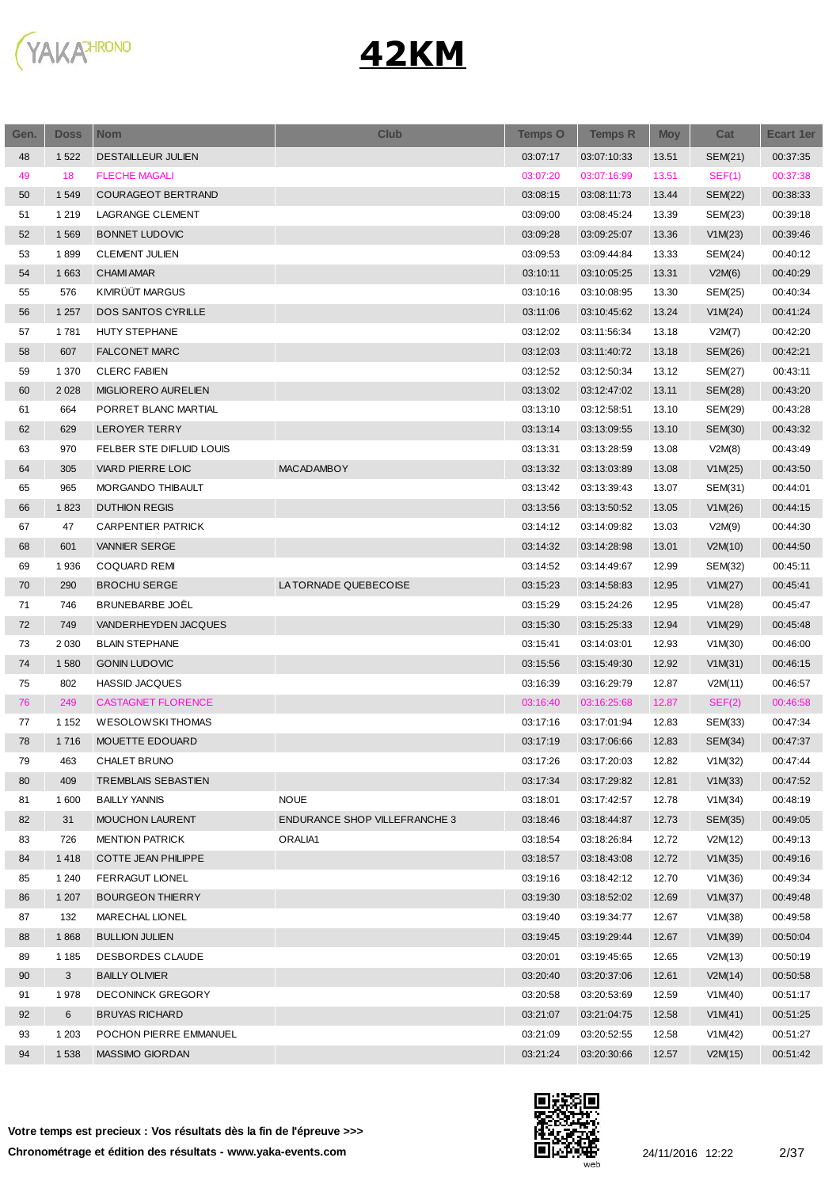# 42KM

| Gen. | Doss | Nom | Club | Temps O | Temps R | Moy | Cat | Ecart 1er |
|---|---|---|---|---|---|---|---|---|
| 48 | 1 522 | DESTAILLEUR JULIEN | | 03:07:17 | 03:07:10:33 | 13.51 | SEM(21) | 00:37:35 |
| 49 | 18 | FLECHE MAGALI | | 03:07:20 | 03:07:16:99 | 13.51 | SEF(1) | 00:37:38 |
| 50 | 1 549 | COURAGEOT BERTRAND | | 03:08:15 | 03:08:11:73 | 13.44 | SEM(22) | 00:38:33 |
| 51 | 1 219 | LAGRANGE CLEMENT | | 03:09:00 | 03:08:45:24 | 13.39 | SEM(23) | 00:39:18 |
| 52 | 1 569 | BONNET LUDOVIC | | 03:09:28 | 03:09:25:07 | 13.36 | V1M(23) | 00:39:46 |
| 53 | 1 899 | CLEMENT JULIEN | | 03:09:53 | 03:09:44:84 | 13.33 | SEM(24) | 00:40:12 |
| 54 | 1 663 | CHAMI AMAR | | 03:10:11 | 03:10:05:25 | 13.31 | V2M(6) | 00:40:29 |
| 55 | 576 | KIVIRÜÜT MARGUS | | 03:10:16 | 03:10:08:95 | 13.30 | SEM(25) | 00:40:34 |
| 56 | 1 257 | DOS SANTOS CYRILLE | | 03:11:06 | 03:10:45:62 | 13.24 | V1M(24) | 00:41:24 |
| 57 | 1 781 | HUTY STEPHANE | | 03:12:02 | 03:11:56:34 | 13.18 | V2M(7) | 00:42:20 |
| 58 | 607 | FALCONET MARC | | 03:12:03 | 03:11:40:72 | 13.18 | SEM(26) | 00:42:21 |
| 59 | 1 370 | CLERC FABIEN | | 03:12:52 | 03:12:50:34 | 13.12 | SEM(27) | 00:43:11 |
| 60 | 2 028 | MIGLIORERO AURELIEN | | 03:13:02 | 03:12:47:02 | 13.11 | SEM(28) | 00:43:20 |
| 61 | 664 | PORRET BLANC MARTIAL | | 03:13:10 | 03:12:58:51 | 13.10 | SEM(29) | 00:43:28 |
| 62 | 629 | LEROYER TERRY | | 03:13:14 | 03:13:09:55 | 13.10 | SEM(30) | 00:43:32 |
| 63 | 970 | FELBER STE DIFLUID LOUIS | | 03:13:31 | 03:13:28:59 | 13.08 | V2M(8) | 00:43:49 |
| 64 | 305 | VIARD PIERRE LOIC | MACADAMBOY | 03:13:32 | 03:13:03:89 | 13.08 | V1M(25) | 00:43:50 |
| 65 | 965 | MORGANDO THIBAULT | | 03:13:42 | 03:13:39:43 | 13.07 | SEM(31) | 00:44:01 |
| 66 | 1 823 | DUTHION REGIS | | 03:13:56 | 03:13:50:52 | 13.05 | V1M(26) | 00:44:15 |
| 67 | 47 | CARPENTIER PATRICK | | 03:14:12 | 03:14:09:82 | 13.03 | V2M(9) | 00:44:30 |
| 68 | 601 | VANNIER SERGE | | 03:14:32 | 03:14:28:98 | 13.01 | V2M(10) | 00:44:50 |
| 69 | 1 936 | COQUARD REMI | | 03:14:52 | 03:14:49:67 | 12.99 | SEM(32) | 00:45:11 |
| 70 | 290 | BROCHU SERGE | LA TORNADE QUEBECOISE | 03:15:23 | 03:14:58:83 | 12.95 | V1M(27) | 00:45:41 |
| 71 | 746 | BRUNEBARBE JOËL | | 03:15:29 | 03:15:24:26 | 12.95 | V1M(28) | 00:45:47 |
| 72 | 749 | VANDERHEYDEN JACQUES | | 03:15:30 | 03:15:25:33 | 12.94 | V1M(29) | 00:45:48 |
| 73 | 2 030 | BLAIN STEPHANE | | 03:15:41 | 03:14:03:01 | 12.93 | V1M(30) | 00:46:00 |
| 74 | 1 580 | GONIN LUDOVIC | | 03:15:56 | 03:15:49:30 | 12.92 | V1M(31) | 00:46:15 |
| 75 | 802 | HASSID JACQUES | | 03:16:39 | 03:16:29:79 | 12.87 | V2M(11) | 00:46:57 |
| 76 | 249 | CASTAGNET FLORENCE | | 03:16:40 | 03:16:25:68 | 12.87 | SEF(2) | 00:46:58 |
| 77 | 1 152 | WESOLOWSKI THOMAS | | 03:17:16 | 03:17:01:94 | 12.83 | SEM(33) | 00:47:34 |
| 78 | 1 716 | MOUETTE EDOUARD | | 03:17:19 | 03:17:06:66 | 12.83 | SEM(34) | 00:47:37 |
| 79 | 463 | CHALET BRUNO | | 03:17:26 | 03:17:20:03 | 12.82 | V1M(32) | 00:47:44 |
| 80 | 409 | TREMBLAIS SEBASTIEN | | 03:17:34 | 03:17:29:82 | 12.81 | V1M(33) | 00:47:52 |
| 81 | 1 600 | BAILLY YANNIS | NOUE | 03:18:01 | 03:17:42:57 | 12.78 | V1M(34) | 00:48:19 |
| 82 | 31 | MOUCHON LAURENT | ENDURANCE SHOP VILLEFRANCHE 3 | 03:18:46 | 03:18:44:87 | 12.73 | SEM(35) | 00:49:05 |
| 83 | 726 | MENTION PATRICK | ORALIA1 | 03:18:54 | 03:18:26:84 | 12.72 | V2M(12) | 00:49:13 |
| 84 | 1 418 | COTTE JEAN PHILIPPE | | 03:18:57 | 03:18:43:08 | 12.72 | V1M(35) | 00:49:16 |
| 85 | 1 240 | FERRAGUT LIONEL | | 03:19:16 | 03:18:42:12 | 12.70 | V1M(36) | 00:49:34 |
| 86 | 1 207 | BOURGEON THIERRY | | 03:19:30 | 03:18:52:02 | 12.69 | V1M(37) | 00:49:48 |
| 87 | 132 | MARECHAL LIONEL | | 03:19:40 | 03:19:34:77 | 12.67 | V1M(38) | 00:49:58 |
| 88 | 1 868 | BULLION JULIEN | | 03:19:45 | 03:19:29:44 | 12.67 | V1M(39) | 00:50:04 |
| 89 | 1 185 | DESBORDES CLAUDE | | 03:20:01 | 03:19:45:65 | 12.65 | V2M(13) | 00:50:19 |
| 90 | 3 | BAILLY OLIVIER | | 03:20:40 | 03:20:37:06 | 12.61 | V2M(14) | 00:50:58 |
| 91 | 1 978 | DECONINCK GREGORY | | 03:20:58 | 03:20:53:69 | 12.59 | V1M(40) | 00:51:17 |
| 92 | 6 | BRUYAS RICHARD | | 03:21:07 | 03:21:04:75 | 12.58 | V1M(41) | 00:51:25 |
| 93 | 1 203 | POCHON PIERRE EMMANUEL | | 03:21:09 | 03:20:52:55 | 12.58 | V1M(42) | 00:51:27 |
| 94 | 1 538 | MASSIMO GIORDAN | | 03:21:24 | 03:20:30:66 | 12.57 | V2M(15) | 00:51:42 |

**Votre temps est precieux : Vos résultats dès la fin de l'épreuve >>>**

**Chronométrage et édition des résultats - www.yaka-events.com**

24/11/2016 12:22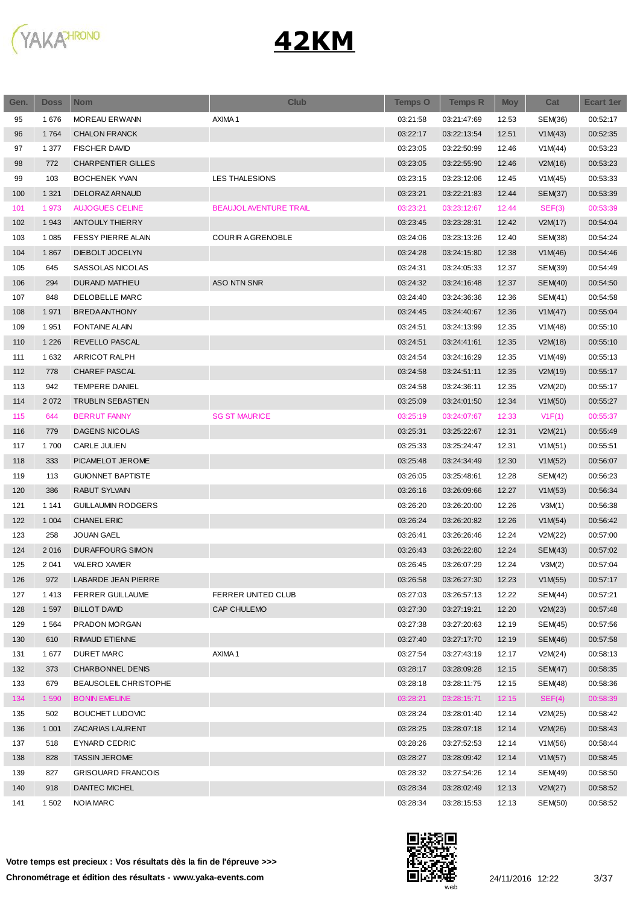# 42KM

| Gen. | Doss | Nom | Club | Temps O | Temps R | Moy | Cat | Ecart 1er |
|---|---|---|---|---|---|---|---|---|
| 95 | 1 676 | MOREAU ERWANN | AXIMA 1 | 03:21:58 | 03:21:47:69 | 12.53 | SEM(36) | 00:52:17 |
| 96 | 1 764 | CHALON FRANCK | | 03:22:17 | 03:22:13:54 | 12.51 | V1M(43) | 00:52:35 |
| 97 | 1 377 | FISCHER DAVID | | 03:23:05 | 03:22:50:99 | 12.46 | V1M(44) | 00:53:23 |
| 98 | 772 | CHARPENTIER GILLES | | 03:23:05 | 03:22:55:90 | 12.46 | V2M(16) | 00:53:23 |
| 99 | 103 | BOCHENEK YVAN | LES THALESIONS | 03:23:15 | 03:23:12:06 | 12.45 | V1M(45) | 00:53:33 |
| 100 | 1 321 | DELORAZ ARNAUD | | 03:23:21 | 03:22:21:83 | 12.44 | SEM(37) | 00:53:39 |
| 101 | 1 973 | AUJOGUES CELINE | BEAUJOL AVENTURE TRAIL | 03:23:21 | 03:23:12:67 | 12.44 | SEF(3) | 00:53:39 |
| 102 | 1 943 | ANTOULY THIERRY | | 03:23:45 | 03:23:28:31 | 12.42 | V2M(17) | 00:54:04 |
| 103 | 1 085 | FESSY PIERRE ALAIN | COURIR A GRENOBLE | 03:24:06 | 03:23:13:26 | 12.40 | SEM(38) | 00:54:24 |
| 104 | 1 867 | DIEBOLT JOCELYN | | 03:24:28 | 03:24:15:80 | 12.38 | V1M(46) | 00:54:46 |
| 105 | 645 | SASSOLAS NICOLAS | | 03:24:31 | 03:24:05:33 | 12.37 | SEM(39) | 00:54:49 |
| 106 | 294 | DURAND MATHIEU | ASO NTN SNR | 03:24:32 | 03:24:16:48 | 12.37 | SEM(40) | 00:54:50 |
| 107 | 848 | DELOBELLE MARC | | 03:24:40 | 03:24:36:36 | 12.36 | SEM(41) | 00:54:58 |
| 108 | 1 971 | BREDA ANTHONY | | 03:24:45 | 03:24:40:67 | 12.36 | V1M(47) | 00:55:04 |
| 109 | 1 951 | FONTAINE ALAIN | | 03:24:51 | 03:24:13:99 | 12.35 | V1M(48) | 00:55:10 |
| 110 | 1 226 | REVELLO PASCAL | | 03:24:51 | 03:24:41:61 | 12.35 | V2M(18) | 00:55:10 |
| 111 | 1 632 | ARRICOT RALPH | | 03:24:54 | 03:24:16:29 | 12.35 | V1M(49) | 00:55:13 |
| 112 | 778 | CHAREF PASCAL | | 03:24:58 | 03:24:51:11 | 12.35 | V2M(19) | 00:55:17 |
| 113 | 942 | TEMPERE DANIEL | | 03:24:58 | 03:24:36:11 | 12.35 | V2M(20) | 00:55:17 |
| 114 | 2 072 | TRUBLIN SEBASTIEN | | 03:25:09 | 03:24:01:50 | 12.34 | V1M(50) | 00:55:27 |
| 115 | 644 | BERRUT FANNY | SG ST MAURICE | 03:25:19 | 03:24:07:67 | 12.33 | V1F(1) | 00:55:37 |
| 116 | 779 | DAGENS NICOLAS | | 03:25:31 | 03:25:22:67 | 12.31 | V2M(21) | 00:55:49 |
| 117 | 1 700 | CARLE JULIEN | | 03:25:33 | 03:25:24:47 | 12.31 | V1M(51) | 00:55:51 |
| 118 | 333 | PICAMELOT JEROME | | 03:25:48 | 03:24:34:49 | 12.30 | V1M(52) | 00:56:07 |
| 119 | 113 | GUIONNET BAPTISTE | | 03:26:05 | 03:25:48:61 | 12.28 | SEM(42) | 00:56:23 |
| 120 | 386 | RABUT SYLVAIN | | 03:26:16 | 03:26:09:66 | 12.27 | V1M(53) | 00:56:34 |
| 121 | 1 141 | GUILLAUMIN RODGERS | | 03:26:20 | 03:26:20:00 | 12.26 | V3M(1) | 00:56:38 |
| 122 | 1 004 | CHANEL ERIC | | 03:26:24 | 03:26:20:82 | 12.26 | V1M(54) | 00:56:42 |
| 123 | 258 | JOUAN GAEL | | 03:26:41 | 03:26:26:46 | 12.24 | V2M(22) | 00:57:00 |
| 124 | 2 016 | DURAFFOURG SIMON | | 03:26:43 | 03:26:22:80 | 12.24 | SEM(43) | 00:57:02 |
| 125 | 2 041 | VALERO XAVIER | | 03:26:45 | 03:26:07:29 | 12.24 | V3M(2) | 00:57:04 |
| 126 | 972 | LABARDE JEAN PIERRE | | 03:26:58 | 03:26:27:30 | 12.23 | V1M(55) | 00:57:17 |
| 127 | 1 413 | FERRER GUILLAUME | FERRER UNITED CLUB | 03:27:03 | 03:26:57:13 | 12.22 | SEM(44) | 00:57:21 |
| 128 | 1 597 | BILLOT DAVID | CAP CHULEMO | 03:27:30 | 03:27:19:21 | 12.20 | V2M(23) | 00:57:48 |
| 129 | 1 564 | PRADON MORGAN | | 03:27:38 | 03:27:20:63 | 12.19 | SEM(45) | 00:57:56 |
| 130 | 610 | RIMAUD ETIENNE | | 03:27:40 | 03:27:17:70 | 12.19 | SEM(46) | 00:57:58 |
| 131 | 1 677 | DURET MARC | AXIMA 1 | 03:27:54 | 03:27:43:19 | 12.17 | V2M(24) | 00:58:13 |
| 132 | 373 | CHARBONNEL DENIS | | 03:28:17 | 03:28:09:28 | 12.15 | SEM(47) | 00:58:35 |
| 133 | 679 | BEAUSOLEIL CHRISTOPHE | | 03:28:18 | 03:28:11:75 | 12.15 | SEM(48) | 00:58:36 |
| 134 | 1 590 | BONIN EMELINE | | 03:28:21 | 03:28:15:71 | 12.15 | SEF(4) | 00:58:39 |
| 135 | 502 | BOUCHET LUDOVIC | | 03:28:24 | 03:28:01:40 | 12.14 | V2M(25) | 00:58:42 |
| 136 | 1 001 | ZACARIAS LAURENT | | 03:28:25 | 03:28:07:18 | 12.14 | V2M(26) | 00:58:43 |
| 137 | 518 | EYNARD CEDRIC | | 03:28:26 | 03:27:52:53 | 12.14 | V1M(56) | 00:58:44 |
| 138 | 828 | TASSIN JEROME | | 03:28:27 | 03:28:09:42 | 12.14 | V1M(57) | 00:58:45 |
| 139 | 827 | GRISOUARD FRANCOIS | | 03:28:32 | 03:27:54:26 | 12.14 | SEM(49) | 00:58:50 |
| 140 | 918 | DANTEC MICHEL | | 03:28:34 | 03:28:02:49 | 12.13 | V2M(27) | 00:58:52 |
| 141 | 1 502 | NOIA MARC | | 03:28:34 | 03:28:15:53 | 12.13 | SEM(50) | 00:58:52 |

**Votre temps est precieux : Vos résultats dès la fin de l'épreuve >>>**

**Chronométrage et édition des résultats - www.yaka-events.com**

24/11/2016 12:22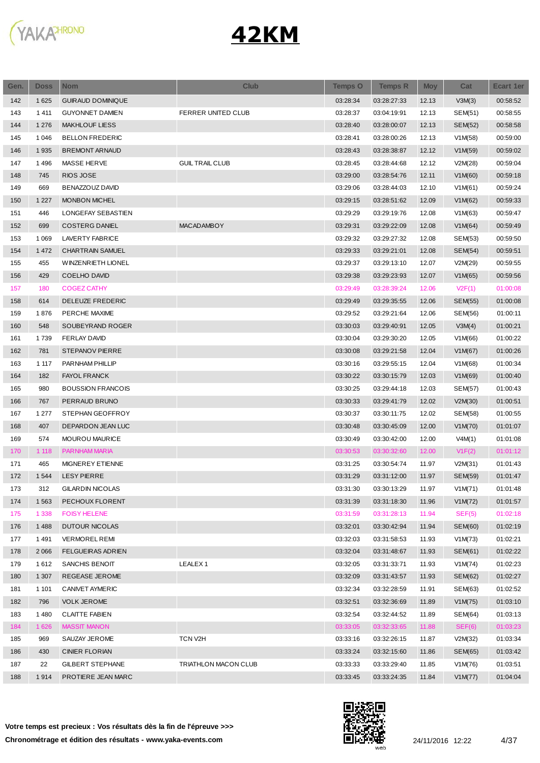# 42KM

| Gen. | Doss | Nom | Club | Temps O | Temps R | Moy | Cat | Ecart 1er |
|---|---|---|---|---|---|---|---|---|
| 142 | 1 625 | GUIRAUD DOMINIQUE | | 03:28:34 | 03:28:27:33 | 12.13 | V3M(3) | 00:58:52 |
| 143 | 1 411 | GUYONNET DAMIEN | FERRER UNITED CLUB | 03:28:37 | 03:04:19:91 | 12.13 | SEM(51) | 00:58:55 |
| 144 | 1 276 | MAKHLOUF LIESS | | 03:28:40 | 03:28:00:07 | 12.13 | SEM(52) | 00:58:58 |
| 145 | 1 046 | BELLON FREDERIC | | 03:28:41 | 03:28:00:26 | 12.13 | V1M(58) | 00:59:00 |
| 146 | 1 935 | BREMONT ARNAUD | | 03:28:43 | 03:28:38:87 | 12.12 | V1M(59) | 00:59:02 |
| 147 | 1 496 | MASSE HERVE | GUIL TRAIL CLUB | 03:28:45 | 03:28:44:68 | 12.12 | V2M(28) | 00:59:04 |
| 148 | 745 | RIOS JOSE | | 03:29:00 | 03:28:54:76 | 12.11 | V1M(60) | 00:59:18 |
| 149 | 669 | BENAZZOUZ DAVID | | 03:29:06 | 03:28:44:03 | 12.10 | V1M(61) | 00:59:24 |
| 150 | 1 227 | MONBON MICHEL | | 03:29:15 | 03:28:51:62 | 12.09 | V1M(62) | 00:59:33 |
| 151 | 446 | LONGEFAY SEBASTIEN | | 03:29:29 | 03:29:19:76 | 12.08 | V1M(63) | 00:59:47 |
| 152 | 699 | COSTERG DANIEL | MACADAMBOY | 03:29:31 | 03:29:22:09 | 12.08 | V1M(64) | 00:59:49 |
| 153 | 1 069 | LAVERTY FABRICE | | 03:29:32 | 03:29:27:32 | 12.08 | SEM(53) | 00:59:50 |
| 154 | 1 472 | CHARTRAIN SAMUEL | | 03:29:33 | 03:29:21:01 | 12.08 | SEM(54) | 00:59:51 |
| 155 | 455 | WINZENRIETH LIONEL | | 03:29:37 | 03:29:13:10 | 12.07 | V2M(29) | 00:59:55 |
| 156 | 429 | COELHO DAVID | | 03:29:38 | 03:29:23:93 | 12.07 | V1M(65) | 00:59:56 |
| 157 | 180 | COGEZ CATHY | | 03:29:49 | 03:28:39:24 | 12.06 | V2F(1) | 01:00:08 |
| 158 | 614 | DELEUZE FREDERIC | | 03:29:49 | 03:29:35:55 | 12.06 | SEM(55) | 01:00:08 |
| 159 | 1 876 | PERCHE MAXIME | | 03:29:52 | 03:29:21:64 | 12.06 | SEM(56) | 01:00:11 |
| 160 | 548 | SOUBEYRAND ROGER | | 03:30:03 | 03:29:40:91 | 12.05 | V3M(4) | 01:00:21 |
| 161 | 1 739 | FERLAY DAVID | | 03:30:04 | 03:29:30:20 | 12.05 | V1M(66) | 01:00:22 |
| 162 | 781 | STEPANOV PIERRE | | 03:30:08 | 03:29:21:58 | 12.04 | V1M(67) | 01:00:26 |
| 163 | 1 117 | PARNHAM PHILLIP | | 03:30:16 | 03:29:55:15 | 12.04 | V1M(68) | 01:00:34 |
| 164 | 182 | FAYOL FRANCK | | 03:30:22 | 03:30:15:79 | 12.03 | V1M(69) | 01:00:40 |
| 165 | 980 | BOUSSION FRANCOIS | | 03:30:25 | 03:29:44:18 | 12.03 | SEM(57) | 01:00:43 |
| 166 | 767 | PERRAUD BRUNO | | 03:30:33 | 03:29:41:79 | 12.02 | V2M(30) | 01:00:51 |
| 167 | 1 277 | STEPHAN GEOFFROY | | 03:30:37 | 03:30:11:75 | 12.02 | SEM(58) | 01:00:55 |
| 168 | 407 | DEPARDON JEAN LUC | | 03:30:48 | 03:30:45:09 | 12.00 | V1M(70) | 01:01:07 |
| 169 | 574 | MOUROU MAURICE | | 03:30:49 | 03:30:42:00 | 12.00 | V4M(1) | 01:01:08 |
| 170 | 1 118 | PARNHAM MARIA | | 03:30:53 | 03:30:32:60 | 12.00 | V1F(2) | 01:01:12 |
| 171 | 465 | MIGNEREY ETIENNE | | 03:31:25 | 03:30:54:74 | 11.97 | V2M(31) | 01:01:43 |
| 172 | 1 544 | LESY PIERRE | | 03:31:29 | 03:31:12:00 | 11.97 | SEM(59) | 01:01:47 |
| 173 | 312 | GILARDIN NICOLAS | | 03:31:30 | 03:30:13:29 | 11.97 | V1M(71) | 01:01:48 |
| 174 | 1 563 | PECHOUX FLORENT | | 03:31:39 | 03:31:18:30 | 11.96 | V1M(72) | 01:01:57 |
| 175 | 1 338 | FOISY HELENE | | 03:31:59 | 03:31:28:13 | 11.94 | SEF(5) | 01:02:18 |
| 176 | 1 488 | DUTOUR NICOLAS | | 03:32:01 | 03:30:42:94 | 11.94 | SEM(60) | 01:02:19 |
| 177 | 1 491 | VERMOREL REMI | | 03:32:03 | 03:31:58:53 | 11.93 | V1M(73) | 01:02:21 |
| 178 | 2 066 | FELGUEIRAS ADRIEN | | 03:32:04 | 03:31:48:67 | 11.93 | SEM(61) | 01:02:22 |
| 179 | 1 612 | SANCHIS BENOIT | LEALEX 1 | 03:32:05 | 03:31:33:71 | 11.93 | V1M(74) | 01:02:23 |
| 180 | 1 307 | REGEASE JEROME | | 03:32:09 | 03:31:43:57 | 11.93 | SEM(62) | 01:02:27 |
| 181 | 1 101 | CANIVET AYMERIC | | 03:32:34 | 03:32:28:59 | 11.91 | SEM(63) | 01:02:52 |
| 182 | 796 | VOLK JEROME | | 03:32:51 | 03:32:36:69 | 11.89 | V1M(75) | 01:03:10 |
| 183 | 1 480 | CLAITTE FABIEN | | 03:32:54 | 03:32:44:52 | 11.89 | SEM(64) | 01:03:13 |
| 184 | 1 626 | MASSIT MANON | | 03:33:05 | 03:32:33:65 | 11.88 | SEF(6) | 01:03:23 |
| 185 | 969 | SAUZAY JEROME | TCN V2H | 03:33:16 | 03:32:26:15 | 11.87 | V2M(32) | 01:03:34 |
| 186 | 430 | CINIER FLORIAN | | 03:33:24 | 03:32:15:60 | 11.86 | SEM(65) | 01:03:42 |
| 187 | 22 | GILBERT STEPHANE | TRIATHLON MACON CLUB | 03:33:33 | 03:33:29:40 | 11.85 | V1M(76) | 01:03:51 |
| 188 | 1 914 | PROTIERE JEAN MARC | | 03:33:45 | 03:33:24:35 | 11.84 | V1M(77) | 01:04:04 |

**Votre temps est precieux : Vos résultats dès la fin de l'épreuve >>>**

**Chronométrage et édition des résultats - www.yaka-events.com**

24/11/2016 12:22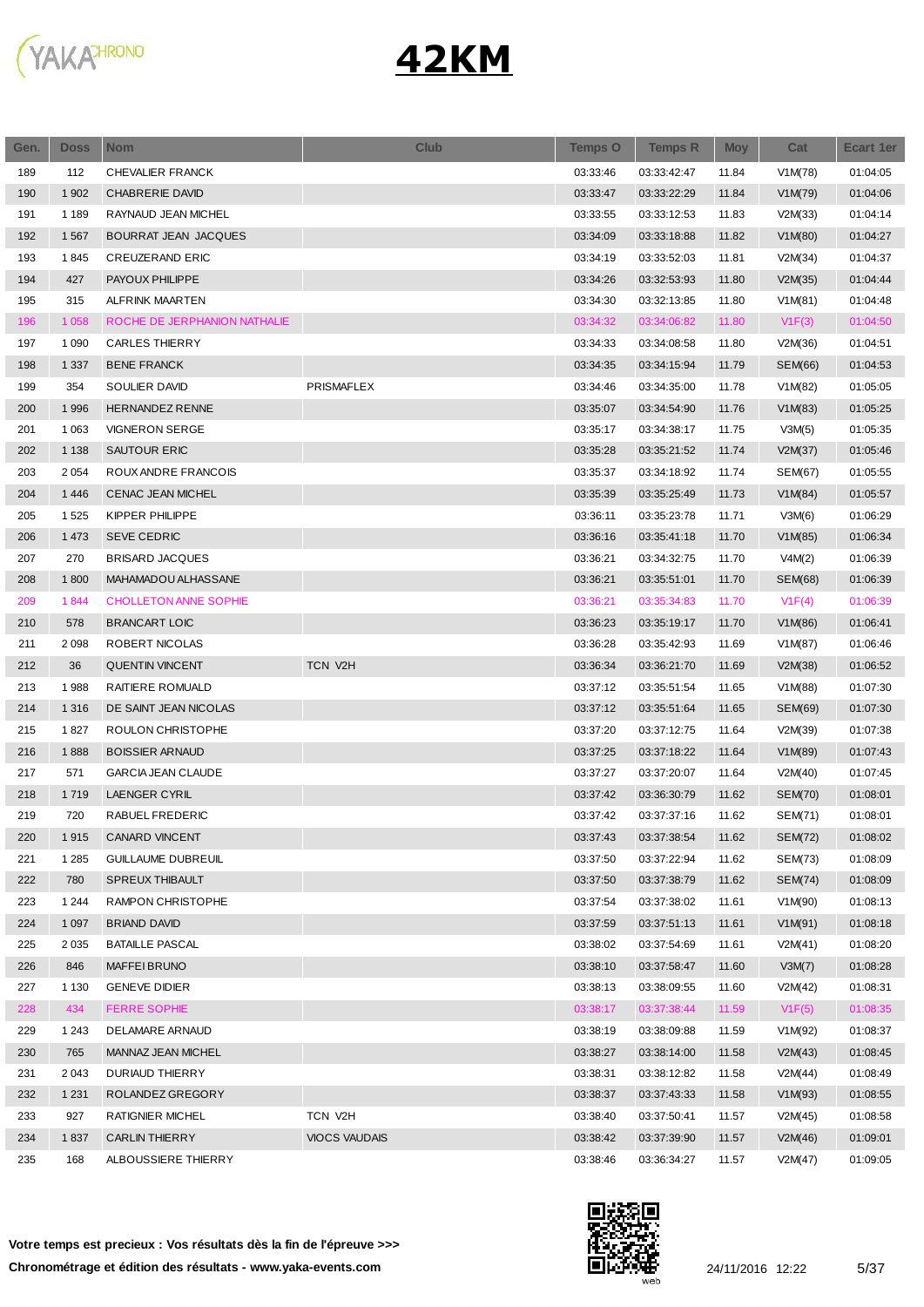# 42KM

| Gen. | Doss | Nom | Club | Temps O | Temps R | Moy | Cat | Ecart 1er |
|---|---|---|---|---|---|---|---|---|
| 189 | 112 | CHEVALIER FRANCK | | 03:33:46 | 03:33:42:47 | 11.84 | V1M(78) | 01:04:05 |
| 190 | 1 902 | CHABRERIE DAVID | | 03:33:47 | 03:33:22:29 | 11.84 | V1M(79) | 01:04:06 |
| 191 | 1 189 | RAYNAUD JEAN MICHEL | | 03:33:55 | 03:33:12:53 | 11.83 | V2M(33) | 01:04:14 |
| 192 | 1 567 | BOURRAT JEAN JACQUES | | 03:34:09 | 03:33:18:88 | 11.82 | V1M(80) | 01:04:27 |
| 193 | 1 845 | CREUZERAND ERIC | | 03:34:19 | 03:33:52:03 | 11.81 | V2M(34) | 01:04:37 |
| 194 | 427 | PAYOUX PHILIPPE | | 03:34:26 | 03:32:53:93 | 11.80 | V2M(35) | 01:04:44 |
| 195 | 315 | ALFRINK MAARTEN | | 03:34:30 | 03:32:13:85 | 11.80 | V1M(81) | 01:04:48 |
| 196 | 1 058 | ROCHE DE JERPHANION NATHALIE | | 03:34:32 | 03:34:06:82 | 11.80 | V1F(3) | 01:04:50 |
| 197 | 1 090 | CARLES THIERRY | | 03:34:33 | 03:34:08:58 | 11.80 | V2M(36) | 01:04:51 |
| 198 | 1 337 | BENE FRANCK | | 03:34:35 | 03:34:15:94 | 11.79 | SEM(66) | 01:04:53 |
| 199 | 354 | SOULIER DAVID | PRISMAFLEX | 03:34:46 | 03:34:35:00 | 11.78 | V1M(82) | 01:05:05 |
| 200 | 1 996 | HERNANDEZ RENNE | | 03:35:07 | 03:34:54:90 | 11.76 | V1M(83) | 01:05:25 |
| 201 | 1 063 | VIGNERON SERGE | | 03:35:17 | 03:34:38:17 | 11.75 | V3M(5) | 01:05:35 |
| 202 | 1 138 | SAUTOUR ERIC | | 03:35:28 | 03:35:21:52 | 11.74 | V2M(37) | 01:05:46 |
| 203 | 2 054 | ROUX ANDRE FRANCOIS | | 03:35:37 | 03:34:18:92 | 11.74 | SEM(67) | 01:05:55 |
| 204 | 1 446 | CENAC JEAN MICHEL | | 03:35:39 | 03:35:25:49 | 11.73 | V1M(84) | 01:05:57 |
| 205 | 1 525 | KIPPER PHILIPPE | | 03:36:11 | 03:35:23:78 | 11.71 | V3M(6) | 01:06:29 |
| 206 | 1 473 | SEVE CEDRIC | | 03:36:16 | 03:35:41:18 | 11.70 | V1M(85) | 01:06:34 |
| 207 | 270 | BRISARD JACQUES | | 03:36:21 | 03:34:32:75 | 11.70 | V4M(2) | 01:06:39 |
| 208 | 1 800 | MAHAMADOU ALHASSANE | | 03:36:21 | 03:35:51:01 | 11.70 | SEM(68) | 01:06:39 |
| 209 | 1 844 | CHOLLETON ANNE SOPHIE | | 03:36:21 | 03:35:34:83 | 11.70 | V1F(4) | 01:06:39 |
| 210 | 578 | BRANCART LOIC | | 03:36:23 | 03:35:19:17 | 11.70 | V1M(86) | 01:06:41 |
| 211 | 2 098 | ROBERT NICOLAS | | 03:36:28 | 03:35:42:93 | 11.69 | V1M(87) | 01:06:46 |
| 212 | 36 | QUENTIN VINCENT | TCN V2H | 03:36:34 | 03:36:21:70 | 11.69 | V2M(38) | 01:06:52 |
| 213 | 1 988 | RAITIERE ROMUALD | | 03:37:12 | 03:35:51:54 | 11.65 | V1M(88) | 01:07:30 |
| 214 | 1 316 | DE SAINT JEAN NICOLAS | | 03:37:12 | 03:35:51:64 | 11.65 | SEM(69) | 01:07:30 |
| 215 | 1 827 | ROULON CHRISTOPHE | | 03:37:20 | 03:37:12:75 | 11.64 | V2M(39) | 01:07:38 |
| 216 | 1 888 | BOISSIER ARNAUD | | 03:37:25 | 03:37:18:22 | 11.64 | V1M(89) | 01:07:43 |
| 217 | 571 | GARCIA JEAN CLAUDE | | 03:37:27 | 03:37:20:07 | 11.64 | V2M(40) | 01:07:45 |
| 218 | 1 719 | LAENGER CYRIL | | 03:37:42 | 03:36:30:79 | 11.62 | SEM(70) | 01:08:01 |
| 219 | 720 | RABUEL FREDERIC | | 03:37:42 | 03:37:37:16 | 11.62 | SEM(71) | 01:08:01 |
| 220 | 1 915 | CANARD VINCENT | | 03:37:43 | 03:37:38:54 | 11.62 | SEM(72) | 01:08:02 |
| 221 | 1 285 | GUILLAUME DUBREUIL | | 03:37:50 | 03:37:22:94 | 11.62 | SEM(73) | 01:08:09 |
| 222 | 780 | SPREUX THIBAULT | | 03:37:50 | 03:37:38:79 | 11.62 | SEM(74) | 01:08:09 |
| 223 | 1 244 | RAMPON CHRISTOPHE | | 03:37:54 | 03:37:38:02 | 11.61 | V1M(90) | 01:08:13 |
| 224 | 1 097 | BRIAND DAVID | | 03:37:59 | 03:37:51:13 | 11.61 | V1M(91) | 01:08:18 |
| 225 | 2 035 | BATAILLE PASCAL | | 03:38:02 | 03:37:54:69 | 11.61 | V2M(41) | 01:08:20 |
| 226 | 846 | MAFFEI BRUNO | | 03:38:10 | 03:37:58:47 | 11.60 | V3M(7) | 01:08:28 |
| 227 | 1 130 | GENEVE DIDIER | | 03:38:13 | 03:38:09:55 | 11.60 | V2M(42) | 01:08:31 |
| 228 | 434 | FERRE SOPHIE | | 03:38:17 | 03:37:38:44 | 11.59 | V1F(5) | 01:08:35 |
| 229 | 1 243 | DELAMARE ARNAUD | | 03:38:19 | 03:38:09:88 | 11.59 | V1M(92) | 01:08:37 |
| 230 | 765 | MANNAZ JEAN MICHEL | | 03:38:27 | 03:38:14:00 | 11.58 | V2M(43) | 01:08:45 |
| 231 | 2 043 | DURIAUD THIERRY | | 03:38:31 | 03:38:12:82 | 11.58 | V2M(44) | 01:08:49 |
| 232 | 1 231 | ROLANDEZ GREGORY | | 03:38:37 | 03:37:43:33 | 11.58 | V1M(93) | 01:08:55 |
| 233 | 927 | RATIGNIER MICHEL | TCN V2H | 03:38:40 | 03:37:50:41 | 11.57 | V2M(45) | 01:08:58 |
| 234 | 1 837 | CARLIN THIERRY | VIOCS VAUDAIS | 03:38:42 | 03:37:39:90 | 11.57 | V2M(46) | 01:09:01 |
| 235 | 168 | ALBOUSSIERE THIERRY | | 03:38:46 | 03:36:34:27 | 11.57 | V2M(47) | 01:09:05 |

**Votre temps est precieux : Vos résultats dès la fin de l'épreuve >>>**

**Chronométrage et édition des résultats - www.yaka-events.com**

24/11/2016 12:22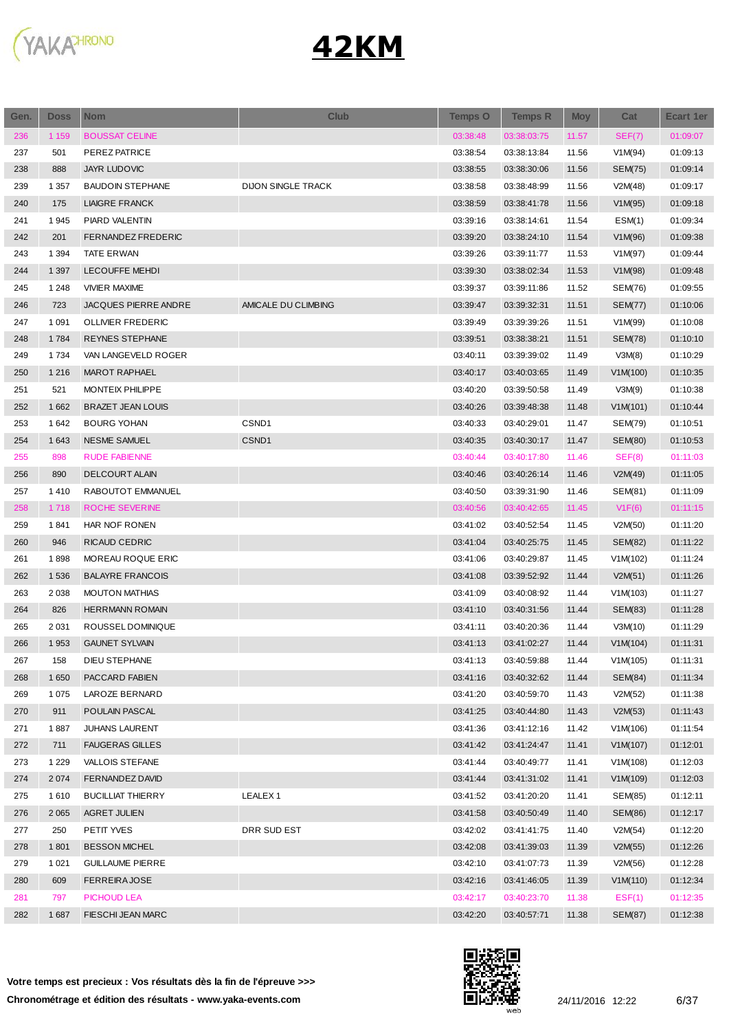# 42KM

| Gen. | Doss | Nom | Club | Temps O | Temps R | Moy | Cat | Ecart 1er |
|---|---|---|---|---|---|---|---|---|
| 236 | 1 159 | BOUSSAT CELINE | | 03:38:48 | 03:38:03:75 | 11.57 | SEF(7) | 01:09:07 |
| 237 | 501 | PEREZ PATRICE | | 03:38:54 | 03:38:13:84 | 11.56 | V1M(94) | 01:09:13 |
| 238 | 888 | JAYR LUDOVIC | | 03:38:55 | 03:38:30:06 | 11.56 | SEM(75) | 01:09:14 |
| 239 | 1 357 | BAUDOIN STEPHANE | DIJON SINGLE TRACK | 03:38:58 | 03:38:48:99 | 11.56 | V2M(48) | 01:09:17 |
| 240 | 175 | LIAIGRE FRANCK | | 03:38:59 | 03:38:41:78 | 11.56 | V1M(95) | 01:09:18 |
| 241 | 1 945 | PIARD VALENTIN | | 03:39:16 | 03:38:14:61 | 11.54 | ESM(1) | 01:09:34 |
| 242 | 201 | FERNANDEZ FREDERIC | | 03:39:20 | 03:38:24:10 | 11.54 | V1M(96) | 01:09:38 |
| 243 | 1 394 | TATE ERWAN | | 03:39:26 | 03:39:11:77 | 11.53 | V1M(97) | 01:09:44 |
| 244 | 1 397 | LECOUFFE MEHDI | | 03:39:30 | 03:38:02:34 | 11.53 | V1M(98) | 01:09:48 |
| 245 | 1 248 | VIVIER MAXIME | | 03:39:37 | 03:39:11:86 | 11.52 | SEM(76) | 01:09:55 |
| 246 | 723 | JACQUES PIERRE ANDRE | AMICALE DU CLIMBING | 03:39:47 | 03:39:32:31 | 11.51 | SEM(77) | 01:10:06 |
| 247 | 1 091 | OLLIVIER FREDERIC | | 03:39:49 | 03:39:39:26 | 11.51 | V1M(99) | 01:10:08 |
| 248 | 1 784 | REYNES STEPHANE | | 03:39:51 | 03:38:38:21 | 11.51 | SEM(78) | 01:10:10 |
| 249 | 1 734 | VAN LANGEVELD ROGER | | 03:40:11 | 03:39:39:02 | 11.49 | V3M(8) | 01:10:29 |
| 250 | 1 216 | MAROT RAPHAEL | | 03:40:17 | 03:40:03:65 | 11.49 | V1M(100) | 01:10:35 |
| 251 | 521 | MONTEIX PHILIPPE | | 03:40:20 | 03:39:50:58 | 11.49 | V3M(9) | 01:10:38 |
| 252 | 1 662 | BRAZET JEAN LOUIS | | 03:40:26 | 03:39:48:38 | 11.48 | V1M(101) | 01:10:44 |
| 253 | 1 642 | BOURG YOHAN | CSND1 | 03:40:33 | 03:40:29:01 | 11.47 | SEM(79) | 01:10:51 |
| 254 | 1 643 | NESME SAMUEL | CSND1 | 03:40:35 | 03:40:30:17 | 11.47 | SEM(80) | 01:10:53 |
| 255 | 898 | RUDE FABIENNE | | 03:40:44 | 03:40:17:80 | 11.46 | SEF(8) | 01:11:03 |
| 256 | 890 | DELCOURT ALAIN | | 03:40:46 | 03:40:26:14 | 11.46 | V2M(49) | 01:11:05 |
| 257 | 1 410 | RABOUTOT EMMANUEL | | 03:40:50 | 03:39:31:90 | 11.46 | SEM(81) | 01:11:09 |
| 258 | 1 718 | ROCHE SEVERINE | | 03:40:56 | 03:40:42:65 | 11.45 | V1F(6) | 01:11:15 |
| 259 | 1 841 | HAR NOF RONEN | | 03:41:02 | 03:40:52:54 | 11.45 | V2M(50) | 01:11:20 |
| 260 | 946 | RICAUD CEDRIC | | 03:41:04 | 03:40:25:75 | 11.45 | SEM(82) | 01:11:22 |
| 261 | 1 898 | MOREAU ROQUE ERIC | | 03:41:06 | 03:40:29:87 | 11.45 | V1M(102) | 01:11:24 |
| 262 | 1 536 | BALAYRE FRANCOIS | | 03:41:08 | 03:39:52:92 | 11.44 | V2M(51) | 01:11:26 |
| 263 | 2 038 | MOUTON MATHIAS | | 03:41:09 | 03:40:08:92 | 11.44 | V1M(103) | 01:11:27 |
| 264 | 826 | HERRMANN ROMAIN | | 03:41:10 | 03:40:31:56 | 11.44 | SEM(83) | 01:11:28 |
| 265 | 2 031 | ROUSSEL DOMINIQUE | | 03:41:11 | 03:40:20:36 | 11.44 | V3M(10) | 01:11:29 |
| 266 | 1 953 | GAUNET SYLVAIN | | 03:41:13 | 03:41:02:27 | 11.44 | V1M(104) | 01:11:31 |
| 267 | 158 | DIEU STEPHANE | | 03:41:13 | 03:40:59:88 | 11.44 | V1M(105) | 01:11:31 |
| 268 | 1 650 | PACCARD FABIEN | | 03:41:16 | 03:40:32:62 | 11.44 | SEM(84) | 01:11:34 |
| 269 | 1 075 | LAROZE BERNARD | | 03:41:20 | 03:40:59:70 | 11.43 | V2M(52) | 01:11:38 |
| 270 | 911 | POULAIN PASCAL | | 03:41:25 | 03:40:44:80 | 11.43 | V2M(53) | 01:11:43 |
| 271 | 1 887 | JUHANS LAURENT | | 03:41:36 | 03:41:12:16 | 11.42 | V1M(106) | 01:11:54 |
| 272 | 711 | FAUGERAS GILLES | | 03:41:42 | 03:41:24:47 | 11.41 | V1M(107) | 01:12:01 |
| 273 | 1 229 | VALLOIS STEFANE | | 03:41:44 | 03:40:49:77 | 11.41 | V1M(108) | 01:12:03 |
| 274 | 2 074 | FERNANDEZ DAVID | | 03:41:44 | 03:41:31:02 | 11.41 | V1M(109) | 01:12:03 |
| 275 | 1 610 | BUCILLIAT THIERRY | LEALEX 1 | 03:41:52 | 03:41:20:20 | 11.41 | SEM(85) | 01:12:11 |
| 276 | 2 065 | AGRET JULIEN | | 03:41:58 | 03:40:50:49 | 11.40 | SEM(86) | 01:12:17 |
| 277 | 250 | PETIT YVES | DRR SUD EST | 03:42:02 | 03:41:41:75 | 11.40 | V2M(54) | 01:12:20 |
| 278 | 1 801 | BESSON MICHEL | | 03:42:08 | 03:41:39:03 | 11.39 | V2M(55) | 01:12:26 |
| 279 | 1 021 | GUILLAUME PIERRE | | 03:42:10 | 03:41:07:73 | 11.39 | V2M(56) | 01:12:28 |
| 280 | 609 | FERREIRA JOSE | | 03:42:16 | 03:41:46:05 | 11.39 | V1M(110) | 01:12:34 |
| 281 | 797 | PICHOUD LEA | | 03:42:17 | 03:40:23:70 | 11.38 | ESF(1) | 01:12:35 |
| 282 | 1 687 | FIESCHI JEAN MARC | | 03:42:20 | 03:40:57:71 | 11.38 | SEM(87) | 01:12:38 |

**Votre temps est precieux : Vos résultats dès la fin de l'épreuve >>>**

**Chronométrage et édition des résultats - www.yaka-events.com**

24/11/2016 12:22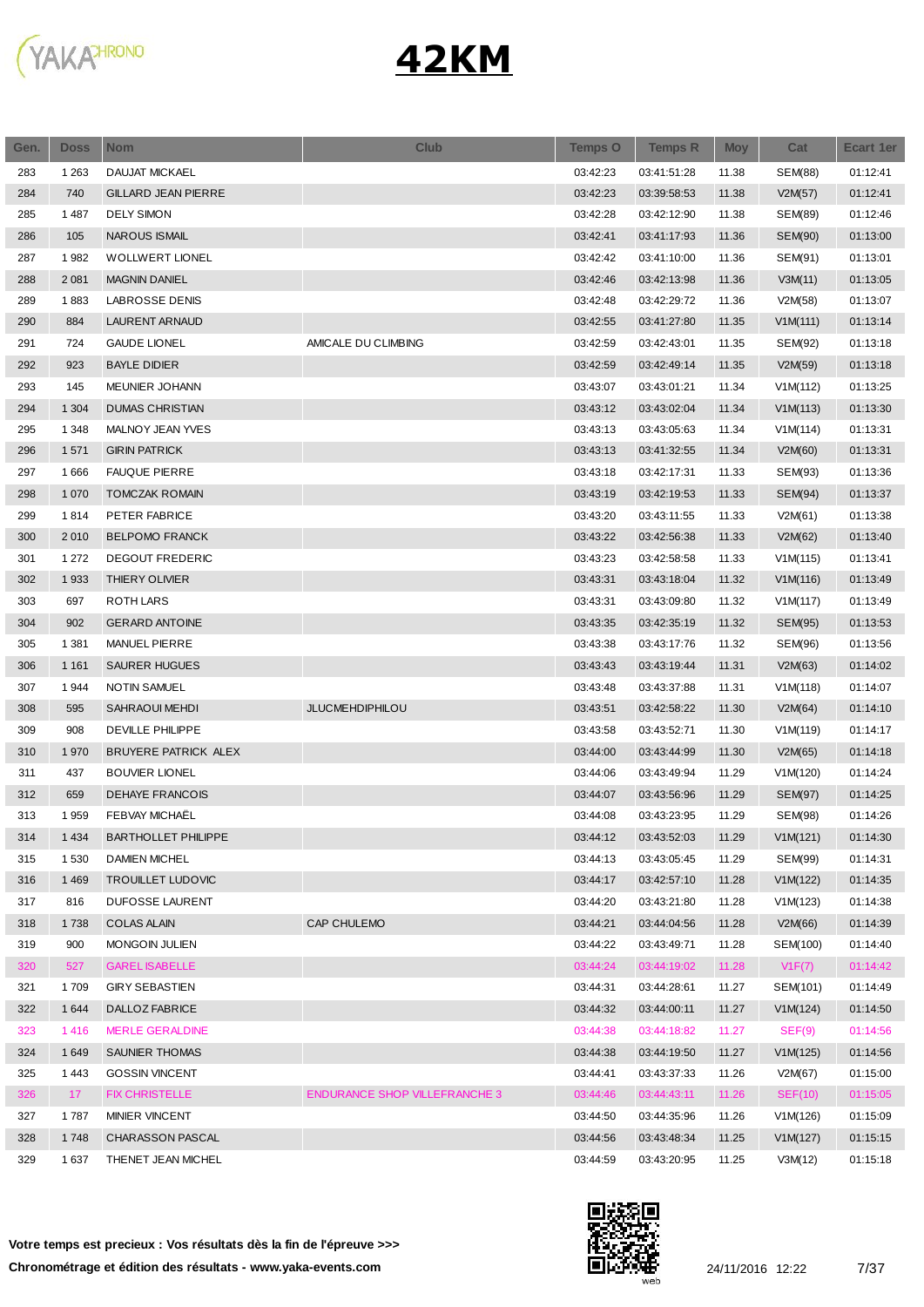# 42KM

| Gen. | Doss | Nom | Club | Temps O | Temps R | Moy | Cat | Ecart 1er |
|---|---|---|---|---|---|---|---|---|
| 283 | 1 263 | DAUJAT MICKAEL | | 03:42:23 | 03:41:51:28 | 11.38 | SEM(88) | 01:12:41 |
| 284 | 740 | GILLARD JEAN PIERRE | | 03:42:23 | 03:39:58:53 | 11.38 | V2M(57) | 01:12:41 |
| 285 | 1 487 | DELY SIMON | | 03:42:28 | 03:42:12:90 | 11.38 | SEM(89) | 01:12:46 |
| 286 | 105 | NAROUS ISMAIL | | 03:42:41 | 03:41:17:93 | 11.36 | SEM(90) | 01:13:00 |
| 287 | 1 982 | WOLLWERT LIONEL | | 03:42:42 | 03:41:10:00 | 11.36 | SEM(91) | 01:13:01 |
| 288 | 2 081 | MAGNIN DANIEL | | 03:42:46 | 03:42:13:98 | 11.36 | V3M(11) | 01:13:05 |
| 289 | 1 883 | LABROSSE DENIS | | 03:42:48 | 03:42:29:72 | 11.36 | V2M(58) | 01:13:07 |
| 290 | 884 | LAURENT ARNAUD | | 03:42:55 | 03:41:27:80 | 11.35 | V1M(111) | 01:13:14 |
| 291 | 724 | GAUDE LIONEL | AMICALE DU CLIMBING | 03:42:59 | 03:42:43:01 | 11.35 | SEM(92) | 01:13:18 |
| 292 | 923 | BAYLE DIDIER | | 03:42:59 | 03:42:49:14 | 11.35 | V2M(59) | 01:13:18 |
| 293 | 145 | MEUNIER JOHANN | | 03:43:07 | 03:43:01:21 | 11.34 | V1M(112) | 01:13:25 |
| 294 | 1 304 | DUMAS CHRISTIAN | | 03:43:12 | 03:43:02:04 | 11.34 | V1M(113) | 01:13:30 |
| 295 | 1 348 | MALNOY JEAN YVES | | 03:43:13 | 03:43:05:63 | 11.34 | V1M(114) | 01:13:31 |
| 296 | 1 571 | GIRIN PATRICK | | 03:43:13 | 03:41:32:55 | 11.34 | V2M(60) | 01:13:31 |
| 297 | 1 666 | FAUQUE PIERRE | | 03:43:18 | 03:42:17:31 | 11.33 | SEM(93) | 01:13:36 |
| 298 | 1 070 | TOMCZAK ROMAIN | | 03:43:19 | 03:42:19:53 | 11.33 | SEM(94) | 01:13:37 |
| 299 | 1 814 | PETER FABRICE | | 03:43:20 | 03:43:11:55 | 11.33 | V2M(61) | 01:13:38 |
| 300 | 2 010 | BELPOMO FRANCK | | 03:43:22 | 03:42:56:38 | 11.33 | V2M(62) | 01:13:40 |
| 301 | 1 272 | DEGOUT FREDERIC | | 03:43:23 | 03:42:58:58 | 11.33 | V1M(115) | 01:13:41 |
| 302 | 1 933 | THIERY OLIVIER | | 03:43:31 | 03:43:18:04 | 11.32 | V1M(116) | 01:13:49 |
| 303 | 697 | ROTH LARS | | 03:43:31 | 03:43:09:80 | 11.32 | V1M(117) | 01:13:49 |
| 304 | 902 | GERARD ANTOINE | | 03:43:35 | 03:42:35:19 | 11.32 | SEM(95) | 01:13:53 |
| 305 | 1 381 | MANUEL PIERRE | | 03:43:38 | 03:43:17:76 | 11.32 | SEM(96) | 01:13:56 |
| 306 | 1 161 | SAURER HUGUES | | 03:43:43 | 03:43:19:44 | 11.31 | V2M(63) | 01:14:02 |
| 307 | 1 944 | NOTIN SAMUEL | | 03:43:48 | 03:43:37:88 | 11.31 | V1M(118) | 01:14:07 |
| 308 | 595 | SAHRAOUI MEHDI | JLUCMEHDIPHILOU | 03:43:51 | 03:42:58:22 | 11.30 | V2M(64) | 01:14:10 |
| 309 | 908 | DEVILLE PHILIPPE | | 03:43:58 | 03:43:52:71 | 11.30 | V1M(119) | 01:14:17 |
| 310 | 1 970 | BRUYERE PATRICK ALEX | | 03:44:00 | 03:43:44:99 | 11.30 | V2M(65) | 01:14:18 |
| 311 | 437 | BOUVIER LIONEL | | 03:44:06 | 03:43:49:94 | 11.29 | V1M(120) | 01:14:24 |
| 312 | 659 | DEHAYE FRANCOIS | | 03:44:07 | 03:43:56:96 | 11.29 | SEM(97) | 01:14:25 |
| 313 | 1 959 | FEBVAY MICHAËL | | 03:44:08 | 03:43:23:95 | 11.29 | SEM(98) | 01:14:26 |
| 314 | 1 434 | BARTHOLLET PHILIPPE | | 03:44:12 | 03:43:52:03 | 11.29 | V1M(121) | 01:14:30 |
| 315 | 1 530 | DAMIEN MICHEL | | 03:44:13 | 03:43:05:45 | 11.29 | SEM(99) | 01:14:31 |
| 316 | 1 469 | TROUILLET LUDOVIC | | 03:44:17 | 03:42:57:10 | 11.28 | V1M(122) | 01:14:35 |
| 317 | 816 | DUFOSSE LAURENT | | 03:44:20 | 03:43:21:80 | 11.28 | V1M(123) | 01:14:38 |
| 318 | 1 738 | COLAS ALAIN | CAP CHULEMO | 03:44:21 | 03:44:04:56 | 11.28 | V2M(66) | 01:14:39 |
| 319 | 900 | MONGOIN JULIEN | | 03:44:22 | 03:43:49:71 | 11.28 | SEM(100) | 01:14:40 |
| 320 | 527 | GAREL ISABELLE | | 03:44:24 | 03:44:19:02 | 11.28 | V1F(7) | 01:14:42 |
| 321 | 1 709 | GIRY SEBASTIEN | | 03:44:31 | 03:44:28:61 | 11.27 | SEM(101) | 01:14:49 |
| 322 | 1 644 | DALLOZ FABRICE | | 03:44:32 | 03:44:00:11 | 11.27 | V1M(124) | 01:14:50 |
| 323 | 1 416 | MERLE GERALDINE | | 03:44:38 | 03:44:18:82 | 11.27 | SEF(9) | 01:14:56 |
| 324 | 1 649 | SAUNIER THOMAS | | 03:44:38 | 03:44:19:50 | 11.27 | V1M(125) | 01:14:56 |
| 325 | 1 443 | GOSSIN VINCENT | | 03:44:41 | 03:43:37:33 | 11.26 | V2M(67) | 01:15:00 |
| 326 | 17 | FIX CHRISTELLE | ENDURANCE SHOP VILLEFRANCHE 3 | 03:44:46 | 03:44:43:11 | 11.26 | SEF(10) | 01:15:05 |
| 327 | 1 787 | MINIER VINCENT | | 03:44:50 | 03:44:35:96 | 11.26 | V1M(126) | 01:15:09 |
| 328 | 1 748 | CHARASSON PASCAL | | 03:44:56 | 03:43:48:34 | 11.25 | V1M(127) | 01:15:15 |
| 329 | 1 637 | THENET JEAN MICHEL | | 03:44:59 | 03:43:20:95 | 11.25 | V3M(12) | 01:15:18 |

**Votre temps est precieux : Vos résultats dès la fin de l'épreuve >>>**

**Chronométrage et édition des résultats - www.yaka-events.com**

24/11/2016 12:22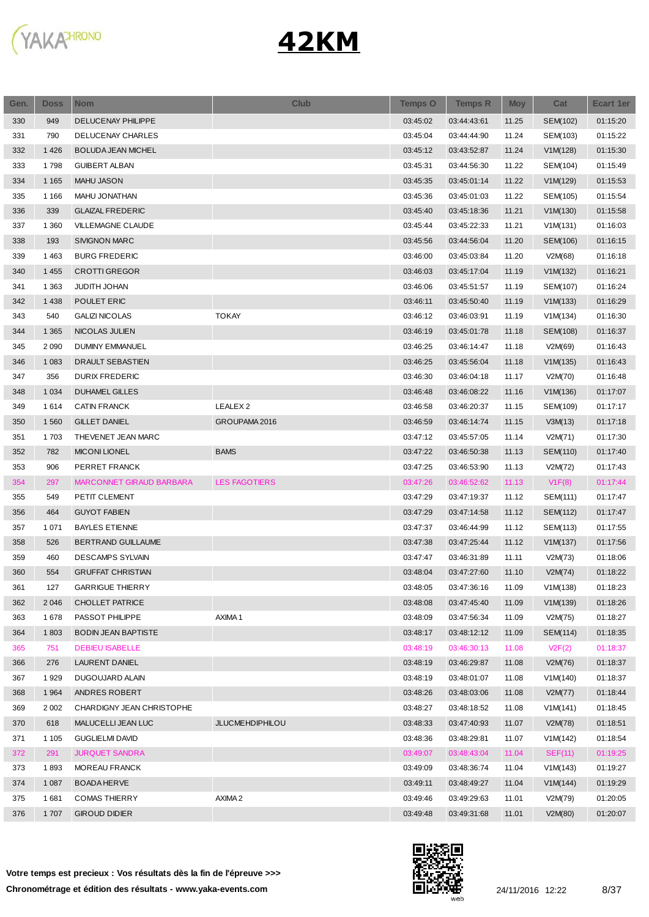# 42KM

| Gen. | Doss | Nom | Club | Temps O | Temps R | Moy | Cat | Ecart 1er |
|---|---|---|---|---|---|---|---|---|
| 330 | 949 | DELUCENAY PHILIPPE | | 03:45:02 | 03:44:43:61 | 11.25 | SEM(102) | 01:15:20 |
| 331 | 790 | DELUCENAY CHARLES | | 03:45:04 | 03:44:44:90 | 11.24 | SEM(103) | 01:15:22 |
| 332 | 1 426 | BOLUDA JEAN MICHEL | | 03:45:12 | 03:43:52:87 | 11.24 | V1M(128) | 01:15:30 |
| 333 | 1 798 | GUIBERT ALBAN | | 03:45:31 | 03:44:56:30 | 11.22 | SEM(104) | 01:15:49 |
| 334 | 1 165 | MAHU JASON | | 03:45:35 | 03:45:01:14 | 11.22 | V1M(129) | 01:15:53 |
| 335 | 1 166 | MAHU JONATHAN | | 03:45:36 | 03:45:01:03 | 11.22 | SEM(105) | 01:15:54 |
| 336 | 339 | GLAIZAL FREDERIC | | 03:45:40 | 03:45:18:36 | 11.21 | V1M(130) | 01:15:58 |
| 337 | 1 360 | VILLEMAGNE CLAUDE | | 03:45:44 | 03:45:22:33 | 11.21 | V1M(131) | 01:16:03 |
| 338 | 193 | SIVIGNON MARC | | 03:45:56 | 03:44:56:04 | 11.20 | SEM(106) | 01:16:15 |
| 339 | 1 463 | BURG FREDERIC | | 03:46:00 | 03:45:03:84 | 11.20 | V2M(68) | 01:16:18 |
| 340 | 1 455 | CROTTI GREGOR | | 03:46:03 | 03:45:17:04 | 11.19 | V1M(132) | 01:16:21 |
| 341 | 1 363 | JUDITH JOHAN | | 03:46:06 | 03:45:51:57 | 11.19 | SEM(107) | 01:16:24 |
| 342 | 1 438 | POULET ERIC | | 03:46:11 | 03:45:50:40 | 11.19 | V1M(133) | 01:16:29 |
| 343 | 540 | GALIZI NICOLAS | TOKAY | 03:46:12 | 03:46:03:91 | 11.19 | V1M(134) | 01:16:30 |
| 344 | 1 365 | NICOLAS JULIEN | | 03:46:19 | 03:45:01:78 | 11.18 | SEM(108) | 01:16:37 |
| 345 | 2 090 | DUMINY EMMANUEL | | 03:46:25 | 03:46:14:47 | 11.18 | V2M(69) | 01:16:43 |
| 346 | 1 083 | DRAULT SEBASTIEN | | 03:46:25 | 03:45:56:04 | 11.18 | V1M(135) | 01:16:43 |
| 347 | 356 | DURIX FREDERIC | | 03:46:30 | 03:46:04:18 | 11.17 | V2M(70) | 01:16:48 |
| 348 | 1 034 | DUHAMEL GILLES | | 03:46:48 | 03:46:08:22 | 11.16 | V1M(136) | 01:17:07 |
| 349 | 1 614 | CATIN FRANCK | LEALEX 2 | 03:46:58 | 03:46:20:37 | 11.15 | SEM(109) | 01:17:17 |
| 350 | 1 560 | GILLET DANIEL | GROUPAMA 2016 | 03:46:59 | 03:46:14:74 | 11.15 | V3M(13) | 01:17:18 |
| 351 | 1 703 | THEVENET JEAN MARC | | 03:47:12 | 03:45:57:05 | 11.14 | V2M(71) | 01:17:30 |
| 352 | 782 | MICONI LIONEL | BAMS | 03:47:22 | 03:46:50:38 | 11.13 | SEM(110) | 01:17:40 |
| 353 | 906 | PERRET FRANCK | | 03:47:25 | 03:46:53:90 | 11.13 | V2M(72) | 01:17:43 |
| 354 | 297 | MARCONNET GIRAUD BARBARA | LES FAGOTIERS | 03:47:26 | 03:46:52:62 | 11.13 | V1F(8) | 01:17:44 |
| 355 | 549 | PETIT CLEMENT | | 03:47:29 | 03:47:19:37 | 11.12 | SEM(111) | 01:17:47 |
| 356 | 464 | GUYOT FABIEN | | 03:47:29 | 03:47:14:58 | 11.12 | SEM(112) | 01:17:47 |
| 357 | 1 071 | BAYLES ETIENNE | | 03:47:37 | 03:46:44:99 | 11.12 | SEM(113) | 01:17:55 |
| 358 | 526 | BERTRAND GUILLAUME | | 03:47:38 | 03:47:25:44 | 11.12 | V1M(137) | 01:17:56 |
| 359 | 460 | DESCAMPS SYLVAIN | | 03:47:47 | 03:46:31:89 | 11.11 | V2M(73) | 01:18:06 |
| 360 | 554 | GRUFFAT CHRISTIAN | | 03:48:04 | 03:47:27:60 | 11.10 | V2M(74) | 01:18:22 |
| 361 | 127 | GARRIGUE THIERRY | | 03:48:05 | 03:47:36:16 | 11.09 | V1M(138) | 01:18:23 |
| 362 | 2 046 | CHOLLET PATRICE | | 03:48:08 | 03:47:45:40 | 11.09 | V1M(139) | 01:18:26 |
| 363 | 1 678 | PASSOT PHILIPPE | AXIMA 1 | 03:48:09 | 03:47:56:34 | 11.09 | V2M(75) | 01:18:27 |
| 364 | 1 803 | BODIN JEAN BAPTISTE | | 03:48:17 | 03:48:12:12 | 11.09 | SEM(114) | 01:18:35 |
| 365 | 751 | DEBIEU ISABELLE | | 03:48:19 | 03:46:30:13 | 11.08 | V2F(2) | 01:18:37 |
| 366 | 276 | LAURENT DANIEL | | 03:48:19 | 03:46:29:87 | 11.08 | V2M(76) | 01:18:37 |
| 367 | 1 929 | DUGOUJARD ALAIN | | 03:48:19 | 03:48:01:07 | 11.08 | V1M(140) | 01:18:37 |
| 368 | 1 964 | ANDRES ROBERT | | 03:48:26 | 03:48:03:06 | 11.08 | V2M(77) | 01:18:44 |
| 369 | 2 002 | CHARDIGNY JEAN CHRISTOPHE | | 03:48:27 | 03:48:18:52 | 11.08 | V1M(141) | 01:18:45 |
| 370 | 618 | MALUCELLI JEAN LUC | JLUCMEHDIPHILOU | 03:48:33 | 03:47:40:93 | 11.07 | V2M(78) | 01:18:51 |
| 371 | 1 105 | GUGLIELMI DAVID | | 03:48:36 | 03:48:29:81 | 11.07 | V1M(142) | 01:18:54 |
| 372 | 291 | JURQUET SANDRA | | 03:49:07 | 03:48:43:04 | 11.04 | SEF(11) | 01:19:25 |
| 373 | 1 893 | MOREAU FRANCK | | 03:49:09 | 03:48:36:74 | 11.04 | V1M(143) | 01:19:27 |
| 374 | 1 087 | BOADA HERVE | | 03:49:11 | 03:48:49:27 | 11.04 | V1M(144) | 01:19:29 |
| 375 | 1 681 | COMAS THIERRY | AXIMA 2 | 03:49:46 | 03:49:29:63 | 11.01 | V2M(79) | 01:20:05 |
| 376 | 1 707 | GIROUD DIDIER | | 03:49:48 | 03:49:31:68 | 11.01 | V2M(80) | 01:20:07 |

**Votre temps est precieux : Vos résultats dès la fin de l'épreuve >>>**

**Chronométrage et édition des résultats - www.yaka-events.com**

24/11/2016 12:22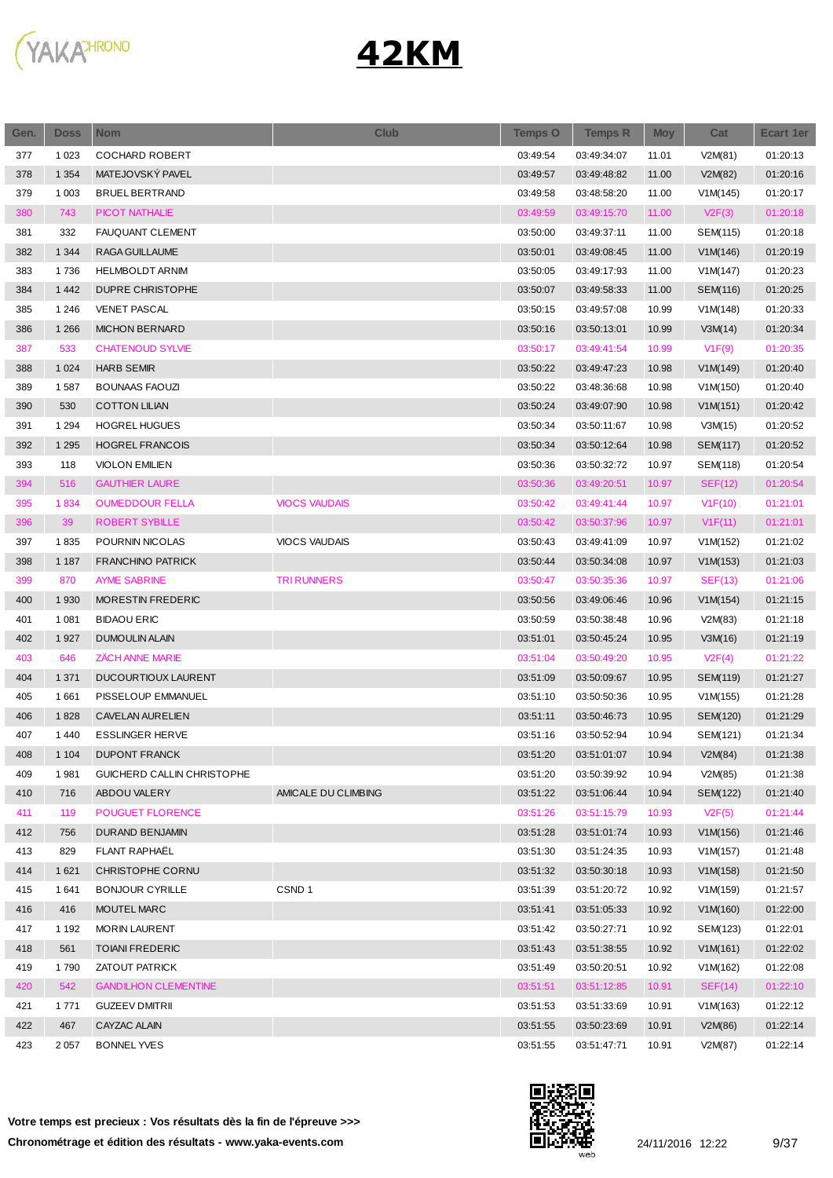# 42KM

| Gen. | Doss | Nom | Club | Temps O | Temps R | Moy | Cat | Ecart 1er |
|---|---|---|---|---|---|---|---|---|
| 377 | 1 023 | COCHARD ROBERT | | 03:49:54 | 03:49:34:07 | 11.01 | V2M(81) | 01:20:13 |
| 378 | 1 354 | MATEJOVSKÝ PAVEL | | 03:49:57 | 03:49:48:82 | 11.00 | V2M(82) | 01:20:16 |
| 379 | 1 003 | BRUEL BERTRAND | | 03:49:58 | 03:48:58:20 | 11.00 | V1M(145) | 01:20:17 |
| 380 | 743 | PICOT NATHALIE | | 03:49:59 | 03:49:15:70 | 11.00 | V2F(3) | 01:20:18 |
| 381 | 332 | FAUQUANT CLEMENT | | 03:50:00 | 03:49:37:11 | 11.00 | SEM(115) | 01:20:18 |
| 382 | 1 344 | RAGA GUILLAUME | | 03:50:01 | 03:49:08:45 | 11.00 | V1M(146) | 01:20:19 |
| 383 | 1 736 | HELMBOLDT ARNIM | | 03:50:05 | 03:49:17:93 | 11.00 | V1M(147) | 01:20:23 |
| 384 | 1 442 | DUPRE CHRISTOPHE | | 03:50:07 | 03:49:58:33 | 11.00 | SEM(116) | 01:20:25 |
| 385 | 1 246 | VENET PASCAL | | 03:50:15 | 03:49:57:08 | 10.99 | V1M(148) | 01:20:33 |
| 386 | 1 266 | MICHON BERNARD | | 03:50:16 | 03:50:13:01 | 10.99 | V3M(14) | 01:20:34 |
| 387 | 533 | CHATENOUD SYLVIE | | 03:50:17 | 03:49:41:54 | 10.99 | V1F(9) | 01:20:35 |
| 388 | 1 024 | HARB SEMIR | | 03:50:22 | 03:49:47:23 | 10.98 | V1M(149) | 01:20:40 |
| 389 | 1 587 | BOUNAAS FAOUZI | | 03:50:22 | 03:48:36:68 | 10.98 | V1M(150) | 01:20:40 |
| 390 | 530 | COTTON LILIAN | | 03:50:24 | 03:49:07:90 | 10.98 | V1M(151) | 01:20:42 |
| 391 | 1 294 | HOGREL HUGUES | | 03:50:34 | 03:50:11:67 | 10.98 | V3M(15) | 01:20:52 |
| 392 | 1 295 | HOGREL FRANCOIS | | 03:50:34 | 03:50:12:64 | 10.98 | SEM(117) | 01:20:52 |
| 393 | 118 | VIOLON EMILIEN | | 03:50:36 | 03:50:32:72 | 10.97 | SEM(118) | 01:20:54 |
| 394 | 516 | GAUTHIER LAURE | | 03:50:36 | 03:49:20:51 | 10.97 | SEF(12) | 01:20:54 |
| 395 | 1 834 | OUMEDDOUR FELLA | VIOCS VAUDAIS | 03:50:42 | 03:49:41:44 | 10.97 | V1F(10) | 01:21:01 |
| 396 | 39 | ROBERT SYBILLE | | 03:50:42 | 03:50:37:96 | 10.97 | V1F(11) | 01:21:01 |
| 397 | 1 835 | POURNIN NICOLAS | VIOCS VAUDAIS | 03:50:43 | 03:49:41:09 | 10.97 | V1M(152) | 01:21:02 |
| 398 | 1 187 | FRANCHINO PATRICK | | 03:50:44 | 03:50:34:08 | 10.97 | V1M(153) | 01:21:03 |
| 399 | 870 | AYME SABRINE | TRI RUNNERS | 03:50:47 | 03:50:35:36 | 10.97 | SEF(13) | 01:21:06 |
| 400 | 1 930 | MORESTIN FREDERIC | | 03:50:56 | 03:49:06:46 | 10.96 | V1M(154) | 01:21:15 |
| 401 | 1 081 | BIDAOU ERIC | | 03:50:59 | 03:50:38:48 | 10.96 | V2M(83) | 01:21:18 |
| 402 | 1 927 | DUMOULIN ALAIN | | 03:51:01 | 03:50:45:24 | 10.95 | V3M(16) | 01:21:19 |
| 403 | 646 | ZÄCH ANNE MARIE | | 03:51:04 | 03:50:49:20 | 10.95 | V2F(4) | 01:21:22 |
| 404 | 1 371 | DUCOURTIOUX LAURENT | | 03:51:09 | 03:50:09:67 | 10.95 | SEM(119) | 01:21:27 |
| 405 | 1 661 | PISSELOUP EMMANUEL | | 03:51:10 | 03:50:50:36 | 10.95 | V1M(155) | 01:21:28 |
| 406 | 1 828 | CAVELAN AURELIEN | | 03:51:11 | 03:50:46:73 | 10.95 | SEM(120) | 01:21:29 |
| 407 | 1 440 | ESSLINGER HERVE | | 03:51:16 | 03:50:52:94 | 10.94 | SEM(121) | 01:21:34 |
| 408 | 1 104 | DUPONT FRANCK | | 03:51:20 | 03:51:01:07 | 10.94 | V2M(84) | 01:21:38 |
| 409 | 1 981 | GUICHERD CALLIN CHRISTOPHE | | 03:51:20 | 03:50:39:92 | 10.94 | V2M(85) | 01:21:38 |
| 410 | 716 | ABDOU VALERY | AMICALE DU CLIMBING | 03:51:22 | 03:51:06:44 | 10.94 | SEM(122) | 01:21:40 |
| 411 | 119 | POUGUET FLORENCE | | 03:51:26 | 03:51:15:79 | 10.93 | V2F(5) | 01:21:44 |
| 412 | 756 | DURAND BENJAMIN | | 03:51:28 | 03:51:01:74 | 10.93 | V1M(156) | 01:21:46 |
| 413 | 829 | FLANT RAPHAËL | | 03:51:30 | 03:51:24:35 | 10.93 | V1M(157) | 01:21:48 |
| 414 | 1 621 | CHRISTOPHE CORNU | | 03:51:32 | 03:50:30:18 | 10.93 | V1M(158) | 01:21:50 |
| 415 | 1 641 | BONJOUR CYRILLE | CSND 1 | 03:51:39 | 03:51:20:72 | 10.92 | V1M(159) | 01:21:57 |
| 416 | 416 | MOUTEL MARC | | 03:51:41 | 03:51:05:33 | 10.92 | V1M(160) | 01:22:00 |
| 417 | 1 192 | MORIN LAURENT | | 03:51:42 | 03:50:27:71 | 10.92 | SEM(123) | 01:22:01 |
| 418 | 561 | TOIANI FREDERIC | | 03:51:43 | 03:51:38:55 | 10.92 | V1M(161) | 01:22:02 |
| 419 | 1 790 | ZATOUT PATRICK | | 03:51:49 | 03:50:20:51 | 10.92 | V1M(162) | 01:22:08 |
| 420 | 542 | GANDILHON CLEMENTINE | | 03:51:51 | 03:51:12:85 | 10.91 | SEF(14) | 01:22:10 |
| 421 | 1 771 | GUZEEV DMITRII | | 03:51:53 | 03:51:33:69 | 10.91 | V1M(163) | 01:22:12 |
| 422 | 467 | CAYZAC ALAIN | | 03:51:55 | 03:50:23:69 | 10.91 | V2M(86) | 01:22:14 |
| 423 | 2 057 | BONNEL YVES | | 03:51:55 | 03:51:47:71 | 10.91 | V2M(87) | 01:22:14 |

**Votre temps est precieux : Vos résultats dès la fin de l'épreuve >>>**

**Chronométrage et édition des résultats - www.yaka-events.com**

24/11/2016 12:22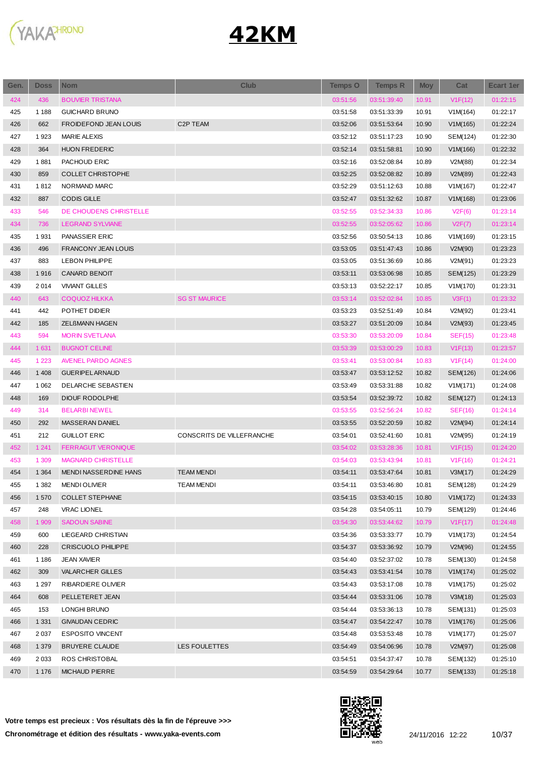# 42KM

| Gen. | Doss | Nom | Club | Temps O | Temps R | Moy | Cat | Ecart 1er |
|---|---|---|---|---|---|---|---|---|
| 424 | 436 | BOUVIER TRISTANA | | 03:51:56 | 03:51:39:40 | 10.91 | V1F(12) | 01:22:15 |
| 425 | 1 188 | GUICHARD BRUNO | | 03:51:58 | 03:51:33:39 | 10.91 | V1M(164) | 01:22:17 |
| 426 | 662 | FROIDEFOND JEAN LOUIS | C2P TEAM | 03:52:06 | 03:51:53:64 | 10.90 | V1M(165) | 01:22:24 |
| 427 | 1 923 | MARIE ALEXIS | | 03:52:12 | 03:51:17:23 | 10.90 | SEM(124) | 01:22:30 |
| 428 | 364 | HUON FREDERIC | | 03:52:14 | 03:51:58:81 | 10.90 | V1M(166) | 01:22:32 |
| 429 | 1 881 | PACHOUD ERIC | | 03:52:16 | 03:52:08:84 | 10.89 | V2M(88) | 01:22:34 |
| 430 | 859 | COLLET CHRISTOPHE | | 03:52:25 | 03:52:08:82 | 10.89 | V2M(89) | 01:22:43 |
| 431 | 1 812 | NORMAND MARC | | 03:52:29 | 03:51:12:63 | 10.88 | V1M(167) | 01:22:47 |
| 432 | 887 | CODIS GILLE | | 03:52:47 | 03:51:32:62 | 10.87 | V1M(168) | 01:23:06 |
| 433 | 546 | DE CHOUDENS CHRISTELLE | | 03:52:55 | 03:52:34:33 | 10.86 | V2F(6) | 01:23:14 |
| 434 | 736 | LEGRAND SYLVIANE | | 03:52:55 | 03:52:05:62 | 10.86 | V2F(7) | 01:23:14 |
| 435 | 1 931 | PANASSIER ERIC | | 03:52:56 | 03:50:54:13 | 10.86 | V1M(169) | 01:23:15 |
| 436 | 496 | FRANCONY JEAN LOUIS | | 03:53:05 | 03:51:47:43 | 10.86 | V2M(90) | 01:23:23 |
| 437 | 883 | LEBON PHILIPPE | | 03:53:05 | 03:51:36:69 | 10.86 | V2M(91) | 01:23:23 |
| 438 | 1 916 | CANARD BENOIT | | 03:53:11 | 03:53:06:98 | 10.85 | SEM(125) | 01:23:29 |
| 439 | 2 014 | VIVIANT GILLES | | 03:53:13 | 03:52:22:17 | 10.85 | V1M(170) | 01:23:31 |
| 440 | 643 | COQUOZ HILKKA | SG ST MAURICE | 03:53:14 | 03:52:02:84 | 10.85 | V3F(1) | 01:23:32 |
| 441 | 442 | POTHET DIDIER | | 03:53:23 | 03:52:51:49 | 10.84 | V2M(92) | 01:23:41 |
| 442 | 185 | ZELßMANN HAGEN | | 03:53:27 | 03:51:20:09 | 10.84 | V2M(93) | 01:23:45 |
| 443 | 594 | MORIN SVETLANA | | 03:53:30 | 03:53:20:09 | 10.84 | SEF(15) | 01:23:48 |
| 444 | 1 631 | BUGNOT CELINE | | 03:53:39 | 03:53:00:29 | 10.83 | V1F(13) | 01:23:57 |
| 445 | 1 223 | AVENEL PARDO AGNES | | 03:53:41 | 03:53:00:84 | 10.83 | V1F(14) | 01:24:00 |
| 446 | 1 408 | GUERIPEL ARNAUD | | 03:53:47 | 03:53:12:52 | 10.82 | SEM(126) | 01:24:06 |
| 447 | 1 062 | DELARCHE SEBASTIEN | | 03:53:49 | 03:53:31:88 | 10.82 | V1M(171) | 01:24:08 |
| 448 | 169 | DIOUF RODOLPHE | | 03:53:54 | 03:52:39:72 | 10.82 | SEM(127) | 01:24:13 |
| 449 | 314 | BELARBI NEWEL | | 03:53:55 | 03:52:56:24 | 10.82 | SEF(16) | 01:24:14 |
| 450 | 292 | MASSERAN DANIEL | | 03:53:55 | 03:52:20:59 | 10.82 | V2M(94) | 01:24:14 |
| 451 | 212 | GUILLOT ERIC | CONSCRITS DE VILLEFRANCHE | 03:54:01 | 03:52:41:60 | 10.81 | V2M(95) | 01:24:19 |
| 452 | 1 241 | FERRAGUT VERONIQUE | | 03:54:02 | 03:53:28:36 | 10.81 | V1F(15) | 01:24:20 |
| 453 | 1 309 | MAGNARD CHRISTELLE | | 03:54:03 | 03:53:43:94 | 10.81 | V1F(16) | 01:24:21 |
| 454 | 1 364 | MENDI NASSERDINE HANS | TEAM MENDI | 03:54:11 | 03:53:47:64 | 10.81 | V3M(17) | 01:24:29 |
| 455 | 1 382 | MENDI OLIVIER | TEAM MENDI | 03:54:11 | 03:53:46:80 | 10.81 | SEM(128) | 01:24:29 |
| 456 | 1 570 | COLLET STEPHANE | | 03:54:15 | 03:53:40:15 | 10.80 | V1M(172) | 01:24:33 |
| 457 | 248 | VRAC LIONEL | | 03:54:28 | 03:54:05:11 | 10.79 | SEM(129) | 01:24:46 |
| 458 | 1 909 | SADOUN SABINE | | 03:54:30 | 03:53:44:62 | 10.79 | V1F(17) | 01:24:48 |
| 459 | 600 | LIEGEARD CHRISTIAN | | 03:54:36 | 03:53:33:77 | 10.79 | V1M(173) | 01:24:54 |
| 460 | 228 | CRISCUOLO PHILIPPE | | 03:54:37 | 03:53:36:92 | 10.79 | V2M(96) | 01:24:55 |
| 461 | 1 186 | JEAN XAVIER | | 03:54:40 | 03:52:37:02 | 10.78 | SEM(130) | 01:24:58 |
| 462 | 309 | VALARCHER GILLES | | 03:54:43 | 03:53:41:54 | 10.78 | V1M(174) | 01:25:02 |
| 463 | 1 297 | RIBARDIERE OLIVIER | | 03:54:43 | 03:53:17:08 | 10.78 | V1M(175) | 01:25:02 |
| 464 | 608 | PELLETERET JEAN | | 03:54:44 | 03:53:31:06 | 10.78 | V3M(18) | 01:25:03 |
| 465 | 153 | LONGHI BRUNO | | 03:54:44 | 03:53:36:13 | 10.78 | SEM(131) | 01:25:03 |
| 466 | 1 331 | GIVAUDAN CEDRIC | | 03:54:47 | 03:54:22:47 | 10.78 | V1M(176) | 01:25:06 |
| 467 | 2 037 | ESPOSITO VINCENT | | 03:54:48 | 03:53:53:48 | 10.78 | V1M(177) | 01:25:07 |
| 468 | 1 379 | BRUYERE CLAUDE | LES FOULETTES | 03:54:49 | 03:54:06:96 | 10.78 | V2M(97) | 01:25:08 |
| 469 | 2 033 | ROS CHRISTOBAL | | 03:54:51 | 03:54:37:47 | 10.78 | SEM(132) | 01:25:10 |
| 470 | 1 176 | MICHAUD PIERRE | | 03:54:59 | 03:54:29:64 | 10.77 | SEM(133) | 01:25:18 |

**Votre temps est precieux : Vos résultats dès la fin de l'épreuve >>>**

**Chronométrage et édition des résultats - www.yaka-events.com**

24/11/2016 12:22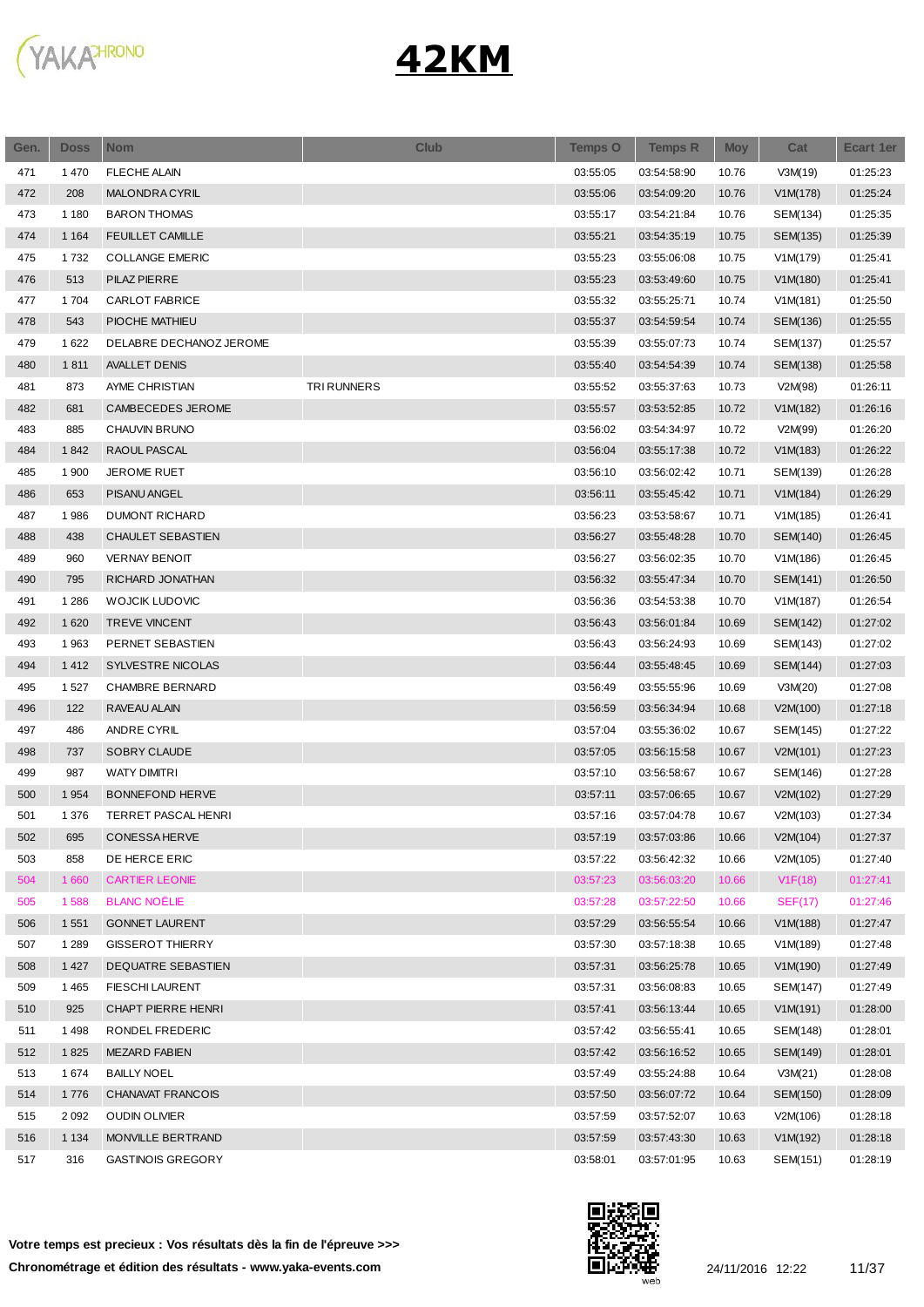# 42KM

| Gen. | Doss | Nom | Club | Temps O | Temps R | Moy | Cat | Ecart 1er |
|---|---|---|---|---|---|---|---|---|
| 471 | 1 470 | FLECHE ALAIN | | 03:55:05 | 03:54:58:90 | 10.76 | V3M(19) | 01:25:23 |
| 472 | 208 | MALONDRA CYRIL | | 03:55:06 | 03:54:09:20 | 10.76 | V1M(178) | 01:25:24 |
| 473 | 1 180 | BARON THOMAS | | 03:55:17 | 03:54:21:84 | 10.76 | SEM(134) | 01:25:35 |
| 474 | 1 164 | FEUILLET CAMILLE | | 03:55:21 | 03:54:35:19 | 10.75 | SEM(135) | 01:25:39 |
| 475 | 1 732 | COLLANGE EMERIC | | 03:55:23 | 03:55:06:08 | 10.75 | V1M(179) | 01:25:41 |
| 476 | 513 | PILAZ PIERRE | | 03:55:23 | 03:53:49:60 | 10.75 | V1M(180) | 01:25:41 |
| 477 | 1 704 | CARLOT FABRICE | | 03:55:32 | 03:55:25:71 | 10.74 | V1M(181) | 01:25:50 |
| 478 | 543 | PIOCHE MATHIEU | | 03:55:37 | 03:54:59:54 | 10.74 | SEM(136) | 01:25:55 |
| 479 | 1 622 | DELABRE DECHANOZ JEROME | | 03:55:39 | 03:55:07:73 | 10.74 | SEM(137) | 01:25:57 |
| 480 | 1 811 | AVALLET DENIS | | 03:55:40 | 03:54:54:39 | 10.74 | SEM(138) | 01:25:58 |
| 481 | 873 | AYME CHRISTIAN | TRI RUNNERS | 03:55:52 | 03:55:37:63 | 10.73 | V2M(98) | 01:26:11 |
| 482 | 681 | CAMBECEDES JEROME | | 03:55:57 | 03:53:52:85 | 10.72 | V1M(182) | 01:26:16 |
| 483 | 885 | CHAUVIN BRUNO | | 03:56:02 | 03:54:34:97 | 10.72 | V2M(99) | 01:26:20 |
| 484 | 1 842 | RAOUL PASCAL | | 03:56:04 | 03:55:17:38 | 10.72 | V1M(183) | 01:26:22 |
| 485 | 1 900 | JEROME RUET | | 03:56:10 | 03:56:02:42 | 10.71 | SEM(139) | 01:26:28 |
| 486 | 653 | PISANU ANGEL | | 03:56:11 | 03:55:45:42 | 10.71 | V1M(184) | 01:26:29 |
| 487 | 1 986 | DUMONT RICHARD | | 03:56:23 | 03:53:58:67 | 10.71 | V1M(185) | 01:26:41 |
| 488 | 438 | CHAULET SEBASTIEN | | 03:56:27 | 03:55:48:28 | 10.70 | SEM(140) | 01:26:45 |
| 489 | 960 | VERNAY BENOIT | | 03:56:27 | 03:56:02:35 | 10.70 | V1M(186) | 01:26:45 |
| 490 | 795 | RICHARD JONATHAN | | 03:56:32 | 03:55:47:34 | 10.70 | SEM(141) | 01:26:50 |
| 491 | 1 286 | WOJCIK LUDOVIC | | 03:56:36 | 03:54:53:38 | 10.70 | V1M(187) | 01:26:54 |
| 492 | 1 620 | TREVE VINCENT | | 03:56:43 | 03:56:01:84 | 10.69 | SEM(142) | 01:27:02 |
| 493 | 1 963 | PERNET SEBASTIEN | | 03:56:43 | 03:56:24:93 | 10.69 | SEM(143) | 01:27:02 |
| 494 | 1 412 | SYLVESTRE NICOLAS | | 03:56:44 | 03:55:48:45 | 10.69 | SEM(144) | 01:27:03 |
| 495 | 1 527 | CHAMBRE BERNARD | | 03:56:49 | 03:55:55:96 | 10.69 | V3M(20) | 01:27:08 |
| 496 | 122 | RAVEAU ALAIN | | 03:56:59 | 03:56:34:94 | 10.68 | V2M(100) | 01:27:18 |
| 497 | 486 | ANDRE CYRIL | | 03:57:04 | 03:55:36:02 | 10.67 | SEM(145) | 01:27:22 |
| 498 | 737 | SOBRY CLAUDE | | 03:57:05 | 03:56:15:58 | 10.67 | V2M(101) | 01:27:23 |
| 499 | 987 | WATY DIMITRI | | 03:57:10 | 03:56:58:67 | 10.67 | SEM(146) | 01:27:28 |
| 500 | 1 954 | BONNEFOND HERVE | | 03:57:11 | 03:57:06:65 | 10.67 | V2M(102) | 01:27:29 |
| 501 | 1 376 | TERRET PASCAL HENRI | | 03:57:16 | 03:57:04:78 | 10.67 | V2M(103) | 01:27:34 |
| 502 | 695 | CONESSA HERVE | | 03:57:19 | 03:57:03:86 | 10.66 | V2M(104) | 01:27:37 |
| 503 | 858 | DE HERCE ERIC | | 03:57:22 | 03:56:42:32 | 10.66 | V2M(105) | 01:27:40 |
| 504 | 1 660 | CARTIER LEONIE | | 03:57:23 | 03:56:03:20 | 10.66 | V1F(18) | 01:27:41 |
| 505 | 1 588 | BLANC NOËLIE | | 03:57:28 | 03:57:22:50 | 10.66 | SEF(17) | 01:27:46 |
| 506 | 1 551 | GONNET LAURENT | | 03:57:29 | 03:56:55:54 | 10.66 | V1M(188) | 01:27:47 |
| 507 | 1 289 | GISSEROT THIERRY | | 03:57:30 | 03:57:18:38 | 10.65 | V1M(189) | 01:27:48 |
| 508 | 1 427 | DEQUATRE SEBASTIEN | | 03:57:31 | 03:56:25:78 | 10.65 | V1M(190) | 01:27:49 |
| 509 | 1 465 | FIESCHI LAURENT | | 03:57:31 | 03:56:08:83 | 10.65 | SEM(147) | 01:27:49 |
| 510 | 925 | CHAPT PIERRE HENRI | | 03:57:41 | 03:56:13:44 | 10.65 | V1M(191) | 01:28:00 |
| 511 | 1 498 | RONDEL FREDERIC | | 03:57:42 | 03:56:55:41 | 10.65 | SEM(148) | 01:28:01 |
| 512 | 1 825 | MEZARD FABIEN | | 03:57:42 | 03:56:16:52 | 10.65 | SEM(149) | 01:28:01 |
| 513 | 1 674 | BAILLY NOEL | | 03:57:49 | 03:55:24:88 | 10.64 | V3M(21) | 01:28:08 |
| 514 | 1 776 | CHANAVAT FRANCOIS | | 03:57:50 | 03:56:07:72 | 10.64 | SEM(150) | 01:28:09 |
| 515 | 2 092 | OUDIN OLIVIER | | 03:57:59 | 03:57:52:07 | 10.63 | V2M(106) | 01:28:18 |
| 516 | 1 134 | MONVILLE BERTRAND | | 03:57:59 | 03:57:43:30 | 10.63 | V1M(192) | 01:28:18 |
| 517 | 316 | GASTINOIS GREGORY | | 03:58:01 | 03:57:01:95 | 10.63 | SEM(151) | 01:28:19 |

**Votre temps est precieux : Vos résultats dès la fin de l'épreuve >>>**

**Chronométrage et édition des résultats - www.yaka-events.com**

24/11/2016 12:22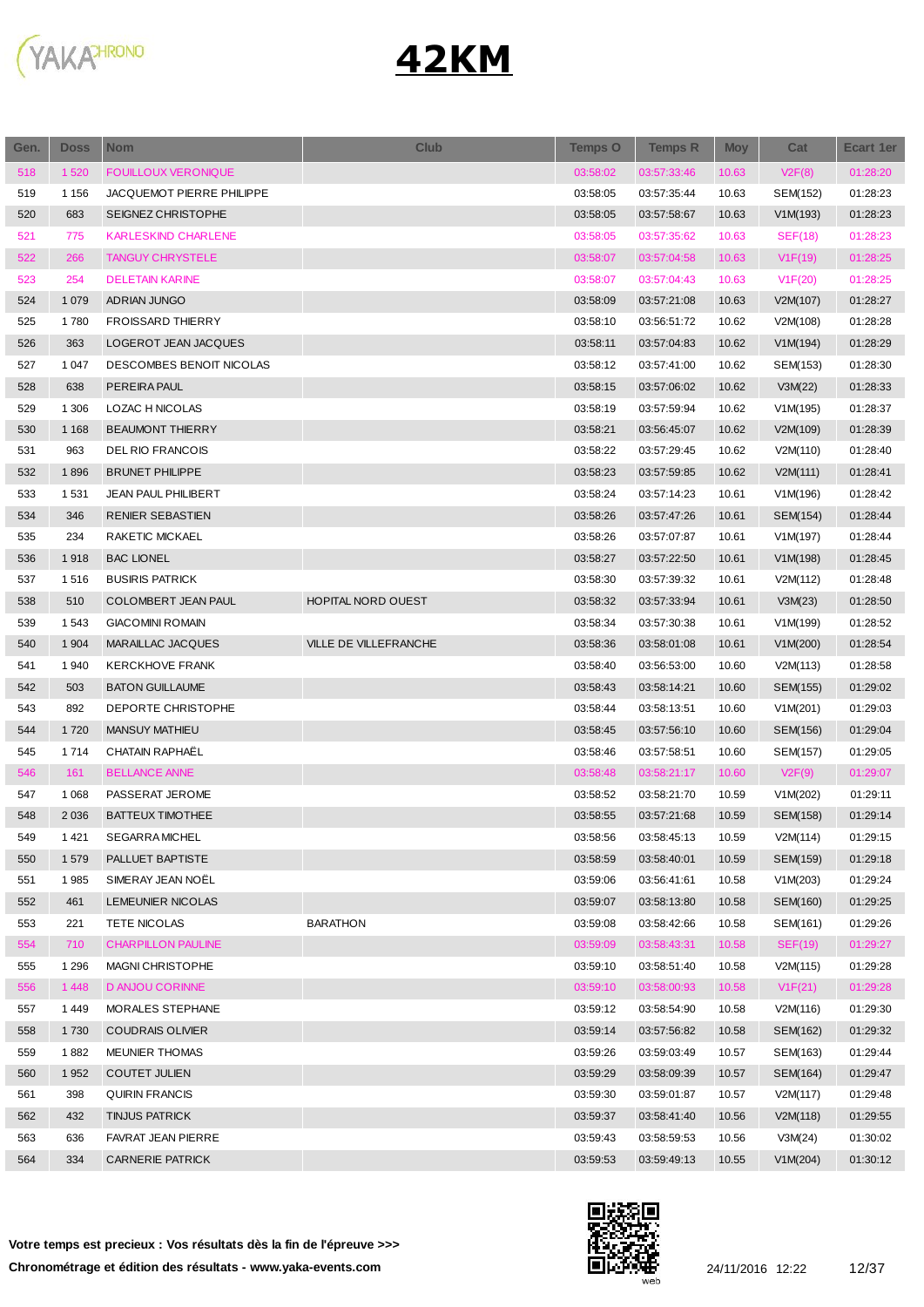# 42KM

| Gen. | Doss | Nom | Club | Temps O | Temps R | Moy | Cat | Ecart 1er |
|---|---|---|---|---|---|---|---|---|
| 518 | 1 520 | FOUILLOUX VERONIQUE | | 03:58:02 | 03:57:33:46 | 10.63 | V2F(8) | 01:28:20 |
| 519 | 1 156 | JACQUEMOT PIERRE PHILIPPE | | 03:58:05 | 03:57:35:44 | 10.63 | SEM(152) | 01:28:23 |
| 520 | 683 | SEIGNEZ CHRISTOPHE | | 03:58:05 | 03:57:58:67 | 10.63 | V1M(193) | 01:28:23 |
| 521 | 775 | KARLESKIND CHARLENE | | 03:58:05 | 03:57:35:62 | 10.63 | SEF(18) | 01:28:23 |
| 522 | 266 | TANGUY CHRYSTELE | | 03:58:07 | 03:57:04:58 | 10.63 | V1F(19) | 01:28:25 |
| 523 | 254 | DELETAIN KARINE | | 03:58:07 | 03:57:04:43 | 10.63 | V1F(20) | 01:28:25 |
| 524 | 1 079 | ADRIAN JUNGO | | 03:58:09 | 03:57:21:08 | 10.63 | V2M(107) | 01:28:27 |
| 525 | 1 780 | FROISSARD THIERRY | | 03:58:10 | 03:56:51:72 | 10.62 | V2M(108) | 01:28:28 |
| 526 | 363 | LOGEROT JEAN JACQUES | | 03:58:11 | 03:57:04:83 | 10.62 | V1M(194) | 01:28:29 |
| 527 | 1 047 | DESCOMBES BENOIT NICOLAS | | 03:58:12 | 03:57:41:00 | 10.62 | SEM(153) | 01:28:30 |
| 528 | 638 | PEREIRA PAUL | | 03:58:15 | 03:57:06:02 | 10.62 | V3M(22) | 01:28:33 |
| 529 | 1 306 | LOZAC H NICOLAS | | 03:58:19 | 03:57:59:94 | 10.62 | V1M(195) | 01:28:37 |
| 530 | 1 168 | BEAUMONT THIERRY | | 03:58:21 | 03:56:45:07 | 10.62 | V2M(109) | 01:28:39 |
| 531 | 963 | DEL RIO FRANCOIS | | 03:58:22 | 03:57:29:45 | 10.62 | V2M(110) | 01:28:40 |
| 532 | 1 896 | BRUNET PHILIPPE | | 03:58:23 | 03:57:59:85 | 10.62 | V2M(111) | 01:28:41 |
| 533 | 1 531 | JEAN PAUL PHILIBERT | | 03:58:24 | 03:57:14:23 | 10.61 | V1M(196) | 01:28:42 |
| 534 | 346 | RENIER SEBASTIEN | | 03:58:26 | 03:57:47:26 | 10.61 | SEM(154) | 01:28:44 |
| 535 | 234 | RAKETIC MICKAEL | | 03:58:26 | 03:57:07:87 | 10.61 | V1M(197) | 01:28:44 |
| 536 | 1 918 | BAC LIONEL | | 03:58:27 | 03:57:22:50 | 10.61 | V1M(198) | 01:28:45 |
| 537 | 1 516 | BUSIRIS PATRICK | | 03:58:30 | 03:57:39:32 | 10.61 | V2M(112) | 01:28:48 |
| 538 | 510 | COLOMBERT JEAN PAUL | HOPITAL NORD OUEST | 03:58:32 | 03:57:33:94 | 10.61 | V3M(23) | 01:28:50 |
| 539 | 1 543 | GIACOMINI ROMAIN | | 03:58:34 | 03:57:30:38 | 10.61 | V1M(199) | 01:28:52 |
| 540 | 1 904 | MARAILLAC JACQUES | VILLE DE VILLEFRANCHE | 03:58:36 | 03:58:01:08 | 10.61 | V1M(200) | 01:28:54 |
| 541 | 1 940 | KERCKHOVE FRANK | | 03:58:40 | 03:56:53:00 | 10.60 | V2M(113) | 01:28:58 |
| 542 | 503 | BATON GUILLAUME | | 03:58:43 | 03:58:14:21 | 10.60 | SEM(155) | 01:29:02 |
| 543 | 892 | DEPORTE CHRISTOPHE | | 03:58:44 | 03:58:13:51 | 10.60 | V1M(201) | 01:29:03 |
| 544 | 1 720 | MANSUY MATHIEU | | 03:58:45 | 03:57:56:10 | 10.60 | SEM(156) | 01:29:04 |
| 545 | 1 714 | CHATAIN RAPHAËL | | 03:58:46 | 03:57:58:51 | 10.60 | SEM(157) | 01:29:05 |
| 546 | 161 | BELLANCE ANNE | | 03:58:48 | 03:58:21:17 | 10.60 | V2F(9) | 01:29:07 |
| 547 | 1 068 | PASSERAT JEROME | | 03:58:52 | 03:58:21:70 | 10.59 | V1M(202) | 01:29:11 |
| 548 | 2 036 | BATTEUX TIMOTHEE | | 03:58:55 | 03:57:21:68 | 10.59 | SEM(158) | 01:29:14 |
| 549 | 1 421 | SEGARRA MICHEL | | 03:58:56 | 03:58:45:13 | 10.59 | V2M(114) | 01:29:15 |
| 550 | 1 579 | PALLUET BAPTISTE | | 03:58:59 | 03:58:40:01 | 10.59 | SEM(159) | 01:29:18 |
| 551 | 1 985 | SIMERAY JEAN NOËL | | 03:59:06 | 03:56:41:61 | 10.58 | V1M(203) | 01:29:24 |
| 552 | 461 | LEMEUNIER NICOLAS | | 03:59:07 | 03:58:13:80 | 10.58 | SEM(160) | 01:29:25 |
| 553 | 221 | TETE NICOLAS | BARATHON | 03:59:08 | 03:58:42:66 | 10.58 | SEM(161) | 01:29:26 |
| 554 | 710 | CHARPILLON PAULINE | | 03:59:09 | 03:58:43:31 | 10.58 | SEF(19) | 01:29:27 |
| 555 | 1 296 | MAGNI CHRISTOPHE | | 03:59:10 | 03:58:51:40 | 10.58 | V2M(115) | 01:29:28 |
| 556 | 1 448 | D ANJOU CORINNE | | 03:59:10 | 03:58:00:93 | 10.58 | V1F(21) | 01:29:28 |
| 557 | 1 449 | MORALES STEPHANE | | 03:59:12 | 03:58:54:90 | 10.58 | V2M(116) | 01:29:30 |
| 558 | 1 730 | COUDRAIS OLIVIER | | 03:59:14 | 03:57:56:82 | 10.58 | SEM(162) | 01:29:32 |
| 559 | 1 882 | MEUNIER THOMAS | | 03:59:26 | 03:59:03:49 | 10.57 | SEM(163) | 01:29:44 |
| 560 | 1 952 | COUTET JULIEN | | 03:59:29 | 03:58:09:39 | 10.57 | SEM(164) | 01:29:47 |
| 561 | 398 | QUIRIN FRANCIS | | 03:59:30 | 03:59:01:87 | 10.57 | V2M(117) | 01:29:48 |
| 562 | 432 | TINJUS PATRICK | | 03:59:37 | 03:58:41:40 | 10.56 | V2M(118) | 01:29:55 |
| 563 | 636 | FAVRAT JEAN PIERRE | | 03:59:43 | 03:58:59:53 | 10.56 | V3M(24) | 01:30:02 |
| 564 | 334 | CARNERIE PATRICK | | 03:59:53 | 03:59:49:13 | 10.55 | V1M(204) | 01:30:12 |

**Votre temps est precieux : Vos résultats dès la fin de l'épreuve >>>**

**Chronométrage et édition des résultats - www.yaka-events.com**

24/11/2016 12:22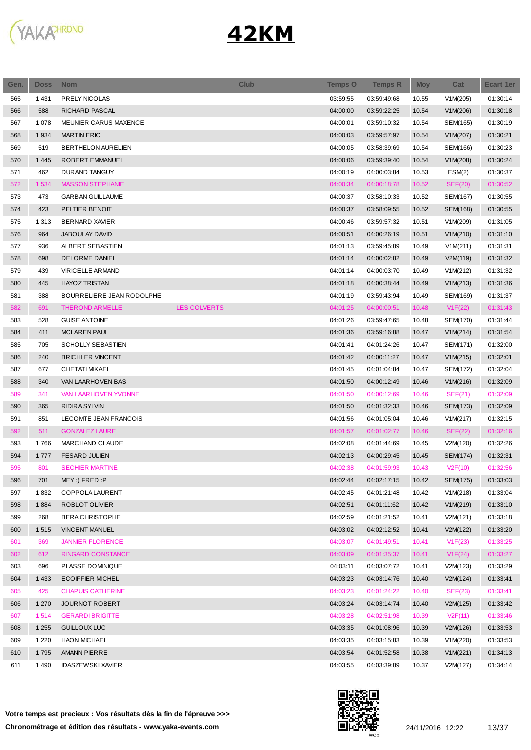# 42KM

| Gen. | Doss | Nom | Club | Temps O | Temps R | Moy | Cat | Ecart 1er |
|---|---|---|---|---|---|---|---|---|
| 565 | 1 431 | PRELY NICOLAS | | 03:59:55 | 03:59:49:68 | 10.55 | V1M(205) | 01:30:14 |
| 566 | 588 | RICHARD PASCAL | | 04:00:00 | 03:59:22:25 | 10.54 | V1M(206) | 01:30:18 |
| 567 | 1 078 | MEUNIER CARUS MAXENCE | | 04:00:01 | 03:59:10:32 | 10.54 | SEM(165) | 01:30:19 |
| 568 | 1 934 | MARTIN ERIC | | 04:00:03 | 03:59:57:97 | 10.54 | V1M(207) | 01:30:21 |
| 569 | 519 | BERTHELON AURELIEN | | 04:00:05 | 03:58:39:69 | 10.54 | SEM(166) | 01:30:23 |
| 570 | 1 445 | ROBERT EMMANUEL | | 04:00:06 | 03:59:39:40 | 10.54 | V1M(208) | 01:30:24 |
| 571 | 462 | DURAND TANGUY | | 04:00:19 | 04:00:03:84 | 10.53 | ESM(2) | 01:30:37 |
| 572 | 1 534 | MASSON STEPHANIE | | 04:00:34 | 04:00:18:78 | 10.52 | SEF(20) | 01:30:52 |
| 573 | 473 | GARBAN GUILLAUME | | 04:00:37 | 03:58:10:33 | 10.52 | SEM(167) | 01:30:55 |
| 574 | 423 | PELTIER BENOIT | | 04:00:37 | 03:58:09:55 | 10.52 | SEM(168) | 01:30:55 |
| 575 | 1 313 | BERNARD XAVIER | | 04:00:46 | 03:59:57:32 | 10.51 | V1M(209) | 01:31:05 |
| 576 | 964 | JABOULAY DAVID | | 04:00:51 | 04:00:26:19 | 10.51 | V1M(210) | 01:31:10 |
| 577 | 936 | ALBERT SEBASTIEN | | 04:01:13 | 03:59:45:89 | 10.49 | V1M(211) | 01:31:31 |
| 578 | 698 | DELORME DANIEL | | 04:01:14 | 04:00:02:82 | 10.49 | V2M(119) | 01:31:32 |
| 579 | 439 | VIRICELLE ARMAND | | 04:01:14 | 04:00:03:70 | 10.49 | V1M(212) | 01:31:32 |
| 580 | 445 | HAYOZ TRISTAN | | 04:01:18 | 04:00:38:44 | 10.49 | V1M(213) | 01:31:36 |
| 581 | 388 | BOURRELIERE JEAN RODOLPHE | | 04:01:19 | 03:59:43:94 | 10.49 | SEM(169) | 01:31:37 |
| 582 | 691 | THEROND ARMELLE | LES COLVERTS | 04:01:25 | 04:00:00:51 | 10.48 | V1F(22) | 01:31:43 |
| 583 | 528 | GUISE ANTOINE | | 04:01:26 | 03:59:47:65 | 10.48 | SEM(170) | 01:31:44 |
| 584 | 411 | MCLAREN PAUL | | 04:01:36 | 03:59:16:88 | 10.47 | V1M(214) | 01:31:54 |
| 585 | 705 | SCHOLLY SEBASTIEN | | 04:01:41 | 04:01:24:26 | 10.47 | SEM(171) | 01:32:00 |
| 586 | 240 | BRICHLER VINCENT | | 04:01:42 | 04:00:11:27 | 10.47 | V1M(215) | 01:32:01 |
| 587 | 677 | CHETATI MIKAEL | | 04:01:45 | 04:01:04:84 | 10.47 | SEM(172) | 01:32:04 |
| 588 | 340 | VAN LAARHOVEN BAS | | 04:01:50 | 04:00:12:49 | 10.46 | V1M(216) | 01:32:09 |
| 589 | 341 | VAN LAARHOVEN YVONNE | | 04:01:50 | 04:00:12:69 | 10.46 | SEF(21) | 01:32:09 |
| 590 | 365 | RIDIRA SYLVIN | | 04:01:50 | 04:01:32:33 | 10.46 | SEM(173) | 01:32:09 |
| 591 | 851 | LECOMTE JEAN FRANCOIS | | 04:01:56 | 04:01:05:04 | 10.46 | V1M(217) | 01:32:15 |
| 592 | 511 | GONZALEZ LAURE | | 04:01:57 | 04:01:02:77 | 10.46 | SEF(22) | 01:32:16 |
| 593 | 1 766 | MARCHAND CLAUDE | | 04:02:08 | 04:01:44:69 | 10.45 | V2M(120) | 01:32:26 |
| 594 | 1 777 | FESARD JULIEN | | 04:02:13 | 04:00:29:45 | 10.45 | SEM(174) | 01:32:31 |
| 595 | 801 | SECHIER MARTINE | | 04:02:38 | 04:01:59:93 | 10.43 | V2F(10) | 01:32:56 |
| 596 | 701 | MEY :) FRED :P | | 04:02:44 | 04:02:17:15 | 10.42 | SEM(175) | 01:33:03 |
| 597 | 1 832 | COPPOLA LAURENT | | 04:02:45 | 04:01:21:48 | 10.42 | V1M(218) | 01:33:04 |
| 598 | 1 884 | ROBLOT OLIVIER | | 04:02:51 | 04:01:11:62 | 10.42 | V1M(219) | 01:33:10 |
| 599 | 268 | BERA CHRISTOPHE | | 04:02:59 | 04:01:21:52 | 10.41 | V2M(121) | 01:33:18 |
| 600 | 1 515 | VINCENT MANUEL | | 04:03:02 | 04:02:12:52 | 10.41 | V2M(122) | 01:33:20 |
| 601 | 369 | JANNIER FLORENCE | | 04:03:07 | 04:01:49:51 | 10.41 | V1F(23) | 01:33:25 |
| 602 | 612 | RINGARD CONSTANCE | | 04:03:09 | 04:01:35:37 | 10.41 | V1F(24) | 01:33:27 |
| 603 | 696 | PLASSE DOMINIQUE | | 04:03:11 | 04:03:07:72 | 10.41 | V2M(123) | 01:33:29 |
| 604 | 1 433 | ECOIFFIER MICHEL | | 04:03:23 | 04:03:14:76 | 10.40 | V2M(124) | 01:33:41 |
| 605 | 425 | CHAPUIS CATHERINE | | 04:03:23 | 04:01:24:22 | 10.40 | SEF(23) | 01:33:41 |
| 606 | 1 270 | JOURNOT ROBERT | | 04:03:24 | 04:03:14:74 | 10.40 | V2M(125) | 01:33:42 |
| 607 | 1 514 | GERARDI BRIGITTE | | 04:03:28 | 04:02:51:98 | 10.39 | V2F(11) | 01:33:46 |
| 608 | 1 255 | GUILLOUX LUC | | 04:03:35 | 04:01:08:96 | 10.39 | V2M(126) | 01:33:53 |
| 609 | 1 220 | HAON MICHAEL | | 04:03:35 | 04:03:15:83 | 10.39 | V1M(220) | 01:33:53 |
| 610 | 1 795 | AMANN PIERRE | | 04:03:54 | 04:01:52:58 | 10.38 | V1M(221) | 01:34:13 |
| 611 | 1 490 | IDASZEWSKI XAVIER | | 04:03:55 | 04:03:39:89 | 10.37 | V2M(127) | 01:34:14 |

**Votre temps est precieux : Vos résultats dès la fin de l'épreuve >>>**

**Chronométrage et édition des résultats - www.yaka-events.com**

24/11/2016 12:22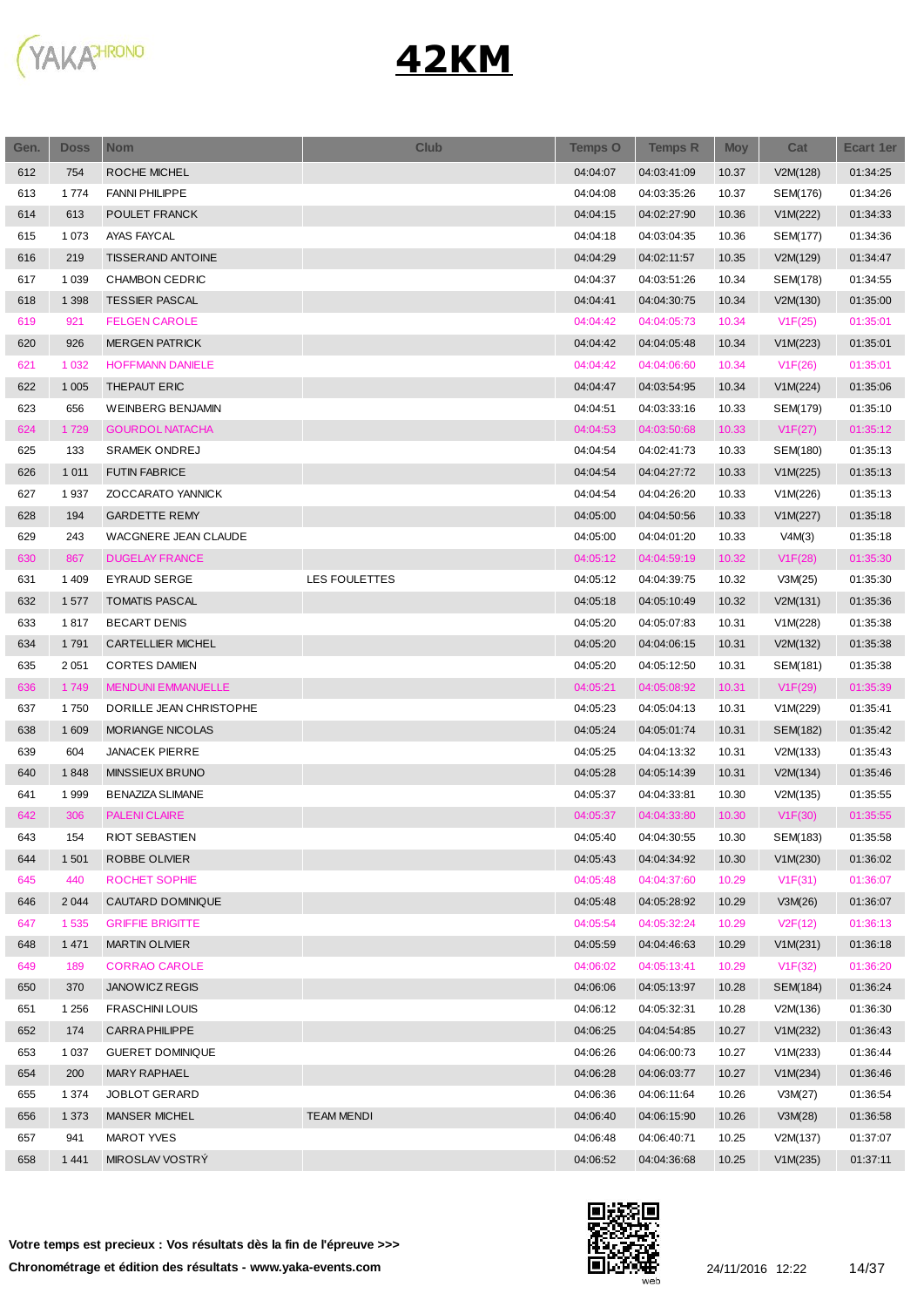# 42KM

| Gen. | Doss | Nom | Club | Temps O | Temps R | Moy | Cat | Ecart 1er |
|---|---|---|---|---|---|---|---|---|
| 612 | 754 | ROCHE MICHEL | | 04:04:07 | 04:03:41:09 | 10.37 | V2M(128) | 01:34:25 |
| 613 | 1 774 | FANNI PHILIPPE | | 04:04:08 | 04:03:35:26 | 10.37 | SEM(176) | 01:34:26 |
| 614 | 613 | POULET FRANCK | | 04:04:15 | 04:02:27:90 | 10.36 | V1M(222) | 01:34:33 |
| 615 | 1 073 | AYAS FAYCAL | | 04:04:18 | 04:03:04:35 | 10.36 | SEM(177) | 01:34:36 |
| 616 | 219 | TISSERAND ANTOINE | | 04:04:29 | 04:02:11:57 | 10.35 | V2M(129) | 01:34:47 |
| 617 | 1 039 | CHAMBON CEDRIC | | 04:04:37 | 04:03:51:26 | 10.34 | SEM(178) | 01:34:55 |
| 618 | 1 398 | TESSIER PASCAL | | 04:04:41 | 04:04:30:75 | 10.34 | V2M(130) | 01:35:00 |
| 619 | 921 | FELGEN CAROLE | | 04:04:42 | 04:04:05:73 | 10.34 | V1F(25) | 01:35:01 |
| 620 | 926 | MERGEN PATRICK | | 04:04:42 | 04:04:05:48 | 10.34 | V1M(223) | 01:35:01 |
| 621 | 1 032 | HOFFMANN DANIELE | | 04:04:42 | 04:04:06:60 | 10.34 | V1F(26) | 01:35:01 |
| 622 | 1 005 | THEPAUT ERIC | | 04:04:47 | 04:03:54:95 | 10.34 | V1M(224) | 01:35:06 |
| 623 | 656 | WEINBERG BENJAMIN | | 04:04:51 | 04:03:33:16 | 10.33 | SEM(179) | 01:35:10 |
| 624 | 1 729 | GOURDOL NATACHA | | 04:04:53 | 04:03:50:68 | 10.33 | V1F(27) | 01:35:12 |
| 625 | 133 | SRAMEK ONDREJ | | 04:04:54 | 04:02:41:73 | 10.33 | SEM(180) | 01:35:13 |
| 626 | 1 011 | FUTIN FABRICE | | 04:04:54 | 04:04:27:72 | 10.33 | V1M(225) | 01:35:13 |
| 627 | 1 937 | ZOCCARATO YANNICK | | 04:04:54 | 04:04:26:20 | 10.33 | V1M(226) | 01:35:13 |
| 628 | 194 | GARDETTE REMY | | 04:05:00 | 04:04:50:56 | 10.33 | V1M(227) | 01:35:18 |
| 629 | 243 | WACGNERE JEAN CLAUDE | | 04:05:00 | 04:04:01:20 | 10.33 | V4M(3) | 01:35:18 |
| 630 | 867 | DUGELAY FRANCE | | 04:05:12 | 04:04:59:19 | 10.32 | V1F(28) | 01:35:30 |
| 631 | 1 409 | EYRAUD SERGE | LES FOULETTES | 04:05:12 | 04:04:39:75 | 10.32 | V3M(25) | 01:35:30 |
| 632 | 1 577 | TOMATIS PASCAL | | 04:05:18 | 04:05:10:49 | 10.32 | V2M(131) | 01:35:36 |
| 633 | 1 817 | BECART DENIS | | 04:05:20 | 04:05:07:83 | 10.31 | V1M(228) | 01:35:38 |
| 634 | 1 791 | CARTELLIER MICHEL | | 04:05:20 | 04:04:06:15 | 10.31 | V2M(132) | 01:35:38 |
| 635 | 2 051 | CORTES DAMIEN | | 04:05:20 | 04:05:12:50 | 10.31 | SEM(181) | 01:35:38 |
| 636 | 1 749 | MENDUNI EMMANUELLE | | 04:05:21 | 04:05:08:92 | 10.31 | V1F(29) | 01:35:39 |
| 637 | 1 750 | DORILLE JEAN CHRISTOPHE | | 04:05:23 | 04:05:04:13 | 10.31 | V1M(229) | 01:35:41 |
| 638 | 1 609 | MORIANGE NICOLAS | | 04:05:24 | 04:05:01:74 | 10.31 | SEM(182) | 01:35:42 |
| 639 | 604 | JANACEK PIERRE | | 04:05:25 | 04:04:13:32 | 10.31 | V2M(133) | 01:35:43 |
| 640 | 1 848 | MINSSIEUX BRUNO | | 04:05:28 | 04:05:14:39 | 10.31 | V2M(134) | 01:35:46 |
| 641 | 1 999 | BENAZIZA SLIMANE | | 04:05:37 | 04:04:33:81 | 10.30 | V2M(135) | 01:35:55 |
| 642 | 306 | PALENI CLAIRE | | 04:05:37 | 04:04:33:80 | 10.30 | V1F(30) | 01:35:55 |
| 643 | 154 | RIOT SEBASTIEN | | 04:05:40 | 04:04:30:55 | 10.30 | SEM(183) | 01:35:58 |
| 644 | 1 501 | ROBBE OLIVIER | | 04:05:43 | 04:04:34:92 | 10.30 | V1M(230) | 01:36:02 |
| 645 | 440 | ROCHET SOPHIE | | 04:05:48 | 04:04:37:60 | 10.29 | V1F(31) | 01:36:07 |
| 646 | 2 044 | CAUTARD DOMINIQUE | | 04:05:48 | 04:05:28:92 | 10.29 | V3M(26) | 01:36:07 |
| 647 | 1 535 | GRIFFIE BRIGITTE | | 04:05:54 | 04:05:32:24 | 10.29 | V2F(12) | 01:36:13 |
| 648 | 1 471 | MARTIN OLIVIER | | 04:05:59 | 04:04:46:63 | 10.29 | V1M(231) | 01:36:18 |
| 649 | 189 | CORRAO CAROLE | | 04:06:02 | 04:05:13:41 | 10.29 | V1F(32) | 01:36:20 |
| 650 | 370 | JANOWICZ REGIS | | 04:06:06 | 04:05:13:97 | 10.28 | SEM(184) | 01:36:24 |
| 651 | 1 256 | FRASCHINI LOUIS | | 04:06:12 | 04:05:32:31 | 10.28 | V2M(136) | 01:36:30 |
| 652 | 174 | CARRA PHILIPPE | | 04:06:25 | 04:04:54:85 | 10.27 | V1M(232) | 01:36:43 |
| 653 | 1 037 | GUERET DOMINIQUE | | 04:06:26 | 04:06:00:73 | 10.27 | V1M(233) | 01:36:44 |
| 654 | 200 | MARY RAPHAEL | | 04:06:28 | 04:06:03:77 | 10.27 | V1M(234) | 01:36:46 |
| 655 | 1 374 | JOBLOT GERARD | | 04:06:36 | 04:06:11:64 | 10.26 | V3M(27) | 01:36:54 |
| 656 | 1 373 | MANSER MICHEL | TEAM MENDI | 04:06:40 | 04:06:15:90 | 10.26 | V3M(28) | 01:36:58 |
| 657 | 941 | MAROT YVES | | 04:06:48 | 04:06:40:71 | 10.25 | V2M(137) | 01:37:07 |
| 658 | 1 441 | MIROSLAV VOSTRÝ | | 04:06:52 | 04:04:36:68 | 10.25 | V1M(235) | 01:37:11 |

**Votre temps est precieux : Vos résultats dès la fin de l'épreuve >>>**

**Chronométrage et édition des résultats - www.yaka-events.com**

24/11/2016 12:22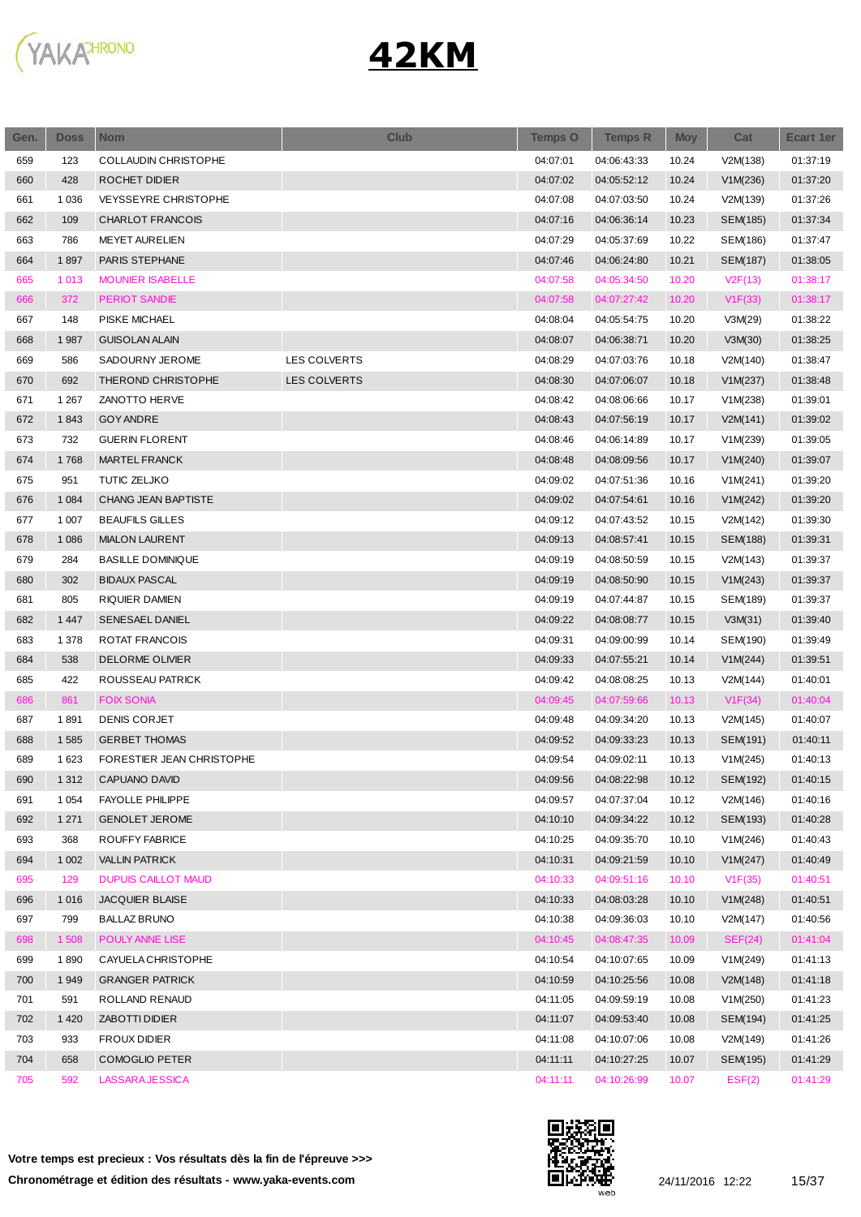# 42KM

| Gen. | Doss | Nom | Club | Temps O | Temps R | Moy | Cat | Ecart 1er |
|---|---|---|---|---|---|---|---|---|
| 659 | 123 | COLLAUDIN CHRISTOPHE | | 04:07:01 | 04:06:43:33 | 10.24 | V2M(138) | 01:37:19 |
| 660 | 428 | ROCHET DIDIER | | 04:07:02 | 04:05:52:12 | 10.24 | V1M(236) | 01:37:20 |
| 661 | 1 036 | VEYSSEYRE CHRISTOPHE | | 04:07:08 | 04:07:03:50 | 10.24 | V2M(139) | 01:37:26 |
| 662 | 109 | CHARLOT FRANCOIS | | 04:07:16 | 04:06:36:14 | 10.23 | SEM(185) | 01:37:34 |
| 663 | 786 | MEYET AURELIEN | | 04:07:29 | 04:05:37:69 | 10.22 | SEM(186) | 01:37:47 |
| 664 | 1 897 | PARIS STEPHANE | | 04:07:46 | 04:06:24:80 | 10.21 | SEM(187) | 01:38:05 |
| 665 | 1 013 | MOUNIER ISABELLE | | 04:07:58 | 04:05:34:50 | 10.20 | V2F(13) | 01:38:17 |
| 666 | 372 | PERIOT SANDIE | | 04:07:58 | 04:07:27:42 | 10.20 | V1F(33) | 01:38:17 |
| 667 | 148 | PISKE MICHAEL | | 04:08:04 | 04:05:54:75 | 10.20 | V3M(29) | 01:38:22 |
| 668 | 1 987 | GUISOLAN ALAIN | | 04:08:07 | 04:06:38:71 | 10.20 | V3M(30) | 01:38:25 |
| 669 | 586 | SADOURNY JEROME | LES COLVERTS | 04:08:29 | 04:07:03:76 | 10.18 | V2M(140) | 01:38:47 |
| 670 | 692 | THEROND CHRISTOPHE | LES COLVERTS | 04:08:30 | 04:07:06:07 | 10.18 | V1M(237) | 01:38:48 |
| 671 | 1 267 | ZANOTTO HERVE | | 04:08:42 | 04:08:06:66 | 10.17 | V1M(238) | 01:39:01 |
| 672 | 1 843 | GOY ANDRE | | 04:08:43 | 04:07:56:19 | 10.17 | V2M(141) | 01:39:02 |
| 673 | 732 | GUERIN FLORENT | | 04:08:46 | 04:06:14:89 | 10.17 | V1M(239) | 01:39:05 |
| 674 | 1 768 | MARTEL FRANCK | | 04:08:48 | 04:08:09:56 | 10.17 | V1M(240) | 01:39:07 |
| 675 | 951 | TUTIC ZELJKO | | 04:09:02 | 04:07:51:36 | 10.16 | V1M(241) | 01:39:20 |
| 676 | 1 084 | CHANG JEAN BAPTISTE | | 04:09:02 | 04:07:54:61 | 10.16 | V1M(242) | 01:39:20 |
| 677 | 1 007 | BEAUFILS GILLES | | 04:09:12 | 04:07:43:52 | 10.15 | V2M(142) | 01:39:30 |
| 678 | 1 086 | MIALON LAURENT | | 04:09:13 | 04:08:57:41 | 10.15 | SEM(188) | 01:39:31 |
| 679 | 284 | BASILLE DOMINIQUE | | 04:09:19 | 04:08:50:59 | 10.15 | V2M(143) | 01:39:37 |
| 680 | 302 | BIDAUX PASCAL | | 04:09:19 | 04:08:50:90 | 10.15 | V1M(243) | 01:39:37 |
| 681 | 805 | RIQUIER DAMIEN | | 04:09:19 | 04:07:44:87 | 10.15 | SEM(189) | 01:39:37 |
| 682 | 1 447 | SENESAEL DANIEL | | 04:09:22 | 04:08:08:77 | 10.15 | V3M(31) | 01:39:40 |
| 683 | 1 378 | ROTAT FRANCOIS | | 04:09:31 | 04:09:00:99 | 10.14 | SEM(190) | 01:39:49 |
| 684 | 538 | DELORME OLIVIER | | 04:09:33 | 04:07:55:21 | 10.14 | V1M(244) | 01:39:51 |
| 685 | 422 | ROUSSEAU PATRICK | | 04:09:42 | 04:08:08:25 | 10.13 | V2M(144) | 01:40:01 |
| 686 | 861 | FOIX SONIA | | 04:09:45 | 04:07:59:66 | 10.13 | V1F(34) | 01:40:04 |
| 687 | 1 891 | DENIS CORJET | | 04:09:48 | 04:09:34:20 | 10.13 | V2M(145) | 01:40:07 |
| 688 | 1 585 | GERBET THOMAS | | 04:09:52 | 04:09:33:23 | 10.13 | SEM(191) | 01:40:11 |
| 689 | 1 623 | FORESTIER JEAN CHRISTOPHE | | 04:09:54 | 04:09:02:11 | 10.13 | V1M(245) | 01:40:13 |
| 690 | 1 312 | CAPUANO DAVID | | 04:09:56 | 04:08:22:98 | 10.12 | SEM(192) | 01:40:15 |
| 691 | 1 054 | FAYOLLE PHILIPPE | | 04:09:57 | 04:07:37:04 | 10.12 | V2M(146) | 01:40:16 |
| 692 | 1 271 | GENOLET JEROME | | 04:10:10 | 04:09:34:22 | 10.12 | SEM(193) | 01:40:28 |
| 693 | 368 | ROUFFY FABRICE | | 04:10:25 | 04:09:35:70 | 10.10 | V1M(246) | 01:40:43 |
| 694 | 1 002 | VALLIN PATRICK | | 04:10:31 | 04:09:21:59 | 10.10 | V1M(247) | 01:40:49 |
| 695 | 129 | DUPUIS CAILLOT MAUD | | 04:10:33 | 04:09:51:16 | 10.10 | V1F(35) | 01:40:51 |
| 696 | 1 016 | JACQUIER BLAISE | | 04:10:33 | 04:08:03:28 | 10.10 | V1M(248) | 01:40:51 |
| 697 | 799 | BALLAZ BRUNO | | 04:10:38 | 04:09:36:03 | 10.10 | V2M(147) | 01:40:56 |
| 698 | 1 508 | POULY ANNE LISE | | 04:10:45 | 04:08:47:35 | 10.09 | SEF(24) | 01:41:04 |
| 699 | 1 890 | CAYUELA CHRISTOPHE | | 04:10:54 | 04:10:07:65 | 10.09 | V1M(249) | 01:41:13 |
| 700 | 1 949 | GRANGER PATRICK | | 04:10:59 | 04:10:25:56 | 10.08 | V2M(148) | 01:41:18 |
| 701 | 591 | ROLLAND RENAUD | | 04:11:05 | 04:09:59:19 | 10.08 | V1M(250) | 01:41:23 |
| 702 | 1 420 | ZABOTTI DIDIER | | 04:11:07 | 04:09:53:40 | 10.08 | SEM(194) | 01:41:25 |
| 703 | 933 | FROUX DIDIER | | 04:11:08 | 04:10:07:06 | 10.08 | V2M(149) | 01:41:26 |
| 704 | 658 | COMOGLIO PETER | | 04:11:11 | 04:10:27:25 | 10.07 | SEM(195) | 01:41:29 |
| 705 | 592 | LASSARA JESSICA | | 04:11:11 | 04:10:26:99 | 10.07 | ESF(2) | 01:41:29 |

**Votre temps est precieux : Vos résultats dès la fin de l'épreuve >>>**

**Chronométrage et édition des résultats - www.yaka-events.com**

24/11/2016 12:22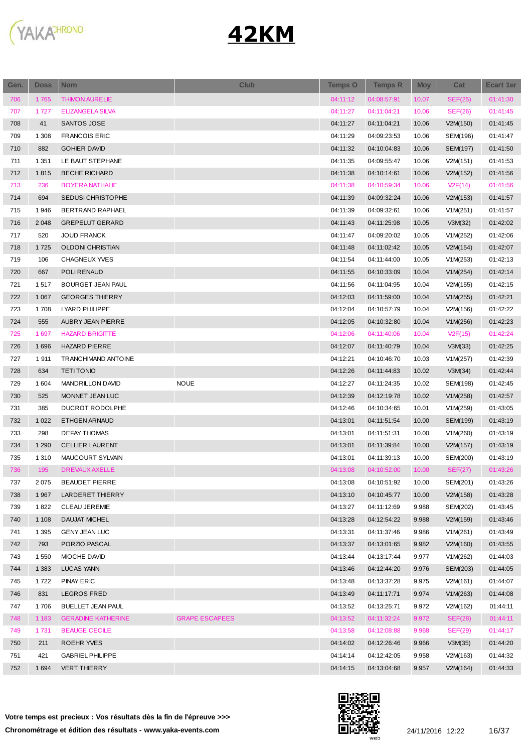# 42KM

| Gen. | Doss | Nom | Club | Temps O | Temps R | Moy | Cat | Ecart 1er |
|---|---|---|---|---|---|---|---|---|
| 706 | 1 765 | THIMON AURELIE | | 04:11:12 | 04:08:57:91 | 10.07 | SEF(25) | 01:41:30 |
| 707 | 1 727 | ELIZANGELA SILVA | | 04:11:27 | 04:11:04:21 | 10.06 | SEF(26) | 01:41:45 |
| 708 | 41 | SANTOS JOSE | | 04:11:27 | 04:11:04:21 | 10.06 | V2M(150) | 01:41:45 |
| 709 | 1 308 | FRANCOIS ERIC | | 04:11:29 | 04:09:23:53 | 10.06 | SEM(196) | 01:41:47 |
| 710 | 882 | GOHIER DAVID | | 04:11:32 | 04:10:04:83 | 10.06 | SEM(197) | 01:41:50 |
| 711 | 1 351 | LE BAUT STEPHANE | | 04:11:35 | 04:09:55:47 | 10.06 | V2M(151) | 01:41:53 |
| 712 | 1 815 | BECHE RICHARD | | 04:11:38 | 04:10:14:61 | 10.06 | V2M(152) | 01:41:56 |
| 713 | 236 | BOYERA NATHALIE | | 04:11:38 | 04:10:59:34 | 10.06 | V2F(14) | 01:41:56 |
| 714 | 694 | SEDUSI CHRISTOPHE | | 04:11:39 | 04:09:32:24 | 10.06 | V2M(153) | 01:41:57 |
| 715 | 1 946 | BERTRAND RAPHAEL | | 04:11:39 | 04:09:32:61 | 10.06 | V1M(251) | 01:41:57 |
| 716 | 2 048 | GREPELUT GERARD | | 04:11:43 | 04:11:25:98 | 10.05 | V3M(32) | 01:42:02 |
| 717 | 520 | JOUD FRANCK | | 04:11:47 | 04:09:20:02 | 10.05 | V1M(252) | 01:42:06 |
| 718 | 1 725 | OLDONI CHRISTIAN | | 04:11:48 | 04:11:02:42 | 10.05 | V2M(154) | 01:42:07 |
| 719 | 106 | CHAGNEUX YVES | | 04:11:54 | 04:11:44:00 | 10.05 | V1M(253) | 01:42:13 |
| 720 | 667 | POLI RENAUD | | 04:11:55 | 04:10:33:09 | 10.04 | V1M(254) | 01:42:14 |
| 721 | 1 517 | BOURGET JEAN PAUL | | 04:11:56 | 04:11:04:95 | 10.04 | V2M(155) | 01:42:15 |
| 722 | 1 067 | GEORGES THIERRY | | 04:12:03 | 04:11:59:00 | 10.04 | V1M(255) | 01:42:21 |
| 723 | 1 708 | LYARD PHILIPPE | | 04:12:04 | 04:10:57:79 | 10.04 | V2M(156) | 01:42:22 |
| 724 | 555 | AUBRY JEAN PIERRE | | 04:12:05 | 04:10:32:80 | 10.04 | V1M(256) | 01:42:23 |
| 725 | 1 697 | HAZARD BRIGITTE | | 04:12:06 | 04:11:40:06 | 10.04 | V2F(15) | 01:42:24 |
| 726 | 1 696 | HAZARD PIERRE | | 04:12:07 | 04:11:40:79 | 10.04 | V3M(33) | 01:42:25 |
| 727 | 1 911 | TRANCHIMAND ANTOINE | | 04:12:21 | 04:10:46:70 | 10.03 | V1M(257) | 01:42:39 |
| 728 | 634 | TETI TONIO | | 04:12:26 | 04:11:44:83 | 10.02 | V3M(34) | 01:42:44 |
| 729 | 1 604 | MANDRILLON DAVID | NOUE | 04:12:27 | 04:11:24:35 | 10.02 | SEM(198) | 01:42:45 |
| 730 | 525 | MONNET JEAN LUC | | 04:12:39 | 04:12:19:78 | 10.02 | V1M(258) | 01:42:57 |
| 731 | 385 | DUCROT RODOLPHE | | 04:12:46 | 04:10:34:65 | 10.01 | V1M(259) | 01:43:05 |
| 732 | 1 022 | ETHGEN ARNAUD | | 04:13:01 | 04:11:51:54 | 10.00 | SEM(199) | 01:43:19 |
| 733 | 298 | DEFAY THOMAS | | 04:13:01 | 04:11:51:31 | 10.00 | V1M(260) | 01:43:19 |
| 734 | 1 290 | CELLIER LAURENT | | 04:13:01 | 04:11:39:84 | 10.00 | V2M(157) | 01:43:19 |
| 735 | 1 310 | MAUCOURT SYLVAIN | | 04:13:01 | 04:11:39:13 | 10.00 | SEM(200) | 01:43:19 |
| 736 | 195 | DREVAUX AXELLE | | 04:13:08 | 04:10:52:00 | 10.00 | SEF(27) | 01:43:26 |
| 737 | 2 075 | BEAUDET PIERRE | | 04:13:08 | 04:10:51:92 | 10.00 | SEM(201) | 01:43:26 |
| 738 | 1 967 | LARDERET THIERRY | | 04:13:10 | 04:10:45:77 | 10.00 | V2M(158) | 01:43:28 |
| 739 | 1 822 | CLEAU JEREMIE | | 04:13:27 | 04:11:12:69 | 9.988 | SEM(202) | 01:43:45 |
| 740 | 1 108 | DAUJAT MICHEL | | 04:13:28 | 04:12:54:22 | 9.988 | V2M(159) | 01:43:46 |
| 741 | 1 395 | GENY JEAN LUC | | 04:13:31 | 04:11:37:46 | 9.986 | V1M(261) | 01:43:49 |
| 742 | 793 | PORZIO PASCAL | | 04:13:37 | 04:13:01:65 | 9.982 | V2M(160) | 01:43:55 |
| 743 | 1 550 | MIOCHE DAVID | | 04:13:44 | 04:13:17:44 | 9.977 | V1M(262) | 01:44:03 |
| 744 | 1 383 | LUCAS YANN | | 04:13:46 | 04:12:44:20 | 9.976 | SEM(203) | 01:44:05 |
| 745 | 1 722 | PINAY ERIC | | 04:13:48 | 04:13:37:28 | 9.975 | V2M(161) | 01:44:07 |
| 746 | 831 | LEGROS FRED | | 04:13:49 | 04:11:17:71 | 9.974 | V1M(263) | 01:44:08 |
| 747 | 1 706 | BUELLET JEAN PAUL | | 04:13:52 | 04:13:25:71 | 9.972 | V2M(162) | 01:44:11 |
| 748 | 1 183 | GERADINE KATHERINE | GRAPE ESCAPEES | 04:13:52 | 04:11:32:24 | 9.972 | SEF(28) | 01:44:11 |
| 749 | 1 731 | BEAUGE CECILE | | 04:13:58 | 04:12:08:88 | 9.968 | SEF(29) | 01:44:17 |
| 750 | 211 | ROEHR YVES | | 04:14:02 | 04:12:26:46 | 9.966 | V3M(35) | 01:44:20 |
| 751 | 421 | GABRIEL PHILIPPE | | 04:14:14 | 04:12:42:05 | 9.958 | V2M(163) | 01:44:32 |
| 752 | 1 694 | VERT THIERRY | | 04:14:15 | 04:13:04:68 | 9.957 | V2M(164) | 01:44:33 |

**Votre temps est precieux : Vos résultats dès la fin de l'épreuve >>>**

**Chronométrage et édition des résultats - www.yaka-events.com**

24/11/2016 12:22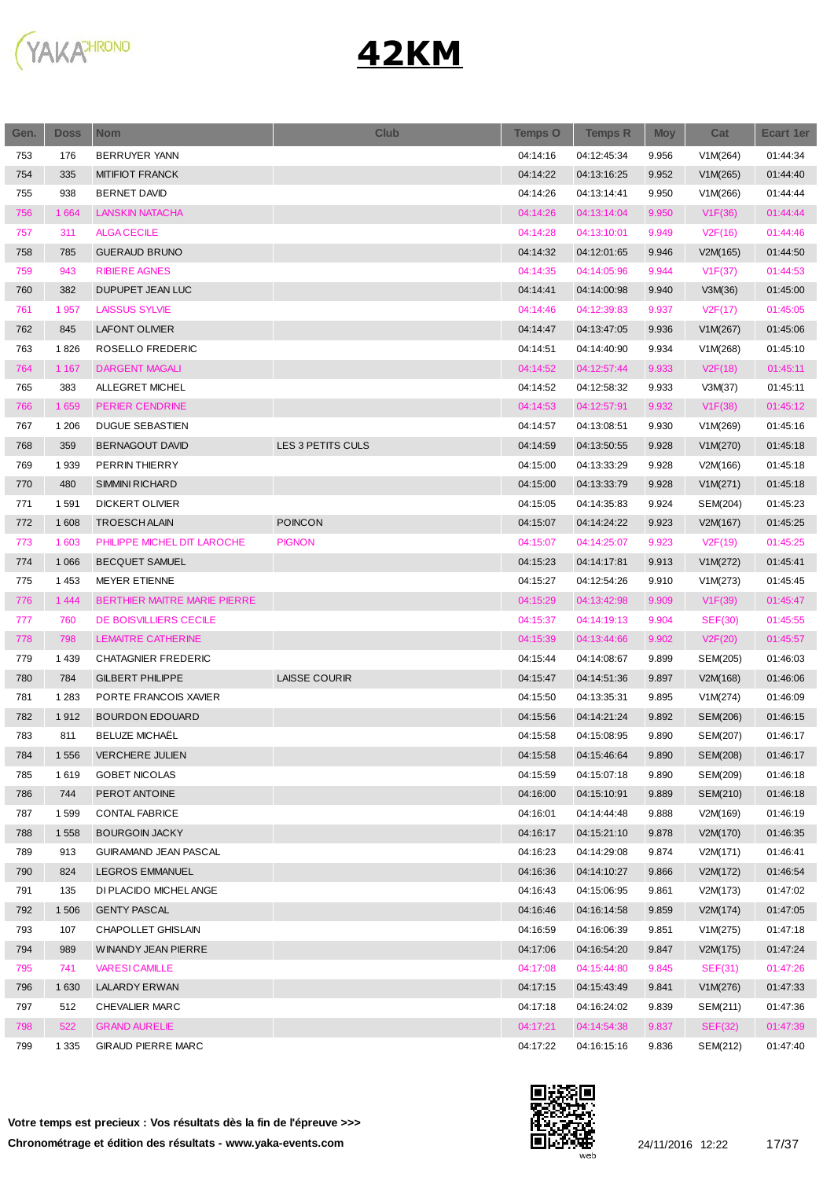# 42KM

| Gen. | Doss | Nom | Club | Temps O | Temps R | Moy | Cat | Ecart 1er |
|---|---|---|---|---|---|---|---|---|
| 753 | 176 | BERRUYER YANN | | 04:14:16 | 04:12:45:34 | 9.956 | V1M(264) | 01:44:34 |
| 754 | 335 | MITIFIOT FRANCK | | 04:14:22 | 04:13:16:25 | 9.952 | V1M(265) | 01:44:40 |
| 755 | 938 | BERNET DAVID | | 04:14:26 | 04:13:14:41 | 9.950 | V1M(266) | 01:44:44 |
| 756 | 1 664 | LANSKIN NATACHA | | 04:14:26 | 04:13:14:04 | 9.950 | V1F(36) | 01:44:44 |
| 757 | 311 | ALGA CECILE | | 04:14:28 | 04:13:10:01 | 9.949 | V2F(16) | 01:44:46 |
| 758 | 785 | GUERAUD BRUNO | | 04:14:32 | 04:12:01:65 | 9.946 | V2M(165) | 01:44:50 |
| 759 | 943 | RIBIERE AGNES | | 04:14:35 | 04:14:05:96 | 9.944 | V1F(37) | 01:44:53 |
| 760 | 382 | DUPUPET JEAN LUC | | 04:14:41 | 04:14:00:98 | 9.940 | V3M(36) | 01:45:00 |
| 761 | 1 957 | LAISSUS SYLVIE | | 04:14:46 | 04:12:39:83 | 9.937 | V2F(17) | 01:45:05 |
| 762 | 845 | LAFONT OLIVIER | | 04:14:47 | 04:13:47:05 | 9.936 | V1M(267) | 01:45:06 |
| 763 | 1 826 | ROSELLO FREDERIC | | 04:14:51 | 04:14:40:90 | 9.934 | V1M(268) | 01:45:10 |
| 764 | 1 167 | DARGENT MAGALI | | 04:14:52 | 04:12:57:44 | 9.933 | V2F(18) | 01:45:11 |
| 765 | 383 | ALLEGRET MICHEL | | 04:14:52 | 04:12:58:32 | 9.933 | V3M(37) | 01:45:11 |
| 766 | 1 659 | PERIER CENDRINE | | 04:14:53 | 04:12:57:91 | 9.932 | V1F(38) | 01:45:12 |
| 767 | 1 206 | DUGUE SEBASTIEN | | 04:14:57 | 04:13:08:51 | 9.930 | V1M(269) | 01:45:16 |
| 768 | 359 | BERNAGOUT DAVID | LES 3 PETITS CULS | 04:14:59 | 04:13:50:55 | 9.928 | V1M(270) | 01:45:18 |
| 769 | 1 939 | PERRIN THIERRY | | 04:15:00 | 04:13:33:29 | 9.928 | V2M(166) | 01:45:18 |
| 770 | 480 | SIMMINI RICHARD | | 04:15:00 | 04:13:33:79 | 9.928 | V1M(271) | 01:45:18 |
| 771 | 1 591 | DICKERT OLIVIER | | 04:15:05 | 04:14:35:83 | 9.924 | SEM(204) | 01:45:23 |
| 772 | 1 608 | TROESCH ALAIN | POINCON | 04:15:07 | 04:14:24:22 | 9.923 | V2M(167) | 01:45:25 |
| 773 | 1 603 | PHILIPPE MICHEL DIT LAROCHE | PIGNON | 04:15:07 | 04:14:25:07 | 9.923 | V2F(19) | 01:45:25 |
| 774 | 1 066 | BECQUET SAMUEL | | 04:15:23 | 04:14:17:81 | 9.913 | V1M(272) | 01:45:41 |
| 775 | 1 453 | MEYER ETIENNE | | 04:15:27 | 04:12:54:26 | 9.910 | V1M(273) | 01:45:45 |
| 776 | 1 444 | BERTHIER MAITRE MARIE PIERRE | | 04:15:29 | 04:13:42:98 | 9.909 | V1F(39) | 01:45:47 |
| 777 | 760 | DE BOISVILLIERS CECILE | | 04:15:37 | 04:14:19:13 | 9.904 | SEF(30) | 01:45:55 |
| 778 | 798 | LEMAITRE CATHERINE | | 04:15:39 | 04:13:44:66 | 9.902 | V2F(20) | 01:45:57 |
| 779 | 1 439 | CHATAGNIER FREDERIC | | 04:15:44 | 04:14:08:67 | 9.899 | SEM(205) | 01:46:03 |
| 780 | 784 | GILBERT PHILIPPE | LAISSE COURIR | 04:15:47 | 04:14:51:36 | 9.897 | V2M(168) | 01:46:06 |
| 781 | 1 283 | PORTE FRANCOIS XAVIER | | 04:15:50 | 04:13:35:31 | 9.895 | V1M(274) | 01:46:09 |
| 782 | 1 912 | BOURDON EDOUARD | | 04:15:56 | 04:14:21:24 | 9.892 | SEM(206) | 01:46:15 |
| 783 | 811 | BELUZE MICHAËL | | 04:15:58 | 04:15:08:95 | 9.890 | SEM(207) | 01:46:17 |
| 784 | 1 556 | VERCHERE JULIEN | | 04:15:58 | 04:15:46:64 | 9.890 | SEM(208) | 01:46:17 |
| 785 | 1 619 | GOBET NICOLAS | | 04:15:59 | 04:15:07:18 | 9.890 | SEM(209) | 01:46:18 |
| 786 | 744 | PEROT ANTOINE | | 04:16:00 | 04:15:10:91 | 9.889 | SEM(210) | 01:46:18 |
| 787 | 1 599 | CONTAL FABRICE | | 04:16:01 | 04:14:44:48 | 9.888 | V2M(169) | 01:46:19 |
| 788 | 1 558 | BOURGOIN JACKY | | 04:16:17 | 04:15:21:10 | 9.878 | V2M(170) | 01:46:35 |
| 789 | 913 | GUIRAMAND JEAN PASCAL | | 04:16:23 | 04:14:29:08 | 9.874 | V2M(171) | 01:46:41 |
| 790 | 824 | LEGROS EMMANUEL | | 04:16:36 | 04:14:10:27 | 9.866 | V2M(172) | 01:46:54 |
| 791 | 135 | DI PLACIDO MICHEL ANGE | | 04:16:43 | 04:15:06:95 | 9.861 | V2M(173) | 01:47:02 |
| 792 | 1 506 | GENTY PASCAL | | 04:16:46 | 04:16:14:58 | 9.859 | V2M(174) | 01:47:05 |
| 793 | 107 | CHAPOLLET GHISLAIN | | 04:16:59 | 04:16:06:39 | 9.851 | V1M(275) | 01:47:18 |
| 794 | 989 | WINANDY JEAN PIERRE | | 04:17:06 | 04:16:54:20 | 9.847 | V2M(175) | 01:47:24 |
| 795 | 741 | VARESI CAMILLE | | 04:17:08 | 04:15:44:80 | 9.845 | SEF(31) | 01:47:26 |
| 796 | 1 630 | LALARDY ERWAN | | 04:17:15 | 04:15:43:49 | 9.841 | V1M(276) | 01:47:33 |
| 797 | 512 | CHEVALIER MARC | | 04:17:18 | 04:16:24:02 | 9.839 | SEM(211) | 01:47:36 |
| 798 | 522 | GRAND AURELIE | | 04:17:21 | 04:14:54:38 | 9.837 | SEF(32) | 01:47:39 |
| 799 | 1 335 | GIRAUD PIERRE MARC | | 04:17:22 | 04:16:15:16 | 9.836 | SEM(212) | 01:47:40 |

**Votre temps est precieux : Vos résultats dès la fin de l'épreuve >>>**

**Chronométrage et édition des résultats - www.yaka-events.com**

24/11/2016 12:22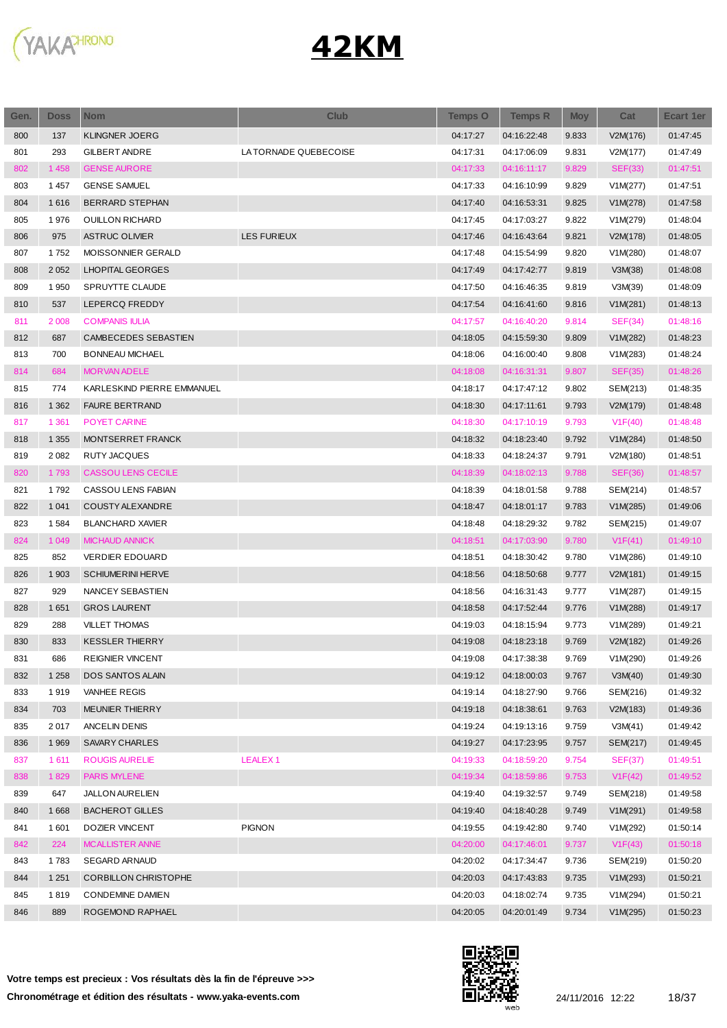# 42KM

| Gen. | Doss | Nom | Club | Temps O | Temps R | Moy | Cat | Ecart 1er |
|---|---|---|---|---|---|---|---|---|
| 800 | 137 | KLINGNER JOERG | | 04:17:27 | 04:16:22:48 | 9.833 | V2M(176) | 01:47:45 |
| 801 | 293 | GILBERT ANDRE | LA TORNADE QUEBECOISE | 04:17:31 | 04:17:06:09 | 9.831 | V2M(177) | 01:47:49 |
| 802 | 1 458 | GENSE AURORE | | 04:17:33 | 04:16:11:17 | 9.829 | SEF(33) | 01:47:51 |
| 803 | 1 457 | GENSE SAMUEL | | 04:17:33 | 04:16:10:99 | 9.829 | V1M(277) | 01:47:51 |
| 804 | 1 616 | BERRARD STEPHAN | | 04:17:40 | 04:16:53:31 | 9.825 | V1M(278) | 01:47:58 |
| 805 | 1 976 | OUILLON RICHARD | | 04:17:45 | 04:17:03:27 | 9.822 | V1M(279) | 01:48:04 |
| 806 | 975 | ASTRUC OLIVIER | LES FURIEUX | 04:17:46 | 04:16:43:64 | 9.821 | V2M(178) | 01:48:05 |
| 807 | 1 752 | MOISSONNIER GERALD | | 04:17:48 | 04:15:54:99 | 9.820 | V1M(280) | 01:48:07 |
| 808 | 2 052 | LHOPITAL GEORGES | | 04:17:49 | 04:17:42:77 | 9.819 | V3M(38) | 01:48:08 |
| 809 | 1 950 | SPRUYTTE CLAUDE | | 04:17:50 | 04:16:46:35 | 9.819 | V3M(39) | 01:48:09 |
| 810 | 537 | LEPERCQ FREDDY | | 04:17:54 | 04:16:41:60 | 9.816 | V1M(281) | 01:48:13 |
| 811 | 2 008 | COMPANIS IULIA | | 04:17:57 | 04:16:40:20 | 9.814 | SEF(34) | 01:48:16 |
| 812 | 687 | CAMBECEDES SEBASTIEN | | 04:18:05 | 04:15:59:30 | 9.809 | V1M(282) | 01:48:23 |
| 813 | 700 | BONNEAU MICHAEL | | 04:18:06 | 04:16:00:40 | 9.808 | V1M(283) | 01:48:24 |
| 814 | 684 | MORVAN ADELE | | 04:18:08 | 04:16:31:31 | 9.807 | SEF(35) | 01:48:26 |
| 815 | 774 | KARLESKIND PIERRE EMMANUEL | | 04:18:17 | 04:17:47:12 | 9.802 | SEM(213) | 01:48:35 |
| 816 | 1 362 | FAURE BERTRAND | | 04:18:30 | 04:17:11:61 | 9.793 | V2M(179) | 01:48:48 |
| 817 | 1 361 | POYET CARINE | | 04:18:30 | 04:17:10:19 | 9.793 | V1F(40) | 01:48:48 |
| 818 | 1 355 | MONTSERRET FRANCK | | 04:18:32 | 04:18:23:40 | 9.792 | V1M(284) | 01:48:50 |
| 819 | 2 082 | RUTY JACQUES | | 04:18:33 | 04:18:24:37 | 9.791 | V2M(180) | 01:48:51 |
| 820 | 1 793 | CASSOU LENS CECILE | | 04:18:39 | 04:18:02:13 | 9.788 | SEF(36) | 01:48:57 |
| 821 | 1 792 | CASSOU LENS FABIAN | | 04:18:39 | 04:18:01:58 | 9.788 | SEM(214) | 01:48:57 |
| 822 | 1 041 | COUSTY ALEXANDRE | | 04:18:47 | 04:18:01:17 | 9.783 | V1M(285) | 01:49:06 |
| 823 | 1 584 | BLANCHARD XAVIER | | 04:18:48 | 04:18:29:32 | 9.782 | SEM(215) | 01:49:07 |
| 824 | 1 049 | MICHAUD ANNICK | | 04:18:51 | 04:17:03:90 | 9.780 | V1F(41) | 01:49:10 |
| 825 | 852 | VERDIER EDOUARD | | 04:18:51 | 04:18:30:42 | 9.780 | V1M(286) | 01:49:10 |
| 826 | 1 903 | SCHIUMERINI HERVE | | 04:18:56 | 04:18:50:68 | 9.777 | V2M(181) | 01:49:15 |
| 827 | 929 | NANCEY SEBASTIEN | | 04:18:56 | 04:16:31:43 | 9.777 | V1M(287) | 01:49:15 |
| 828 | 1 651 | GROS LAURENT | | 04:18:58 | 04:17:52:44 | 9.776 | V1M(288) | 01:49:17 |
| 829 | 288 | VILLET THOMAS | | 04:19:03 | 04:18:15:94 | 9.773 | V1M(289) | 01:49:21 |
| 830 | 833 | KESSLER THIERRY | | 04:19:08 | 04:18:23:18 | 9.769 | V2M(182) | 01:49:26 |
| 831 | 686 | REIGNIER VINCENT | | 04:19:08 | 04:17:38:38 | 9.769 | V1M(290) | 01:49:26 |
| 832 | 1 258 | DOS SANTOS ALAIN | | 04:19:12 | 04:18:00:03 | 9.767 | V3M(40) | 01:49:30 |
| 833 | 1 919 | VANHEE REGIS | | 04:19:14 | 04:18:27:90 | 9.766 | SEM(216) | 01:49:32 |
| 834 | 703 | MEUNIER THIERRY | | 04:19:18 | 04:18:38:61 | 9.763 | V2M(183) | 01:49:36 |
| 835 | 2 017 | ANCELIN DENIS | | 04:19:24 | 04:19:13:16 | 9.759 | V3M(41) | 01:49:42 |
| 836 | 1 969 | SAVARY CHARLES | | 04:19:27 | 04:17:23:95 | 9.757 | SEM(217) | 01:49:45 |
| 837 | 1 611 | ROUGIS AURELIE | LEALEX 1 | 04:19:33 | 04:18:59:20 | 9.754 | SEF(37) | 01:49:51 |
| 838 | 1 829 | PARIS MYLENE | | 04:19:34 | 04:18:59:86 | 9.753 | V1F(42) | 01:49:52 |
| 839 | 647 | JALLON AURELIEN | | 04:19:40 | 04:19:32:57 | 9.749 | SEM(218) | 01:49:58 |
| 840 | 1 668 | BACHEROT GILLES | | 04:19:40 | 04:18:40:28 | 9.749 | V1M(291) | 01:49:58 |
| 841 | 1 601 | DOZIER VINCENT | PIGNON | 04:19:55 | 04:19:42:80 | 9.740 | V1M(292) | 01:50:14 |
| 842 | 224 | MCALLISTER ANNE | | 04:20:00 | 04:17:46:01 | 9.737 | V1F(43) | 01:50:18 |
| 843 | 1 783 | SEGARD ARNAUD | | 04:20:02 | 04:17:34:47 | 9.736 | SEM(219) | 01:50:20 |
| 844 | 1 251 | CORBILLON CHRISTOPHE | | 04:20:03 | 04:17:43:83 | 9.735 | V1M(293) | 01:50:21 |
| 845 | 1 819 | CONDEMINE DAMIEN | | 04:20:03 | 04:18:02:74 | 9.735 | V1M(294) | 01:50:21 |
| 846 | 889 | ROGEMOND RAPHAEL | | 04:20:05 | 04:20:01:49 | 9.734 | V1M(295) | 01:50:23 |

**Votre temps est precieux : Vos résultats dès la fin de l'épreuve >>>**

**Chronométrage et édition des résultats - www.yaka-events.com**

24/11/2016 12:22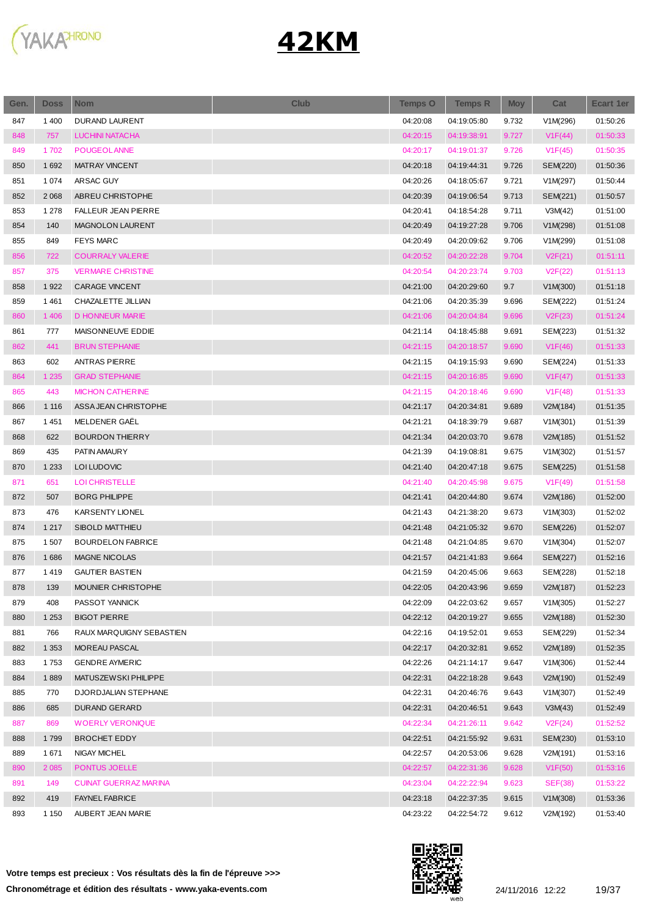# 42KM

| Gen. | Doss | Nom | Club | Temps O | Temps R | Moy | Cat | Ecart 1er |
|---|---|---|---|---|---|---|---|---|
| 847 | 1 400 | DURAND LAURENT | | 04:20:08 | 04:19:05:80 | 9.732 | V1M(296) | 01:50:26 |
| 848 | 757 | LUCHINI NATACHA | | 04:20:15 | 04:19:38:91 | 9.727 | V1F(44) | 01:50:33 |
| 849 | 1 702 | POUGEOL ANNE | | 04:20:17 | 04:19:01:37 | 9.726 | V1F(45) | 01:50:35 |
| 850 | 1 692 | MATRAY VINCENT | | 04:20:18 | 04:19:44:31 | 9.726 | SEM(220) | 01:50:36 |
| 851 | 1 074 | ARSAC GUY | | 04:20:26 | 04:18:05:67 | 9.721 | V1M(297) | 01:50:44 |
| 852 | 2 068 | ABREU CHRISTOPHE | | 04:20:39 | 04:19:06:54 | 9.713 | SEM(221) | 01:50:57 |
| 853 | 1 278 | FALLEUR JEAN PIERRE | | 04:20:41 | 04:18:54:28 | 9.711 | V3M(42) | 01:51:00 |
| 854 | 140 | MAGNOLON LAURENT | | 04:20:49 | 04:19:27:28 | 9.706 | V1M(298) | 01:51:08 |
| 855 | 849 | FEYS MARC | | 04:20:49 | 04:20:09:62 | 9.706 | V1M(299) | 01:51:08 |
| 856 | 722 | COURRALY VALERIE | | 04:20:52 | 04:20:22:28 | 9.704 | V2F(21) | 01:51:11 |
| 857 | 375 | VERMARE CHRISTINE | | 04:20:54 | 04:20:23:74 | 9.703 | V2F(22) | 01:51:13 |
| 858 | 1 922 | CARAGE VINCENT | | 04:21:00 | 04:20:29:60 | 9.7 | V1M(300) | 01:51:18 |
| 859 | 1 461 | CHAZALETTE JILLIAN | | 04:21:06 | 04:20:35:39 | 9.696 | SEM(222) | 01:51:24 |
| 860 | 1 406 | D HONNEUR MARIE | | 04:21:06 | 04:20:04:84 | 9.696 | V2F(23) | 01:51:24 |
| 861 | 777 | MAISONNEUVE EDDIE | | 04:21:14 | 04:18:45:88 | 9.691 | SEM(223) | 01:51:32 |
| 862 | 441 | BRUN STEPHANIE | | 04:21:15 | 04:20:18:57 | 9.690 | V1F(46) | 01:51:33 |
| 863 | 602 | ANTRAS PIERRE | | 04:21:15 | 04:19:15:93 | 9.690 | SEM(224) | 01:51:33 |
| 864 | 1 235 | GRAD STEPHANIE | | 04:21:15 | 04:20:16:85 | 9.690 | V1F(47) | 01:51:33 |
| 865 | 443 | MICHON CATHERINE | | 04:21:15 | 04:20:18:46 | 9.690 | V1F(48) | 01:51:33 |
| 866 | 1 116 | ASSA JEAN CHRISTOPHE | | 04:21:17 | 04:20:34:81 | 9.689 | V2M(184) | 01:51:35 |
| 867 | 1 451 | MELDENER GAËL | | 04:21:21 | 04:18:39:79 | 9.687 | V1M(301) | 01:51:39 |
| 868 | 622 | BOURDON THIERRY | | 04:21:34 | 04:20:03:70 | 9.678 | V2M(185) | 01:51:52 |
| 869 | 435 | PATIN AMAURY | | 04:21:39 | 04:19:08:81 | 9.675 | V1M(302) | 01:51:57 |
| 870 | 1 233 | LOI LUDOVIC | | 04:21:40 | 04:20:47:18 | 9.675 | SEM(225) | 01:51:58 |
| 871 | 651 | LOI CHRISTELLE | | 04:21:40 | 04:20:45:98 | 9.675 | V1F(49) | 01:51:58 |
| 872 | 507 | BORG PHILIPPE | | 04:21:41 | 04:20:44:80 | 9.674 | V2M(186) | 01:52:00 |
| 873 | 476 | KARSENTY LIONEL | | 04:21:43 | 04:21:38:20 | 9.673 | V1M(303) | 01:52:02 |
| 874 | 1 217 | SIBOLD MATTHIEU | | 04:21:48 | 04:21:05:32 | 9.670 | SEM(226) | 01:52:07 |
| 875 | 1 507 | BOURDELON FABRICE | | 04:21:48 | 04:21:04:85 | 9.670 | V1M(304) | 01:52:07 |
| 876 | 1 686 | MAGNE NICOLAS | | 04:21:57 | 04:21:41:83 | 9.664 | SEM(227) | 01:52:16 |
| 877 | 1 419 | GAUTIER BASTIEN | | 04:21:59 | 04:20:45:06 | 9.663 | SEM(228) | 01:52:18 |
| 878 | 139 | MOUNIER CHRISTOPHE | | 04:22:05 | 04:20:43:96 | 9.659 | V2M(187) | 01:52:23 |
| 879 | 408 | PASSOT YANNICK | | 04:22:09 | 04:22:03:62 | 9.657 | V1M(305) | 01:52:27 |
| 880 | 1 253 | BIGOT PIERRE | | 04:22:12 | 04:20:19:27 | 9.655 | V2M(188) | 01:52:30 |
| 881 | 766 | RAUX MARQUIGNY SEBASTIEN | | 04:22:16 | 04:19:52:01 | 9.653 | SEM(229) | 01:52:34 |
| 882 | 1 353 | MOREAU PASCAL | | 04:22:17 | 04:20:32:81 | 9.652 | V2M(189) | 01:52:35 |
| 883 | 1 753 | GENDRE AYMERIC | | 04:22:26 | 04:21:14:17 | 9.647 | V1M(306) | 01:52:44 |
| 884 | 1 889 | MATUSZEWSKI PHILIPPE | | 04:22:31 | 04:22:18:28 | 9.643 | V2M(190) | 01:52:49 |
| 885 | 770 | DJORDJALIAN STEPHANE | | 04:22:31 | 04:20:46:76 | 9.643 | V1M(307) | 01:52:49 |
| 886 | 685 | DURAND GERARD | | 04:22:31 | 04:20:46:51 | 9.643 | V3M(43) | 01:52:49 |
| 887 | 869 | WOERLY VERONIQUE | | 04:22:34 | 04:21:26:11 | 9.642 | V2F(24) | 01:52:52 |
| 888 | 1 799 | BROCHET EDDY | | 04:22:51 | 04:21:55:92 | 9.631 | SEM(230) | 01:53:10 |
| 889 | 1 671 | NIGAY MICHEL | | 04:22:57 | 04:20:53:06 | 9.628 | V2M(191) | 01:53:16 |
| 890 | 2 085 | PONTUS JOELLE | | 04:22:57 | 04:22:31:36 | 9.628 | V1F(50) | 01:53:16 |
| 891 | 149 | CUINAT GUERRAZ MARINA | | 04:23:04 | 04:22:22:94 | 9.623 | SEF(38) | 01:53:22 |
| 892 | 419 | FAYNEL FABRICE | | 04:23:18 | 04:22:37:35 | 9.615 | V1M(308) | 01:53:36 |
| 893 | 1 150 | AUBERT JEAN MARIE | | 04:23:22 | 04:22:54:72 | 9.612 | V2M(192) | 01:53:40 |

**Votre temps est precieux : Vos résultats dès la fin de l'épreuve >>>**

**Chronométrage et édition des résultats - www.yaka-events.com**

24/11/2016 12:22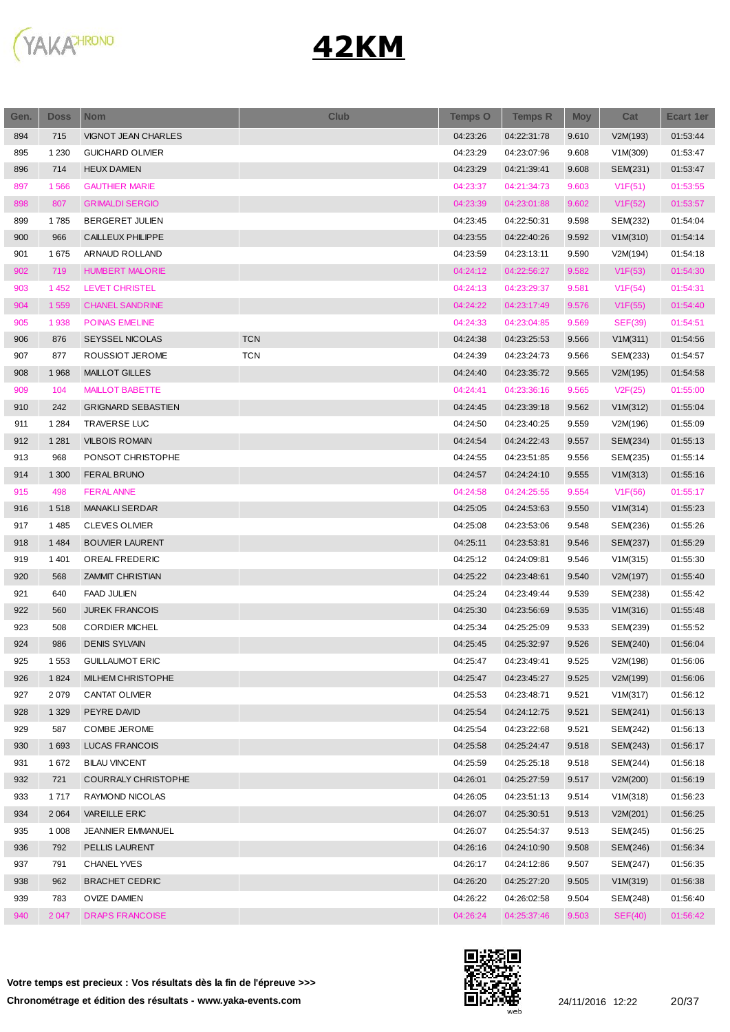# 42KM

| Gen. | Doss | Nom | Club | Temps O | Temps R | Moy | Cat | Ecart 1er |
|---|---|---|---|---|---|---|---|---|
| 894 | 715 | VIGNOT JEAN CHARLES | | 04:23:26 | 04:22:31:78 | 9.610 | V2M(193) | 01:53:44 |
| 895 | 1 230 | GUICHARD OLIVIER | | 04:23:29 | 04:23:07:96 | 9.608 | V1M(309) | 01:53:47 |
| 896 | 714 | HEUX DAMIEN | | 04:23:29 | 04:21:39:41 | 9.608 | SEM(231) | 01:53:47 |
| 897 | 1 566 | GAUTHIER MARIE | | 04:23:37 | 04:21:34:73 | 9.603 | V1F(51) | 01:53:55 |
| 898 | 807 | GRIMALDI SERGIO | | 04:23:39 | 04:23:01:88 | 9.602 | V1F(52) | 01:53:57 |
| 899 | 1 785 | BERGERET JULIEN | | 04:23:45 | 04:22:50:31 | 9.598 | SEM(232) | 01:54:04 |
| 900 | 966 | CAILLEUX PHILIPPE | | 04:23:55 | 04:22:40:26 | 9.592 | V1M(310) | 01:54:14 |
| 901 | 1 675 | ARNAUD ROLLAND | | 04:23:59 | 04:23:13:11 | 9.590 | V2M(194) | 01:54:18 |
| 902 | 719 | HUMBERT MALORIE | | 04:24:12 | 04:22:56:27 | 9.582 | V1F(53) | 01:54:30 |
| 903 | 1 452 | LEVET CHRISTEL | | 04:24:13 | 04:23:29:37 | 9.581 | V1F(54) | 01:54:31 |
| 904 | 1 559 | CHANEL SANDRINE | | 04:24:22 | 04:23:17:49 | 9.576 | V1F(55) | 01:54:40 |
| 905 | 1 938 | POINAS EMELINE | | 04:24:33 | 04:23:04:85 | 9.569 | SEF(39) | 01:54:51 |
| 906 | 876 | SEYSSEL NICOLAS | TCN | 04:24:38 | 04:23:25:53 | 9.566 | V1M(311) | 01:54:56 |
| 907 | 877 | ROUSSIOT JEROME | TCN | 04:24:39 | 04:23:24:73 | 9.566 | SEM(233) | 01:54:57 |
| 908 | 1 968 | MAILLOT GILLES | | 04:24:40 | 04:23:35:72 | 9.565 | V2M(195) | 01:54:58 |
| 909 | 104 | MAILLOT BABETTE | | 04:24:41 | 04:23:36:16 | 9.565 | V2F(25) | 01:55:00 |
| 910 | 242 | GRIGNARD SEBASTIEN | | 04:24:45 | 04:23:39:18 | 9.562 | V1M(312) | 01:55:04 |
| 911 | 1 284 | TRAVERSE LUC | | 04:24:50 | 04:23:40:25 | 9.559 | V2M(196) | 01:55:09 |
| 912 | 1 281 | VILBOIS ROMAIN | | 04:24:54 | 04:24:22:43 | 9.557 | SEM(234) | 01:55:13 |
| 913 | 968 | PONSOT CHRISTOPHE | | 04:24:55 | 04:23:51:85 | 9.556 | SEM(235) | 01:55:14 |
| 914 | 1 300 | FERAL BRUNO | | 04:24:57 | 04:24:24:10 | 9.555 | V1M(313) | 01:55:16 |
| 915 | 498 | FERAL ANNE | | 04:24:58 | 04:24:25:55 | 9.554 | V1F(56) | 01:55:17 |
| 916 | 1 518 | MANAKLI SERDAR | | 04:25:05 | 04:24:53:63 | 9.550 | V1M(314) | 01:55:23 |
| 917 | 1 485 | CLEVES OLIVIER | | 04:25:08 | 04:23:53:06 | 9.548 | SEM(236) | 01:55:26 |
| 918 | 1 484 | BOUVIER LAURENT | | 04:25:11 | 04:23:53:81 | 9.546 | SEM(237) | 01:55:29 |
| 919 | 1 401 | OREAL FREDERIC | | 04:25:12 | 04:24:09:81 | 9.546 | V1M(315) | 01:55:30 |
| 920 | 568 | ZAMMIT CHRISTIAN | | 04:25:22 | 04:23:48:61 | 9.540 | V2M(197) | 01:55:40 |
| 921 | 640 | FAAD JULIEN | | 04:25:24 | 04:23:49:44 | 9.539 | SEM(238) | 01:55:42 |
| 922 | 560 | JUREK FRANCOIS | | 04:25:30 | 04:23:56:69 | 9.535 | V1M(316) | 01:55:48 |
| 923 | 508 | CORDIER MICHEL | | 04:25:34 | 04:25:25:09 | 9.533 | SEM(239) | 01:55:52 |
| 924 | 986 | DENIS SYLVAIN | | 04:25:45 | 04:25:32:97 | 9.526 | SEM(240) | 01:56:04 |
| 925 | 1 553 | GUILLAUMOT ERIC | | 04:25:47 | 04:23:49:41 | 9.525 | V2M(198) | 01:56:06 |
| 926 | 1 824 | MILHEM CHRISTOPHE | | 04:25:47 | 04:23:45:27 | 9.525 | V2M(199) | 01:56:06 |
| 927 | 2 079 | CANTAT OLIVIER | | 04:25:53 | 04:23:48:71 | 9.521 | V1M(317) | 01:56:12 |
| 928 | 1 329 | PEYRE DAVID | | 04:25:54 | 04:24:12:75 | 9.521 | SEM(241) | 01:56:13 |
| 929 | 587 | COMBE JEROME | | 04:25:54 | 04:23:22:68 | 9.521 | SEM(242) | 01:56:13 |
| 930 | 1 693 | LUCAS FRANCOIS | | 04:25:58 | 04:25:24:47 | 9.518 | SEM(243) | 01:56:17 |
| 931 | 1 672 | BILAU VINCENT | | 04:25:59 | 04:25:25:18 | 9.518 | SEM(244) | 01:56:18 |
| 932 | 721 | COURRALY CHRISTOPHE | | 04:26:01 | 04:25:27:59 | 9.517 | V2M(200) | 01:56:19 |
| 933 | 1 717 | RAYMOND NICOLAS | | 04:26:05 | 04:23:51:13 | 9.514 | V1M(318) | 01:56:23 |
| 934 | 2 064 | VAREILLE ERIC | | 04:26:07 | 04:25:30:51 | 9.513 | V2M(201) | 01:56:25 |
| 935 | 1 008 | JEANNIER EMMANUEL | | 04:26:07 | 04:25:54:37 | 9.513 | SEM(245) | 01:56:25 |
| 936 | 792 | PELLIS LAURENT | | 04:26:16 | 04:24:10:90 | 9.508 | SEM(246) | 01:56:34 |
| 937 | 791 | CHANEL YVES | | 04:26:17 | 04:24:12:86 | 9.507 | SEM(247) | 01:56:35 |
| 938 | 962 | BRACHET CEDRIC | | 04:26:20 | 04:25:27:20 | 9.505 | V1M(319) | 01:56:38 |
| 939 | 783 | OVIZE DAMIEN | | 04:26:22 | 04:26:02:58 | 9.504 | SEM(248) | 01:56:40 |
| 940 | 2 047 | DRAPS FRANCOISE | | 04:26:24 | 04:25:37:46 | 9.503 | SEF(40) | 01:56:42 |

**Votre temps est precieux : Vos résultats dès la fin de l'épreuve >>>**

**Chronométrage et édition des résultats - www.yaka-events.com**

24/11/2016 12:22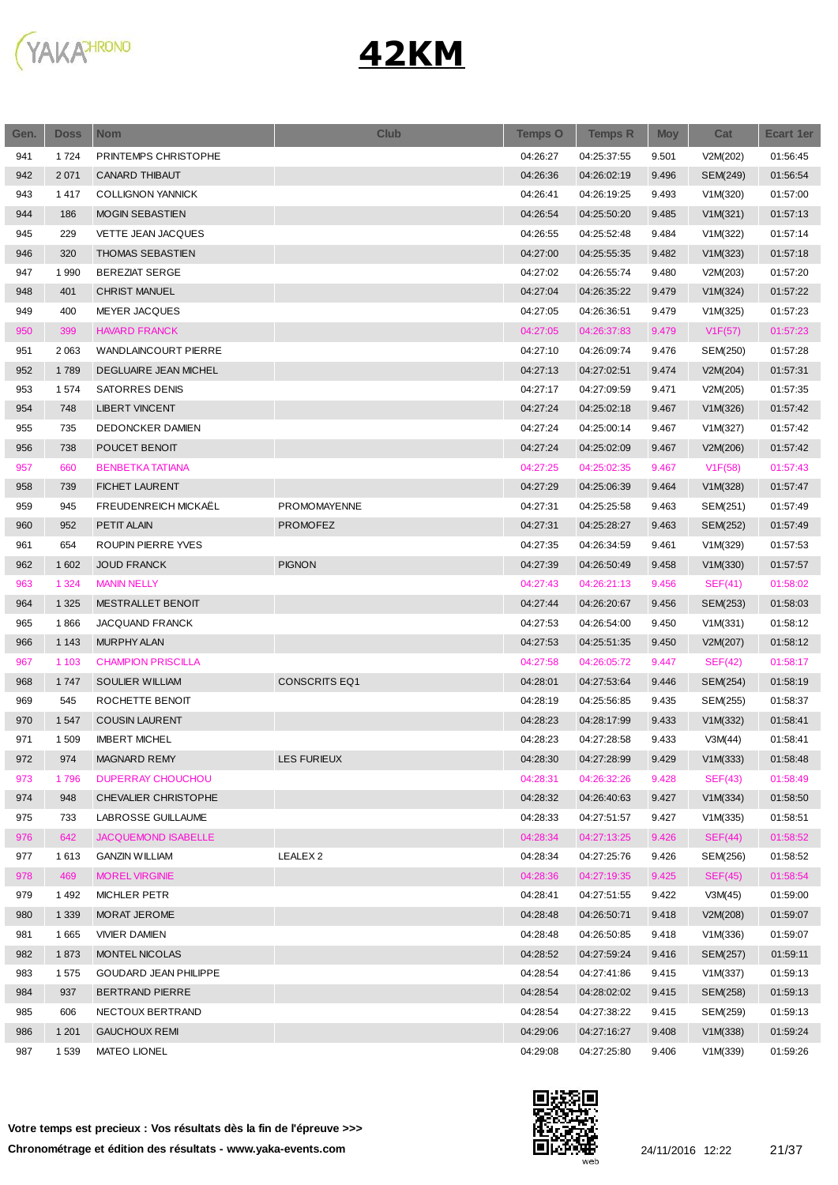# 42KM

| Gen. | Doss | Nom | Club | Temps O | Temps R | Moy | Cat | Ecart 1er |
|---|---|---|---|---|---|---|---|---|
| 941 | 1 724 | PRINTEMPS CHRISTOPHE | | 04:26:27 | 04:25:37:55 | 9.501 | V2M(202) | 01:56:45 |
| 942 | 2 071 | CANARD THIBAUT | | 04:26:36 | 04:26:02:19 | 9.496 | SEM(249) | 01:56:54 |
| 943 | 1 417 | COLLIGNON YANNICK | | 04:26:41 | 04:26:19:25 | 9.493 | V1M(320) | 01:57:00 |
| 944 | 186 | MOGIN SEBASTIEN | | 04:26:54 | 04:25:50:20 | 9.485 | V1M(321) | 01:57:13 |
| 945 | 229 | VETTE JEAN JACQUES | | 04:26:55 | 04:25:52:48 | 9.484 | V1M(322) | 01:57:14 |
| 946 | 320 | THOMAS SEBASTIEN | | 04:27:00 | 04:25:55:35 | 9.482 | V1M(323) | 01:57:18 |
| 947 | 1 990 | BEREZIAT SERGE | | 04:27:02 | 04:26:55:74 | 9.480 | V2M(203) | 01:57:20 |
| 948 | 401 | CHRIST MANUEL | | 04:27:04 | 04:26:35:22 | 9.479 | V1M(324) | 01:57:22 |
| 949 | 400 | MEYER JACQUES | | 04:27:05 | 04:26:36:51 | 9.479 | V1M(325) | 01:57:23 |
| 950 | 399 | HAVARD FRANCK | | 04:27:05 | 04:26:37:83 | 9.479 | V1F(57) | 01:57:23 |
| 951 | 2 063 | WANDLAINCOURT PIERRE | | 04:27:10 | 04:26:09:74 | 9.476 | SEM(250) | 01:57:28 |
| 952 | 1 789 | DEGLUAIRE JEAN MICHEL | | 04:27:13 | 04:27:02:51 | 9.474 | V2M(204) | 01:57:31 |
| 953 | 1 574 | SATORRES DENIS | | 04:27:17 | 04:27:09:59 | 9.471 | V2M(205) | 01:57:35 |
| 954 | 748 | LIBERT VINCENT | | 04:27:24 | 04:25:02:18 | 9.467 | V1M(326) | 01:57:42 |
| 955 | 735 | DEDONCKER DAMIEN | | 04:27:24 | 04:25:00:14 | 9.467 | V1M(327) | 01:57:42 |
| 956 | 738 | POUCET BENOIT | | 04:27:24 | 04:25:02:09 | 9.467 | V2M(206) | 01:57:42 |
| 957 | 660 | BENBETKA TATIANA | | 04:27:25 | 04:25:02:35 | 9.467 | V1F(58) | 01:57:43 |
| 958 | 739 | FICHET LAURENT | | 04:27:29 | 04:25:06:39 | 9.464 | V1M(328) | 01:57:47 |
| 959 | 945 | FREUDENREICH MICKAËL | PROMOMAYENNE | 04:27:31 | 04:25:25:58 | 9.463 | SEM(251) | 01:57:49 |
| 960 | 952 | PETIT ALAIN | PROMOFEZ | 04:27:31 | 04:25:28:27 | 9.463 | SEM(252) | 01:57:49 |
| 961 | 654 | ROUPIN PIERRE YVES | | 04:27:35 | 04:26:34:59 | 9.461 | V1M(329) | 01:57:53 |
| 962 | 1 602 | JOUD FRANCK | PIGNON | 04:27:39 | 04:26:50:49 | 9.458 | V1M(330) | 01:57:57 |
| 963 | 1 324 | MANIN NELLY | | 04:27:43 | 04:26:21:13 | 9.456 | SEF(41) | 01:58:02 |
| 964 | 1 325 | MESTRALLET BENOIT | | 04:27:44 | 04:26:20:67 | 9.456 | SEM(253) | 01:58:03 |
| 965 | 1 866 | JACQUAND FRANCK | | 04:27:53 | 04:26:54:00 | 9.450 | V1M(331) | 01:58:12 |
| 966 | 1 143 | MURPHY ALAN | | 04:27:53 | 04:25:51:35 | 9.450 | V2M(207) | 01:58:12 |
| 967 | 1 103 | CHAMPION PRISCILLA | | 04:27:58 | 04:26:05:72 | 9.447 | SEF(42) | 01:58:17 |
| 968 | 1 747 | SOULIER WILLIAM | CONSCRITS EQ1 | 04:28:01 | 04:27:53:64 | 9.446 | SEM(254) | 01:58:19 |
| 969 | 545 | ROCHETTE BENOIT | | 04:28:19 | 04:25:56:85 | 9.435 | SEM(255) | 01:58:37 |
| 970 | 1 547 | COUSIN LAURENT | | 04:28:23 | 04:28:17:99 | 9.433 | V1M(332) | 01:58:41 |
| 971 | 1 509 | IMBERT MICHEL | | 04:28:23 | 04:27:28:58 | 9.433 | V3M(44) | 01:58:41 |
| 972 | 974 | MAGNARD REMY | LES FURIEUX | 04:28:30 | 04:27:28:99 | 9.429 | V1M(333) | 01:58:48 |
| 973 | 1 796 | DUPERRAY CHOUCHOU | | 04:28:31 | 04:26:32:26 | 9.428 | SEF(43) | 01:58:49 |
| 974 | 948 | CHEVALIER CHRISTOPHE | | 04:28:32 | 04:26:40:63 | 9.427 | V1M(334) | 01:58:50 |
| 975 | 733 | LABROSSE GUILLAUME | | 04:28:33 | 04:27:51:57 | 9.427 | V1M(335) | 01:58:51 |
| 976 | 642 | JACQUEMOND ISABELLE | | 04:28:34 | 04:27:13:25 | 9.426 | SEF(44) | 01:58:52 |
| 977 | 1 613 | GANZIN WILLIAM | LEALEX 2 | 04:28:34 | 04:27:25:76 | 9.426 | SEM(256) | 01:58:52 |
| 978 | 469 | MOREL VIRGINIE | | 04:28:36 | 04:27:19:35 | 9.425 | SEF(45) | 01:58:54 |
| 979 | 1 492 | MICHLER PETR | | 04:28:41 | 04:27:51:55 | 9.422 | V3M(45) | 01:59:00 |
| 980 | 1 339 | MORAT JEROME | | 04:28:48 | 04:26:50:71 | 9.418 | V2M(208) | 01:59:07 |
| 981 | 1 665 | VIVIER DAMIEN | | 04:28:48 | 04:26:50:85 | 9.418 | V1M(336) | 01:59:07 |
| 982 | 1 873 | MONTEL NICOLAS | | 04:28:52 | 04:27:59:24 | 9.416 | SEM(257) | 01:59:11 |
| 983 | 1 575 | GOUDARD JEAN PHILIPPE | | 04:28:54 | 04:27:41:86 | 9.415 | V1M(337) | 01:59:13 |
| 984 | 937 | BERTRAND PIERRE | | 04:28:54 | 04:28:02:02 | 9.415 | SEM(258) | 01:59:13 |
| 985 | 606 | NECTOUX BERTRAND | | 04:28:54 | 04:27:38:22 | 9.415 | SEM(259) | 01:59:13 |
| 986 | 1 201 | GAUCHOUX REMI | | 04:29:06 | 04:27:16:27 | 9.408 | V1M(338) | 01:59:24 |
| 987 | 1 539 | MATEO LIONEL | | 04:29:08 | 04:27:25:80 | 9.406 | V1M(339) | 01:59:26 |

**Votre temps est precieux : Vos résultats dès la fin de l'épreuve >>>**

**Chronométrage et édition des résultats - www.yaka-events.com**

24/11/2016 12:22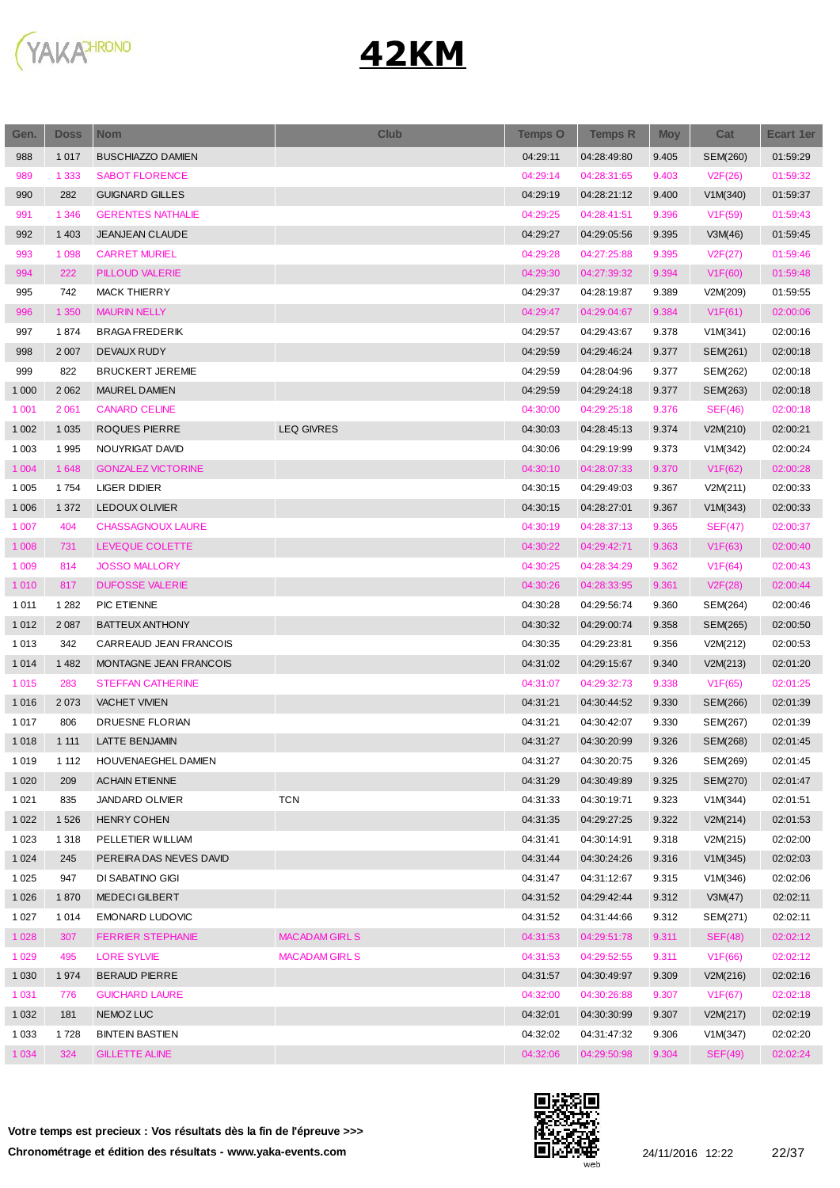# 42KM

| Gen. | Doss | Nom | Club | Temps O | Temps R | Moy | Cat | Ecart 1er |
|---|---|---|---|---|---|---|---|---|
| 988 | 1 017 | BUSCHIAZZO DAMIEN | | 04:29:11 | 04:28:49:80 | 9.405 | SEM(260) | 01:59:29 |
| 989 | 1 333 | SABOT FLORENCE | | 04:29:14 | 04:28:31:65 | 9.403 | V2F(26) | 01:59:32 |
| 990 | 282 | GUIGNARD GILLES | | 04:29:19 | 04:28:21:12 | 9.400 | V1M(340) | 01:59:37 |
| 991 | 1 346 | GERENTES NATHALIE | | 04:29:25 | 04:28:41:51 | 9.396 | V1F(59) | 01:59:43 |
| 992 | 1 403 | JEANJEAN CLAUDE | | 04:29:27 | 04:29:05:56 | 9.395 | V3M(46) | 01:59:45 |
| 993 | 1 098 | CARRET MURIEL | | 04:29:28 | 04:27:25:88 | 9.395 | V2F(27) | 01:59:46 |
| 994 | 222 | PILLOUD VALERIE | | 04:29:30 | 04:27:39:32 | 9.394 | V1F(60) | 01:59:48 |
| 995 | 742 | MACK THIERRY | | 04:29:37 | 04:28:19:87 | 9.389 | V2M(209) | 01:59:55 |
| 996 | 1 350 | MAURIN NELLY | | 04:29:47 | 04:29:04:67 | 9.384 | V1F(61) | 02:00:06 |
| 997 | 1 874 | BRAGA FREDERIK | | 04:29:57 | 04:29:43:67 | 9.378 | V1M(341) | 02:00:16 |
| 998 | 2 007 | DEVAUX RUDY | | 04:29:59 | 04:29:46:24 | 9.377 | SEM(261) | 02:00:18 |
| 999 | 822 | BRUCKERT JEREMIE | | 04:29:59 | 04:28:04:96 | 9.377 | SEM(262) | 02:00:18 |
| 1 000 | 2 062 | MAUREL DAMIEN | | 04:29:59 | 04:29:24:18 | 9.377 | SEM(263) | 02:00:18 |
| 1 001 | 2 061 | CANARD CELINE | | 04:30:00 | 04:29:25:18 | 9.376 | SEF(46) | 02:00:18 |
| 1 002 | 1 035 | ROQUES PIERRE | LEQ GIVRES | 04:30:03 | 04:28:45:13 | 9.374 | V2M(210) | 02:00:21 |
| 1 003 | 1 995 | NOUYRIGAT DAVID | | 04:30:06 | 04:29:19:99 | 9.373 | V1M(342) | 02:00:24 |
| 1 004 | 1 648 | GONZALEZ VICTORINE | | 04:30:10 | 04:28:07:33 | 9.370 | V1F(62) | 02:00:28 |
| 1 005 | 1 754 | LIGER DIDIER | | 04:30:15 | 04:29:49:03 | 9.367 | V2M(211) | 02:00:33 |
| 1 006 | 1 372 | LEDOUX OLIVIER | | 04:30:15 | 04:28:27:01 | 9.367 | V1M(343) | 02:00:33 |
| 1 007 | 404 | CHASSAGNOUX LAURE | | 04:30:19 | 04:28:37:13 | 9.365 | SEF(47) | 02:00:37 |
| 1 008 | 731 | LEVEQUE COLETTE | | 04:30:22 | 04:29:42:71 | 9.363 | V1F(63) | 02:00:40 |
| 1 009 | 814 | JOSSO MALLORY | | 04:30:25 | 04:28:34:29 | 9.362 | V1F(64) | 02:00:43 |
| 1 010 | 817 | DUFOSSE VALERIE | | 04:30:26 | 04:28:33:95 | 9.361 | V2F(28) | 02:00:44 |
| 1 011 | 1 282 | PIC ETIENNE | | 04:30:28 | 04:29:56:74 | 9.360 | SEM(264) | 02:00:46 |
| 1 012 | 2 087 | BATTEUX ANTHONY | | 04:30:32 | 04:29:00:74 | 9.358 | SEM(265) | 02:00:50 |
| 1 013 | 342 | CARREAUD JEAN FRANCOIS | | 04:30:35 | 04:29:23:81 | 9.356 | V2M(212) | 02:00:53 |
| 1 014 | 1 482 | MONTAGNE JEAN FRANCOIS | | 04:31:02 | 04:29:15:67 | 9.340 | V2M(213) | 02:01:20 |
| 1 015 | 283 | STEFFAN CATHERINE | | 04:31:07 | 04:29:32:73 | 9.338 | V1F(65) | 02:01:25 |
| 1 016 | 2 073 | VACHET VIVIEN | | 04:31:21 | 04:30:44:52 | 9.330 | SEM(266) | 02:01:39 |
| 1 017 | 806 | DRUESNE FLORIAN | | 04:31:21 | 04:30:42:07 | 9.330 | SEM(267) | 02:01:39 |
| 1 018 | 1 111 | LATTE BENJAMIN | | 04:31:27 | 04:30:20:99 | 9.326 | SEM(268) | 02:01:45 |
| 1 019 | 1 112 | HOUVENAEGHEL DAMIEN | | 04:31:27 | 04:30:20:75 | 9.326 | SEM(269) | 02:01:45 |
| 1 020 | 209 | ACHAIN ETIENNE | | 04:31:29 | 04:30:49:89 | 9.325 | SEM(270) | 02:01:47 |
| 1 021 | 835 | JANDARD OLIVIER | TCN | 04:31:33 | 04:30:19:71 | 9.323 | V1M(344) | 02:01:51 |
| 1 022 | 1 526 | HENRY COHEN | | 04:31:35 | 04:29:27:25 | 9.322 | V2M(214) | 02:01:53 |
| 1 023 | 1 318 | PELLETIER WILLIAM | | 04:31:41 | 04:30:14:91 | 9.318 | V2M(215) | 02:02:00 |
| 1 024 | 245 | PEREIRA DAS NEVES DAVID | | 04:31:44 | 04:30:24:26 | 9.316 | V1M(345) | 02:02:03 |
| 1 025 | 947 | DI SABATINO GIGI | | 04:31:47 | 04:31:12:67 | 9.315 | V1M(346) | 02:02:06 |
| 1 026 | 1 870 | MEDECI GILBERT | | 04:31:52 | 04:29:42:44 | 9.312 | V3M(47) | 02:02:11 |
| 1 027 | 1 014 | EMONARD LUDOVIC | | 04:31:52 | 04:31:44:66 | 9.312 | SEM(271) | 02:02:11 |
| 1 028 | 307 | FERRIER STEPHANIE | MACADAM GIRLS | 04:31:53 | 04:29:51:78 | 9.311 | SEF(48) | 02:02:12 |
| 1 029 | 495 | LORE SYLVIE | MACADAM GIRLS | 04:31:53 | 04:29:52:55 | 9.311 | V1F(66) | 02:02:12 |
| 1 030 | 1 974 | BERAUD PIERRE | | 04:31:57 | 04:30:49:97 | 9.309 | V2M(216) | 02:02:16 |
| 1 031 | 776 | GUICHARD LAURE | | 04:32:00 | 04:30:26:88 | 9.307 | V1F(67) | 02:02:18 |
| 1 032 | 181 | NEMOZ LUC | | 04:32:01 | 04:30:30:99 | 9.307 | V2M(217) | 02:02:19 |
| 1 033 | 1 728 | BINTEIN BASTIEN | | 04:32:02 | 04:31:47:32 | 9.306 | V1M(347) | 02:02:20 |
| 1 034 | 324 | GILLETTE ALINE | | 04:32:06 | 04:29:50:98 | 9.304 | SEF(49) | 02:02:24 |

**Votre temps est precieux : Vos résultats dès la fin de l'épreuve >>>**

**Chronométrage et édition des résultats - www.yaka-events.com**

24/11/2016 12:22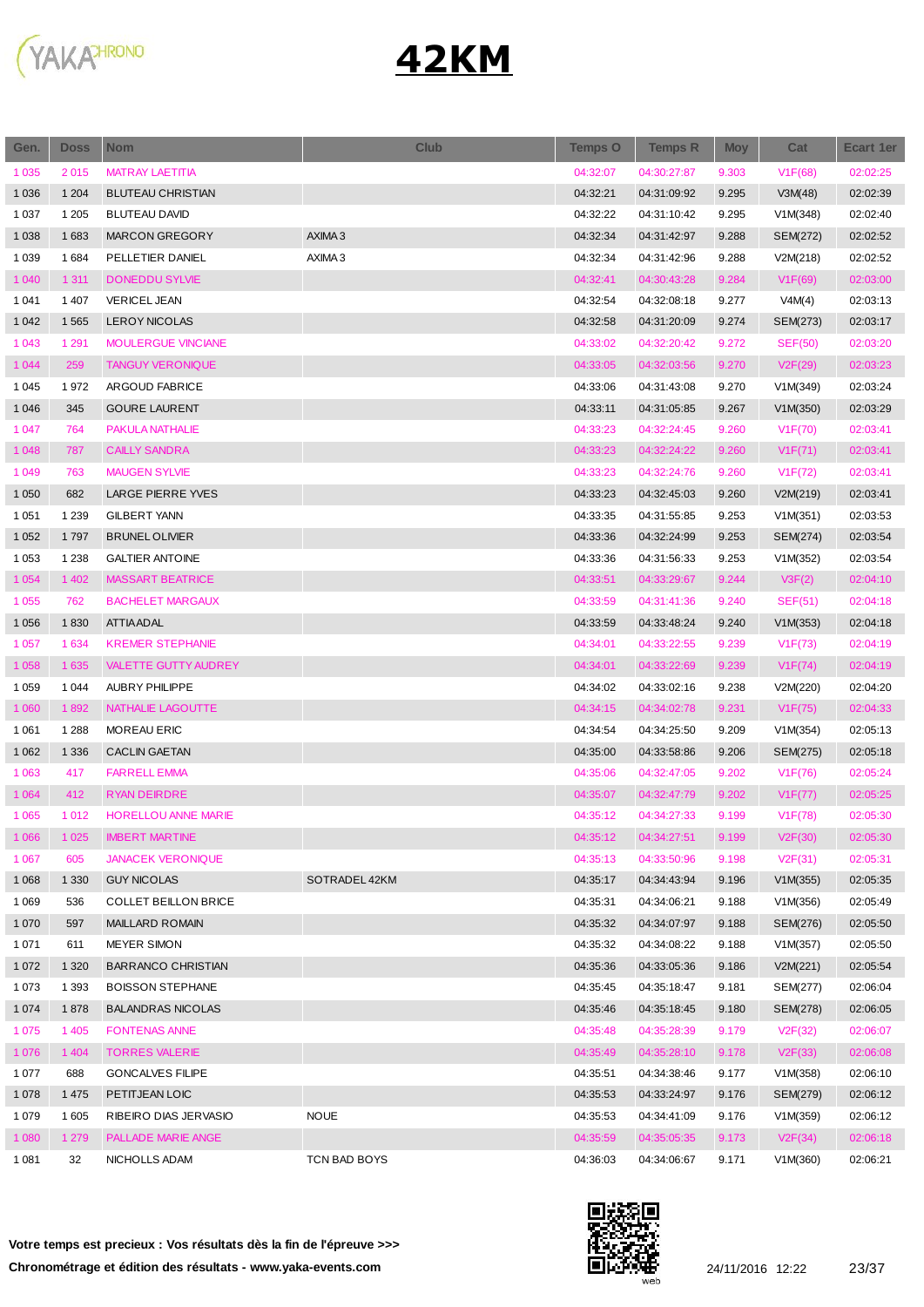# 42KM

| Gen. | Doss | Nom | Club | Temps O | Temps R | Moy | Cat | Ecart 1er |
|---|---|---|---|---|---|---|---|---|
| 1 035 | 2 015 | MATRAY LAETITIA | | 04:32:07 | 04:30:27:87 | 9.303 | V1F(68) | 02:02:25 |
| 1 036 | 1 204 | BLUTEAU CHRISTIAN | | 04:32:21 | 04:31:09:92 | 9.295 | V3M(48) | 02:02:39 |
| 1 037 | 1 205 | BLUTEAU DAVID | | 04:32:22 | 04:31:10:42 | 9.295 | V1M(348) | 02:02:40 |
| 1 038 | 1 683 | MARCON GREGORY | AXIMA 3 | 04:32:34 | 04:31:42:97 | 9.288 | SEM(272) | 02:02:52 |
| 1 039 | 1 684 | PELLETIER DANIEL | AXIMA 3 | 04:32:34 | 04:31:42:96 | 9.288 | V2M(218) | 02:02:52 |
| 1 040 | 1 311 | DONEDDU SYLVIE | | 04:32:41 | 04:30:43:28 | 9.284 | V1F(69) | 02:03:00 |
| 1 041 | 1 407 | VERICEL JEAN | | 04:32:54 | 04:32:08:18 | 9.277 | V4M(4) | 02:03:13 |
| 1 042 | 1 565 | LEROY NICOLAS | | 04:32:58 | 04:31:20:09 | 9.274 | SEM(273) | 02:03:17 |
| 1 043 | 1 291 | MOULERGUE VINCIANE | | 04:33:02 | 04:32:20:42 | 9.272 | SEF(50) | 02:03:20 |
| 1 044 | 259 | TANGUY VERONIQUE | | 04:33:05 | 04:32:03:56 | 9.270 | V2F(29) | 02:03:23 |
| 1 045 | 1 972 | ARGOUD FABRICE | | 04:33:06 | 04:31:43:08 | 9.270 | V1M(349) | 02:03:24 |
| 1 046 | 345 | GOURE LAURENT | | 04:33:11 | 04:31:05:85 | 9.267 | V1M(350) | 02:03:29 |
| 1 047 | 764 | PAKULA NATHALIE | | 04:33:23 | 04:32:24:45 | 9.260 | V1F(70) | 02:03:41 |
| 1 048 | 787 | CAILLY SANDRA | | 04:33:23 | 04:32:24:22 | 9.260 | V1F(71) | 02:03:41 |
| 1 049 | 763 | MAUGEN SYLVIE | | 04:33:23 | 04:32:24:76 | 9.260 | V1F(72) | 02:03:41 |
| 1 050 | 682 | LARGE PIERRE YVES | | 04:33:23 | 04:32:45:03 | 9.260 | V2M(219) | 02:03:41 |
| 1 051 | 1 239 | GILBERT YANN | | 04:33:35 | 04:31:55:85 | 9.253 | V1M(351) | 02:03:53 |
| 1 052 | 1 797 | BRUNEL OLIVIER | | 04:33:36 | 04:32:24:99 | 9.253 | SEM(274) | 02:03:54 |
| 1 053 | 1 238 | GALTIER ANTOINE | | 04:33:36 | 04:31:56:33 | 9.253 | V1M(352) | 02:03:54 |
| 1 054 | 1 402 | MASSART BEATRICE | | 04:33:51 | 04:33:29:67 | 9.244 | V3F(2) | 02:04:10 |
| 1 055 | 762 | BACHELET MARGAUX | | 04:33:59 | 04:31:41:36 | 9.240 | SEF(51) | 02:04:18 |
| 1 056 | 1 830 | ATTIA ADAL | | 04:33:59 | 04:33:48:24 | 9.240 | V1M(353) | 02:04:18 |
| 1 057 | 1 634 | KREMER STEPHANIE | | 04:34:01 | 04:33:22:55 | 9.239 | V1F(73) | 02:04:19 |
| 1 058 | 1 635 | VALETTE GUTTY AUDREY | | 04:34:01 | 04:33:22:69 | 9.239 | V1F(74) | 02:04:19 |
| 1 059 | 1 044 | AUBRY PHILIPPE | | 04:34:02 | 04:33:02:16 | 9.238 | V2M(220) | 02:04:20 |
| 1 060 | 1 892 | NATHALIE LAGOUTTE | | 04:34:15 | 04:34:02:78 | 9.231 | V1F(75) | 02:04:33 |
| 1 061 | 1 288 | MOREAU ERIC | | 04:34:54 | 04:34:25:50 | 9.209 | V1M(354) | 02:05:13 |
| 1 062 | 1 336 | CACLIN GAETAN | | 04:35:00 | 04:33:58:86 | 9.206 | SEM(275) | 02:05:18 |
| 1 063 | 417 | FARRELL EMMA | | 04:35:06 | 04:32:47:05 | 9.202 | V1F(76) | 02:05:24 |
| 1 064 | 412 | RYAN DEIRDRE | | 04:35:07 | 04:32:47:79 | 9.202 | V1F(77) | 02:05:25 |
| 1 065 | 1 012 | HORELLOU ANNE MARIE | | 04:35:12 | 04:34:27:33 | 9.199 | V1F(78) | 02:05:30 |
| 1 066 | 1 025 | IMBERT MARTINE | | 04:35:12 | 04:34:27:51 | 9.199 | V2F(30) | 02:05:30 |
| 1 067 | 605 | JANACEK VERONIQUE | | 04:35:13 | 04:33:50:96 | 9.198 | V2F(31) | 02:05:31 |
| 1 068 | 1 330 | GUY NICOLAS | SOTRADEL 42KM | 04:35:17 | 04:34:43:94 | 9.196 | V1M(355) | 02:05:35 |
| 1 069 | 536 | COLLET BEILLON BRICE | | 04:35:31 | 04:34:06:21 | 9.188 | V1M(356) | 02:05:49 |
| 1 070 | 597 | MAILLARD ROMAIN | | 04:35:32 | 04:34:07:97 | 9.188 | SEM(276) | 02:05:50 |
| 1 071 | 611 | MEYER SIMON | | 04:35:32 | 04:34:08:22 | 9.188 | V1M(357) | 02:05:50 |
| 1 072 | 1 320 | BARRANCO CHRISTIAN | | 04:35:36 | 04:33:05:36 | 9.186 | V2M(221) | 02:05:54 |
| 1 073 | 1 393 | BOISSON STEPHANE | | 04:35:45 | 04:35:18:47 | 9.181 | SEM(277) | 02:06:04 |
| 1 074 | 1 878 | BALANDRAS NICOLAS | | 04:35:46 | 04:35:18:45 | 9.180 | SEM(278) | 02:06:05 |
| 1 075 | 1 405 | FONTENAS ANNE | | 04:35:48 | 04:35:28:39 | 9.179 | V2F(32) | 02:06:07 |
| 1 076 | 1 404 | TORRES VALERIE | | 04:35:49 | 04:35:28:10 | 9.178 | V2F(33) | 02:06:08 |
| 1 077 | 688 | GONCALVES FILIPE | | 04:35:51 | 04:34:38:46 | 9.177 | V1M(358) | 02:06:10 |
| 1 078 | 1 475 | PETITJEAN LOIC | | 04:35:53 | 04:33:24:97 | 9.176 | SEM(279) | 02:06:12 |
| 1 079 | 1 605 | RIBEIRO DIAS JERVASIO | NOUE | 04:35:53 | 04:34:41:09 | 9.176 | V1M(359) | 02:06:12 |
| 1 080 | 1 279 | PALLADE MARIE ANGE | | 04:35:59 | 04:35:05:35 | 9.173 | V2F(34) | 02:06:18 |
| 1 081 | 32 | NICHOLLS ADAM | TCN BAD BOYS | 04:36:03 | 04:34:06:67 | 9.171 | V1M(360) | 02:06:21 |

**Votre temps est precieux : Vos résultats dès la fin de l'épreuve >>>**

**Chronométrage et édition des résultats - www.yaka-events.com**

24/11/2016 12:22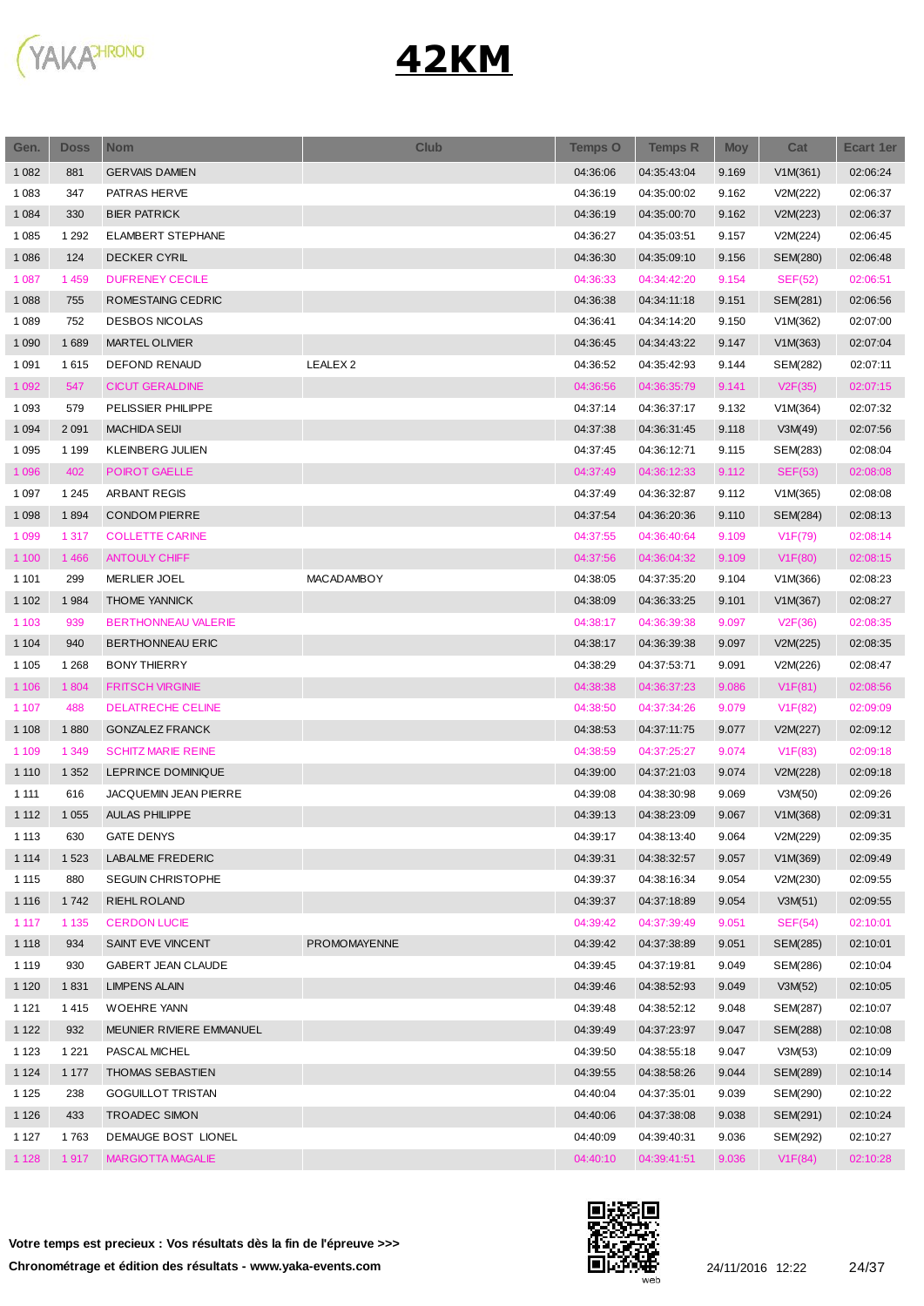# 42KM

| Gen. | Doss | Nom | Club | Temps O | Temps R | Moy | Cat | Ecart 1er |
|---|---|---|---|---|---|---|---|---|
| 1 082 | 881 | GERVAIS DAMIEN | | 04:36:06 | 04:35:43:04 | 9.169 | V1M(361) | 02:06:24 |
| 1 083 | 347 | PATRAS HERVE | | 04:36:19 | 04:35:00:02 | 9.162 | V2M(222) | 02:06:37 |
| 1 084 | 330 | BIER PATRICK | | 04:36:19 | 04:35:00:70 | 9.162 | V2M(223) | 02:06:37 |
| 1 085 | 1 292 | ELAMBERT STEPHANE | | 04:36:27 | 04:35:03:51 | 9.157 | V2M(224) | 02:06:45 |
| 1 086 | 124 | DECKER CYRIL | | 04:36:30 | 04:35:09:10 | 9.156 | SEM(280) | 02:06:48 |
| 1 087 | 1 459 | DUFRENEY CECILE | | 04:36:33 | 04:34:42:20 | 9.154 | SEF(52) | 02:06:51 |
| 1 088 | 755 | ROMESTAING CEDRIC | | 04:36:38 | 04:34:11:18 | 9.151 | SEM(281) | 02:06:56 |
| 1 089 | 752 | DESBOS NICOLAS | | 04:36:41 | 04:34:14:20 | 9.150 | V1M(362) | 02:07:00 |
| 1 090 | 1 689 | MARTEL OLIVIER | | 04:36:45 | 04:34:43:22 | 9.147 | V1M(363) | 02:07:04 |
| 1 091 | 1 615 | DEFOND RENAUD | LEALEX 2 | 04:36:52 | 04:35:42:93 | 9.144 | SEM(282) | 02:07:11 |
| 1 092 | 547 | CICUT GERALDINE | | 04:36:56 | 04:36:35:79 | 9.141 | V2F(35) | 02:07:15 |
| 1 093 | 579 | PELISSIER PHILIPPE | | 04:37:14 | 04:36:37:17 | 9.132 | V1M(364) | 02:07:32 |
| 1 094 | 2 091 | MACHIDA SEIJI | | 04:37:38 | 04:36:31:45 | 9.118 | V3M(49) | 02:07:56 |
| 1 095 | 1 199 | KLEINBERG JULIEN | | 04:37:45 | 04:36:12:71 | 9.115 | SEM(283) | 02:08:04 |
| 1 096 | 402 | POIROT GAELLE | | 04:37:49 | 04:36:12:33 | 9.112 | SEF(53) | 02:08:08 |
| 1 097 | 1 245 | ARBANT REGIS | | 04:37:49 | 04:36:32:87 | 9.112 | V1M(365) | 02:08:08 |
| 1 098 | 1 894 | CONDOM PIERRE | | 04:37:54 | 04:36:20:36 | 9.110 | SEM(284) | 02:08:13 |
| 1 099 | 1 317 | COLLETTE CARINE | | 04:37:55 | 04:36:40:64 | 9.109 | V1F(79) | 02:08:14 |
| 1 100 | 1 466 | ANTOULY CHIFF | | 04:37:56 | 04:36:04:32 | 9.109 | V1F(80) | 02:08:15 |
| 1 101 | 299 | MERLIER JOEL | MACADAMBOY | 04:38:05 | 04:37:35:20 | 9.104 | V1M(366) | 02:08:23 |
| 1 102 | 1 984 | THOME YANNICK | | 04:38:09 | 04:36:33:25 | 9.101 | V1M(367) | 02:08:27 |
| 1 103 | 939 | BERTHONNEAU VALERIE | | 04:38:17 | 04:36:39:38 | 9.097 | V2F(36) | 02:08:35 |
| 1 104 | 940 | BERTHONNEAU ERIC | | 04:38:17 | 04:36:39:38 | 9.097 | V2M(225) | 02:08:35 |
| 1 105 | 1 268 | BONY THIERRY | | 04:38:29 | 04:37:53:71 | 9.091 | V2M(226) | 02:08:47 |
| 1 106 | 1 804 | FRITSCH VIRGINIE | | 04:38:38 | 04:36:37:23 | 9.086 | V1F(81) | 02:08:56 |
| 1 107 | 488 | DELATRECHE CELINE | | 04:38:50 | 04:37:34:26 | 9.079 | V1F(82) | 02:09:09 |
| 1 108 | 1 880 | GONZALEZ FRANCK | | 04:38:53 | 04:37:11:75 | 9.077 | V2M(227) | 02:09:12 |
| 1 109 | 1 349 | SCHITZ MARIE REINE | | 04:38:59 | 04:37:25:27 | 9.074 | V1F(83) | 02:09:18 |
| 1 110 | 1 352 | LEPRINCE DOMINIQUE | | 04:39:00 | 04:37:21:03 | 9.074 | V2M(228) | 02:09:18 |
| 1 111 | 616 | JACQUEMIN JEAN PIERRE | | 04:39:08 | 04:38:30:98 | 9.069 | V3M(50) | 02:09:26 |
| 1 112 | 1 055 | AULAS PHILIPPE | | 04:39:13 | 04:38:23:09 | 9.067 | V1M(368) | 02:09:31 |
| 1 113 | 630 | GATE DENYS | | 04:39:17 | 04:38:13:40 | 9.064 | V2M(229) | 02:09:35 |
| 1 114 | 1 523 | LABALME FREDERIC | | 04:39:31 | 04:38:32:57 | 9.057 | V1M(369) | 02:09:49 |
| 1 115 | 880 | SEGUIN CHRISTOPHE | | 04:39:37 | 04:38:16:34 | 9.054 | V2M(230) | 02:09:55 |
| 1 116 | 1 742 | RIEHL ROLAND | | 04:39:37 | 04:37:18:89 | 9.054 | V3M(51) | 02:09:55 |
| 1 117 | 1 135 | CERDON LUCIE | | 04:39:42 | 04:37:39:49 | 9.051 | SEF(54) | 02:10:01 |
| 1 118 | 934 | SAINT EVE VINCENT | PROMOMAYENNE | 04:39:42 | 04:37:38:89 | 9.051 | SEM(285) | 02:10:01 |
| 1 119 | 930 | GABERT JEAN CLAUDE | | 04:39:45 | 04:37:19:81 | 9.049 | SEM(286) | 02:10:04 |
| 1 120 | 1 831 | LIMPENS ALAIN | | 04:39:46 | 04:38:52:93 | 9.049 | V3M(52) | 02:10:05 |
| 1 121 | 1 415 | WOEHRE YANN | | 04:39:48 | 04:38:52:12 | 9.048 | SEM(287) | 02:10:07 |
| 1 122 | 932 | MEUNIER RIVIERE EMMANUEL | | 04:39:49 | 04:37:23:97 | 9.047 | SEM(288) | 02:10:08 |
| 1 123 | 1 221 | PASCAL MICHEL | | 04:39:50 | 04:38:55:18 | 9.047 | V3M(53) | 02:10:09 |
| 1 124 | 1 177 | THOMAS SEBASTIEN | | 04:39:55 | 04:38:58:26 | 9.044 | SEM(289) | 02:10:14 |
| 1 125 | 238 | GOGUILLOT TRISTAN | | 04:40:04 | 04:37:35:01 | 9.039 | SEM(290) | 02:10:22 |
| 1 126 | 433 | TROADEC SIMON | | 04:40:06 | 04:37:38:08 | 9.038 | SEM(291) | 02:10:24 |
| 1 127 | 1 763 | DEMAUGE BOST LIONEL | | 04:40:09 | 04:39:40:31 | 9.036 | SEM(292) | 02:10:27 |
| 1 128 | 1 917 | MARGIOTTA MAGALIE | | 04:40:10 | 04:39:41:51 | 9.036 | V1F(84) | 02:10:28 |

**Votre temps est precieux : Vos résultats dès la fin de l'épreuve >>>**

**Chronométrage et édition des résultats - www.yaka-events.com**

24/11/2016 12:22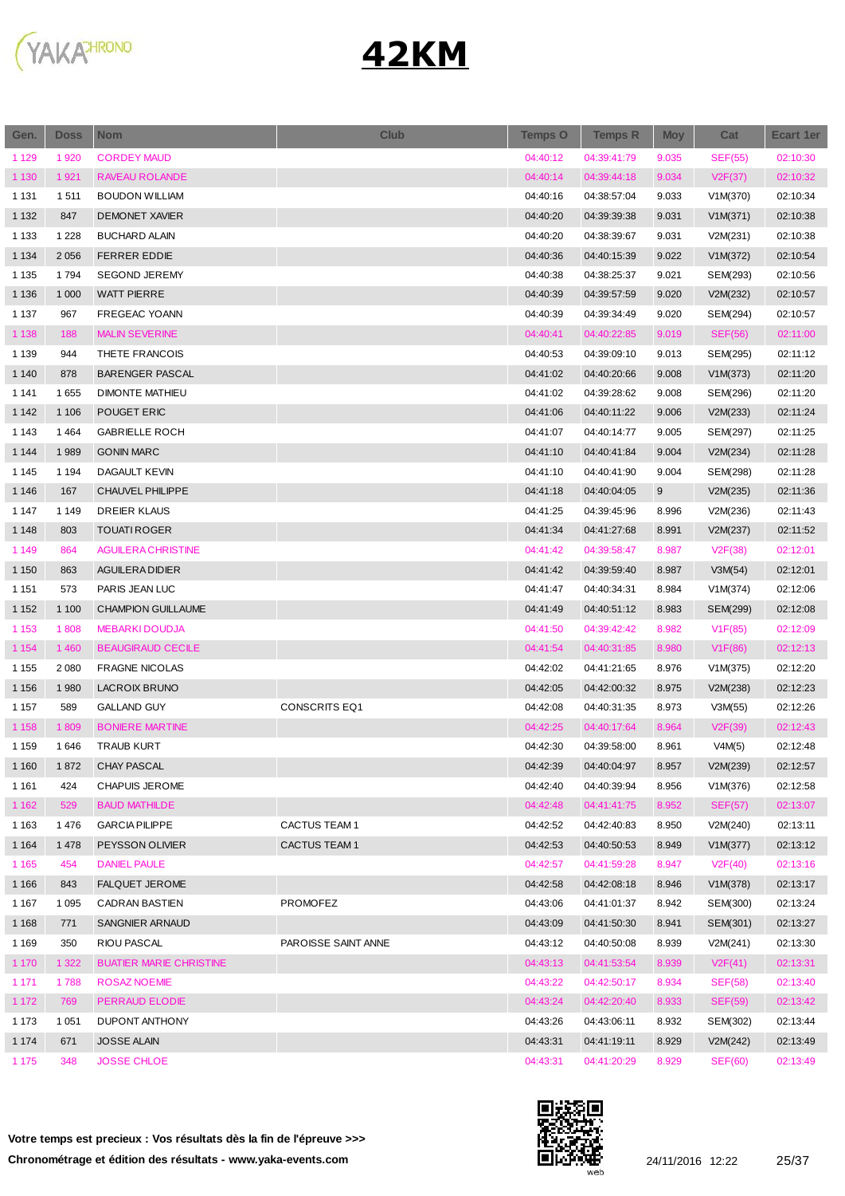# 42KM

| Gen. | Doss | Nom | Club | Temps O | Temps R | Moy | Cat | Ecart 1er |
|---|---|---|---|---|---|---|---|---|
| 1 129 | 1 920 | CORDEY MAUD | | 04:40:12 | 04:39:41:79 | 9.035 | SEF(55) | 02:10:30 |
| 1 130 | 1 921 | RAVEAU ROLANDE | | 04:40:14 | 04:39:44:18 | 9.034 | V2F(37) | 02:10:32 |
| 1 131 | 1 511 | BOUDON WILLIAM | | 04:40:16 | 04:38:57:04 | 9.033 | V1M(370) | 02:10:34 |
| 1 132 | 847 | DEMONET XAVIER | | 04:40:20 | 04:39:39:38 | 9.031 | V1M(371) | 02:10:38 |
| 1 133 | 1 228 | BUCHARD ALAIN | | 04:40:20 | 04:38:39:67 | 9.031 | V2M(231) | 02:10:38 |
| 1 134 | 2 056 | FERRER EDDIE | | 04:40:36 | 04:40:15:39 | 9.022 | V1M(372) | 02:10:54 |
| 1 135 | 1 794 | SEGOND JEREMY | | 04:40:38 | 04:38:25:37 | 9.021 | SEM(293) | 02:10:56 |
| 1 136 | 1 000 | WATT PIERRE | | 04:40:39 | 04:39:57:59 | 9.020 | V2M(232) | 02:10:57 |
| 1 137 | 967 | FREGEAC YOANN | | 04:40:39 | 04:39:34:49 | 9.020 | SEM(294) | 02:10:57 |
| 1 138 | 188 | MALIN SEVERINE | | 04:40:41 | 04:40:22:85 | 9.019 | SEF(56) | 02:11:00 |
| 1 139 | 944 | THETE FRANCOIS | | 04:40:53 | 04:39:09:10 | 9.013 | SEM(295) | 02:11:12 |
| 1 140 | 878 | BARENGER PASCAL | | 04:41:02 | 04:40:20:66 | 9.008 | V1M(373) | 02:11:20 |
| 1 141 | 1 655 | DIMONTE MATHIEU | | 04:41:02 | 04:39:28:62 | 9.008 | SEM(296) | 02:11:20 |
| 1 142 | 1 106 | POUGET ERIC | | 04:41:06 | 04:40:11:22 | 9.006 | V2M(233) | 02:11:24 |
| 1 143 | 1 464 | GABRIELLE ROCH | | 04:41:07 | 04:40:14:77 | 9.005 | SEM(297) | 02:11:25 |
| 1 144 | 1 989 | GONIN MARC | | 04:41:10 | 04:40:41:84 | 9.004 | V2M(234) | 02:11:28 |
| 1 145 | 1 194 | DAGAULT KEVIN | | 04:41:10 | 04:40:41:90 | 9.004 | SEM(298) | 02:11:28 |
| 1 146 | 167 | CHAUVEL PHILIPPE | | 04:41:18 | 04:40:04:05 | 9 | V2M(235) | 02:11:36 |
| 1 147 | 1 149 | DREIER KLAUS | | 04:41:25 | 04:39:45:96 | 8.996 | V2M(236) | 02:11:43 |
| 1 148 | 803 | TOUATI ROGER | | 04:41:34 | 04:41:27:68 | 8.991 | V2M(237) | 02:11:52 |
| 1 149 | 864 | AGUILERA CHRISTINE | | 04:41:42 | 04:39:58:47 | 8.987 | V2F(38) | 02:12:01 |
| 1 150 | 863 | AGUILERA DIDIER | | 04:41:42 | 04:39:59:40 | 8.987 | V3M(54) | 02:12:01 |
| 1 151 | 573 | PARIS JEAN LUC | | 04:41:47 | 04:40:34:31 | 8.984 | V1M(374) | 02:12:06 |
| 1 152 | 1 100 | CHAMPION GUILLAUME | | 04:41:49 | 04:40:51:12 | 8.983 | SEM(299) | 02:12:08 |
| 1 153 | 1 808 | MEBARKI DOUDJA | | 04:41:50 | 04:39:42:42 | 8.982 | V1F(85) | 02:12:09 |
| 1 154 | 1 460 | BEAUGIRAUD CECILE | | 04:41:54 | 04:40:31:85 | 8.980 | V1F(86) | 02:12:13 |
| 1 155 | 2 080 | FRAGNE NICOLAS | | 04:42:02 | 04:41:21:65 | 8.976 | V1M(375) | 02:12:20 |
| 1 156 | 1 980 | LACROIX BRUNO | | 04:42:05 | 04:42:00:32 | 8.975 | V2M(238) | 02:12:23 |
| 1 157 | 589 | GALLAND GUY | CONSCRITS EQ1 | 04:42:08 | 04:40:31:35 | 8.973 | V3M(55) | 02:12:26 |
| 1 158 | 1 809 | BONIERE MARTINE | | 04:42:25 | 04:40:17:64 | 8.964 | V2F(39) | 02:12:43 |
| 1 159 | 1 646 | TRAUB KURT | | 04:42:30 | 04:39:58:00 | 8.961 | V4M(5) | 02:12:48 |
| 1 160 | 1 872 | CHAY PASCAL | | 04:42:39 | 04:40:04:97 | 8.957 | V2M(239) | 02:12:57 |
| 1 161 | 424 | CHAPUIS JEROME | | 04:42:40 | 04:40:39:94 | 8.956 | V1M(376) | 02:12:58 |
| 1 162 | 529 | BAUD MATHILDE | | 04:42:48 | 04:41:41:75 | 8.952 | SEF(57) | 02:13:07 |
| 1 163 | 1 476 | GARCIA PILIPPE | CACTUS TEAM 1 | 04:42:52 | 04:42:40:83 | 8.950 | V2M(240) | 02:13:11 |
| 1 164 | 1 478 | PEYSSON OLIVIER | CACTUS TEAM 1 | 04:42:53 | 04:40:50:53 | 8.949 | V1M(377) | 02:13:12 |
| 1 165 | 454 | DANIEL PAULE | | 04:42:57 | 04:41:59:28 | 8.947 | V2F(40) | 02:13:16 |
| 1 166 | 843 | FALQUET JEROME | | 04:42:58 | 04:42:08:18 | 8.946 | V1M(378) | 02:13:17 |
| 1 167 | 1 095 | CADRAN BASTIEN | PROMOFEZ | 04:43:06 | 04:41:01:37 | 8.942 | SEM(300) | 02:13:24 |
| 1 168 | 771 | SANGNIER ARNAUD | | 04:43:09 | 04:41:50:30 | 8.941 | SEM(301) | 02:13:27 |
| 1 169 | 350 | RIOU PASCAL | PAROISSE SAINT ANNE | 04:43:12 | 04:40:50:08 | 8.939 | V2M(241) | 02:13:30 |
| 1 170 | 1 322 | BUATIER MARIE CHRISTINE | | 04:43:13 | 04:41:53:54 | 8.939 | V2F(41) | 02:13:31 |
| 1 171 | 1 788 | ROSAZ NOEMIE | | 04:43:22 | 04:42:50:17 | 8.934 | SEF(58) | 02:13:40 |
| 1 172 | 769 | PERRAUD ELODIE | | 04:43:24 | 04:42:20:40 | 8.933 | SEF(59) | 02:13:42 |
| 1 173 | 1 051 | DUPONT ANTHONY | | 04:43:26 | 04:43:06:11 | 8.932 | SEM(302) | 02:13:44 |
| 1 174 | 671 | JOSSE ALAIN | | 04:43:31 | 04:41:19:11 | 8.929 | V2M(242) | 02:13:49 |
| 1 175 | 348 | JOSSE CHLOE | | 04:43:31 | 04:41:20:29 | 8.929 | SEF(60) | 02:13:49 |

**Votre temps est precieux : Vos résultats dès la fin de l'épreuve >>>**

**Chronométrage et édition des résultats - www.yaka-events.com**

24/11/2016 12:22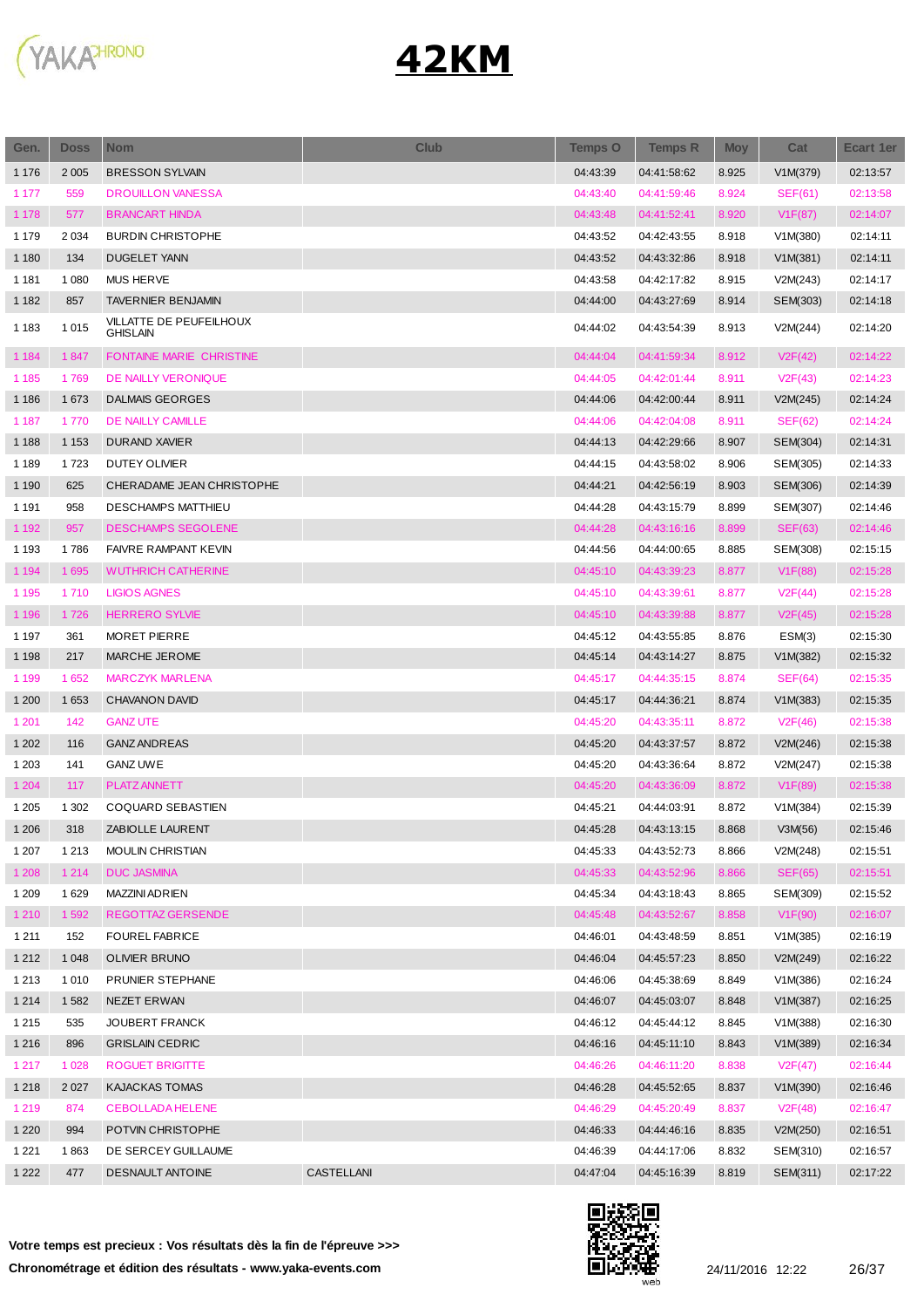# 42KM

| Gen. | Doss | Nom | Club | Temps O | Temps R | Moy | Cat | Ecart 1er |
|---|---|---|---|---|---|---|---|---|
| 1 176 | 2 005 | BRESSON SYLVAIN | | 04:43:39 | 04:41:58:62 | 8.925 | V1M(379) | 02:13:57 |
| 1 177 | 559 | DROUILLON VANESSA | | 04:43:40 | 04:41:59:46 | 8.924 | SEF(61) | 02:13:58 |
| 1 178 | 577 | BRANCART HINDA | | 04:43:48 | 04:41:52:41 | 8.920 | V1F(87) | 02:14:07 |
| 1 179 | 2 034 | BURDIN CHRISTOPHE | | 04:43:52 | 04:42:43:55 | 8.918 | V1M(380) | 02:14:11 |
| 1 180 | 134 | DUGELET YANN | | 04:43:52 | 04:43:32:86 | 8.918 | V1M(381) | 02:14:11 |
| 1 181 | 1 080 | MUS HERVE | | 04:43:58 | 04:42:17:82 | 8.915 | V2M(243) | 02:14:17 |
| 1 182 | 857 | TAVERNIER BENJAMIN | | 04:44:00 | 04:43:27:69 | 8.914 | SEM(303) | 02:14:18 |
| 1 183 | 1 015 | VILLATTE DE PEUFEILHOUX GHISLAIN | | 04:44:02 | 04:43:54:39 | 8.913 | V2M(244) | 02:14:20 |
| 1 184 | 1 847 | FONTAINE MARIE CHRISTINE | | 04:44:04 | 04:41:59:34 | 8.912 | V2F(42) | 02:14:22 |
| 1 185 | 1 769 | DE NAILLY VERONIQUE | | 04:44:05 | 04:42:01:44 | 8.911 | V2F(43) | 02:14:23 |
| 1 186 | 1 673 | DALMAIS GEORGES | | 04:44:06 | 04:42:00:44 | 8.911 | V2M(245) | 02:14:24 |
| 1 187 | 1 770 | DE NAILLY CAMILLE | | 04:44:06 | 04:42:04:08 | 8.911 | SEF(62) | 02:14:24 |
| 1 188 | 1 153 | DURAND XAVIER | | 04:44:13 | 04:42:29:66 | 8.907 | SEM(304) | 02:14:31 |
| 1 189 | 1 723 | DUTEY OLIVIER | | 04:44:15 | 04:43:58:02 | 8.906 | SEM(305) | 02:14:33 |
| 1 190 | 625 | CHERADAME JEAN CHRISTOPHE | | 04:44:21 | 04:42:56:19 | 8.903 | SEM(306) | 02:14:39 |
| 1 191 | 958 | DESCHAMPS MATTHIEU | | 04:44:28 | 04:43:15:79 | 8.899 | SEM(307) | 02:14:46 |
| 1 192 | 957 | DESCHAMPS SEGOLENE | | 04:44:28 | 04:43:16:16 | 8.899 | SEF(63) | 02:14:46 |
| 1 193 | 1 786 | FAIVRE RAMPANT KEVIN | | 04:44:56 | 04:44:00:65 | 8.885 | SEM(308) | 02:15:15 |
| 1 194 | 1 695 | WUTHRICH CATHERINE | | 04:45:10 | 04:43:39:23 | 8.877 | V1F(88) | 02:15:28 |
| 1 195 | 1 710 | LIGIOS AGNES | | 04:45:10 | 04:43:39:61 | 8.877 | V2F(44) | 02:15:28 |
| 1 196 | 1 726 | HERRERO SYLVIE | | 04:45:10 | 04:43:39:88 | 8.877 | V2F(45) | 02:15:28 |
| 1 197 | 361 | MORET PIERRE | | 04:45:12 | 04:43:55:85 | 8.876 | ESM(3) | 02:15:30 |
| 1 198 | 217 | MARCHE JEROME | | 04:45:14 | 04:43:14:27 | 8.875 | V1M(382) | 02:15:32 |
| 1 199 | 1 652 | MARCZYK MARLENA | | 04:45:17 | 04:44:35:15 | 8.874 | SEF(64) | 02:15:35 |
| 1 200 | 1 653 | CHAVANON DAVID | | 04:45:17 | 04:44:36:21 | 8.874 | V1M(383) | 02:15:35 |
| 1 201 | 142 | GANZ UTE | | 04:45:20 | 04:43:35:11 | 8.872 | V2F(46) | 02:15:38 |
| 1 202 | 116 | GANZ ANDREAS | | 04:45:20 | 04:43:37:57 | 8.872 | V2M(246) | 02:15:38 |
| 1 203 | 141 | GANZ UWE | | 04:45:20 | 04:43:36:64 | 8.872 | V2M(247) | 02:15:38 |
| 1 204 | 117 | PLATZ ANNETT | | 04:45:20 | 04:43:36:09 | 8.872 | V1F(89) | 02:15:38 |
| 1 205 | 1 302 | COQUARD SEBASTIEN | | 04:45:21 | 04:44:03:91 | 8.872 | V1M(384) | 02:15:39 |
| 1 206 | 318 | ZABIOLLE LAURENT | | 04:45:28 | 04:43:13:15 | 8.868 | V3M(56) | 02:15:46 |
| 1 207 | 1 213 | MOULIN CHRISTIAN | | 04:45:33 | 04:43:52:73 | 8.866 | V2M(248) | 02:15:51 |
| 1 208 | 1 214 | DUC JASMINA | | 04:45:33 | 04:43:52:96 | 8.866 | SEF(65) | 02:15:51 |
| 1 209 | 1 629 | MAZZINI ADRIEN | | 04:45:34 | 04:43:18:43 | 8.865 | SEM(309) | 02:15:52 |
| 1 210 | 1 592 | REGOTTAZ GERSENDE | | 04:45:48 | 04:43:52:67 | 8.858 | V1F(90) | 02:16:07 |
| 1 211 | 152 | FOUREL FABRICE | | 04:46:01 | 04:43:48:59 | 8.851 | V1M(385) | 02:16:19 |
| 1 212 | 1 048 | OLIVIER BRUNO | | 04:46:04 | 04:45:57:23 | 8.850 | V2M(249) | 02:16:22 |
| 1 213 | 1 010 | PRUNIER STEPHANE | | 04:46:06 | 04:45:38:69 | 8.849 | V1M(386) | 02:16:24 |
| 1 214 | 1 582 | NEZET ERWAN | | 04:46:07 | 04:45:03:07 | 8.848 | V1M(387) | 02:16:25 |
| 1 215 | 535 | JOUBERT FRANCK | | 04:46:12 | 04:45:44:12 | 8.845 | V1M(388) | 02:16:30 |
| 1 216 | 896 | GRISLAIN CEDRIC | | 04:46:16 | 04:45:11:10 | 8.843 | V1M(389) | 02:16:34 |
| 1 217 | 1 028 | ROGUET BRIGITTE | | 04:46:26 | 04:46:11:20 | 8.838 | V2F(47) | 02:16:44 |
| 1 218 | 2 027 | KAJACKAS TOMAS | | 04:46:28 | 04:45:52:65 | 8.837 | V1M(390) | 02:16:46 |
| 1 219 | 874 | CEBOLLADA HELENE | | 04:46:29 | 04:45:20:49 | 8.837 | V2F(48) | 02:16:47 |
| 1 220 | 994 | POTVIN CHRISTOPHE | | 04:46:33 | 04:44:46:16 | 8.835 | V2M(250) | 02:16:51 |
| 1 221 | 1 863 | DE SERCEY GUILLAUME | | 04:46:39 | 04:44:17:06 | 8.832 | SEM(310) | 02:16:57 |
| 1 222 | 477 | DESNAULT ANTOINE | CASTELLANI | 04:47:04 | 04:45:16:39 | 8.819 | SEM(311) | 02:17:22 |

**Votre temps est precieux : Vos résultats dès la fin de l'épreuve >>>**

**Chronométrage et édition des résultats - www.yaka-events.com**

24/11/2016 12:22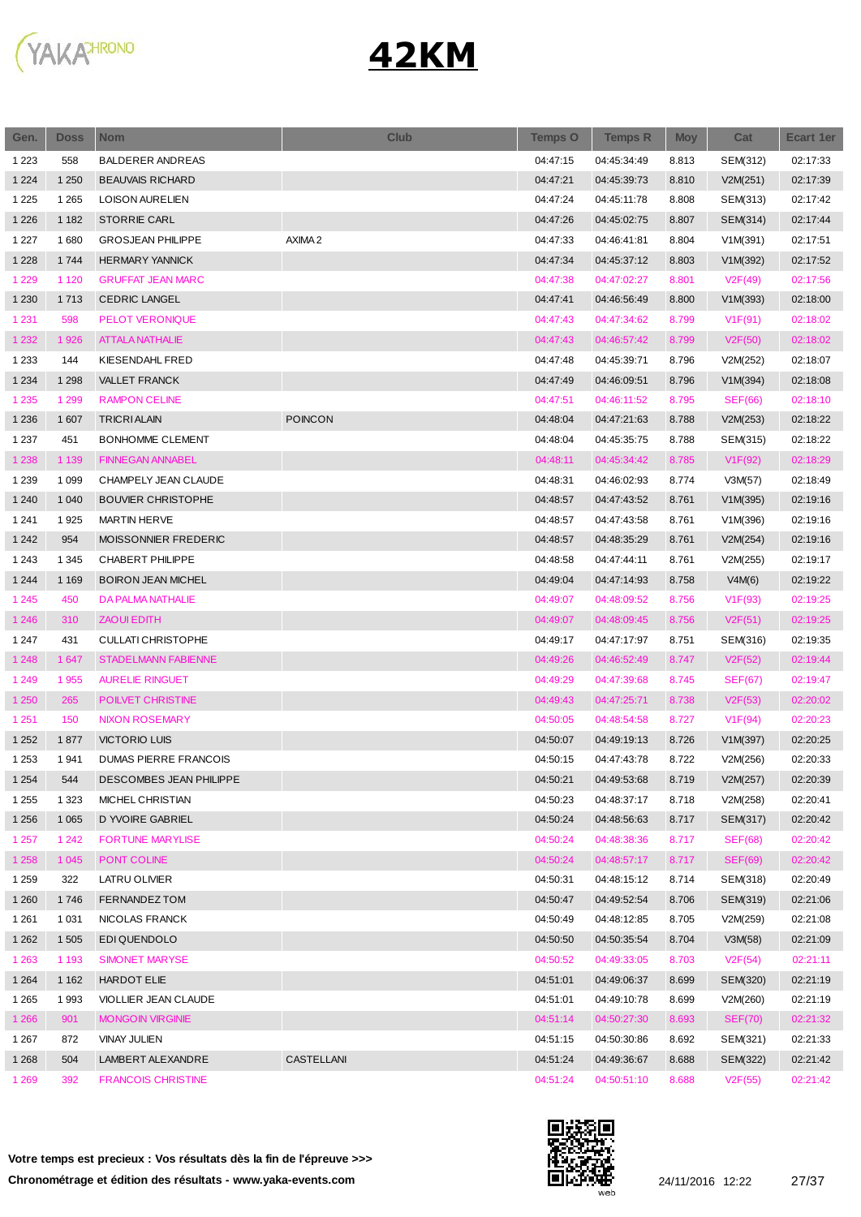# 42KM

| Gen. | Doss | Nom | Club | Temps O | Temps R | Moy | Cat | Ecart 1er |
|---|---|---|---|---|---|---|---|---|
| 1 223 | 558 | BALDERER ANDREAS | | 04:47:15 | 04:45:34:49 | 8.813 | SEM(312) | 02:17:33 |
| 1 224 | 1 250 | BEAUVAIS RICHARD | | 04:47:21 | 04:45:39:73 | 8.810 | V2M(251) | 02:17:39 |
| 1 225 | 1 265 | LOISON AURELIEN | | 04:47:24 | 04:45:11:78 | 8.808 | SEM(313) | 02:17:42 |
| 1 226 | 1 182 | STORRIE CARL | | 04:47:26 | 04:45:02:75 | 8.807 | SEM(314) | 02:17:44 |
| 1 227 | 1 680 | GROSJEAN PHILIPPE | AXIMA 2 | 04:47:33 | 04:46:41:81 | 8.804 | V1M(391) | 02:17:51 |
| 1 228 | 1 744 | HERMARY YANNICK | | 04:47:34 | 04:45:37:12 | 8.803 | V1M(392) | 02:17:52 |
| 1 229 | 1 120 | GRUFFAT JEAN MARC | | 04:47:38 | 04:47:02:27 | 8.801 | V2F(49) | 02:17:56 |
| 1 230 | 1 713 | CEDRIC LANGEL | | 04:47:41 | 04:46:56:49 | 8.800 | V1M(393) | 02:18:00 |
| 1 231 | 598 | PELOT VERONIQUE | | 04:47:43 | 04:47:34:62 | 8.799 | V1F(91) | 02:18:02 |
| 1 232 | 1 926 | ATTALA NATHALIE | | 04:47:43 | 04:46:57:42 | 8.799 | V2F(50) | 02:18:02 |
| 1 233 | 144 | KIESENDAHL FRED | | 04:47:48 | 04:45:39:71 | 8.796 | V2M(252) | 02:18:07 |
| 1 234 | 1 298 | VALLET FRANCK | | 04:47:49 | 04:46:09:51 | 8.796 | V1M(394) | 02:18:08 |
| 1 235 | 1 299 | RAMPON CELINE | | 04:47:51 | 04:46:11:52 | 8.795 | SEF(66) | 02:18:10 |
| 1 236 | 1 607 | TRICRI ALAIN | POINCON | 04:48:04 | 04:47:21:63 | 8.788 | V2M(253) | 02:18:22 |
| 1 237 | 451 | BONHOMME CLEMENT | | 04:48:04 | 04:45:35:75 | 8.788 | SEM(315) | 02:18:22 |
| 1 238 | 1 139 | FINNEGAN ANNABEL | | 04:48:11 | 04:45:34:42 | 8.785 | V1F(92) | 02:18:29 |
| 1 239 | 1 099 | CHAMPELY JEAN CLAUDE | | 04:48:31 | 04:46:02:93 | 8.774 | V3M(57) | 02:18:49 |
| 1 240 | 1 040 | BOUVIER CHRISTOPHE | | 04:48:57 | 04:47:43:52 | 8.761 | V1M(395) | 02:19:16 |
| 1 241 | 1 925 | MARTIN HERVE | | 04:48:57 | 04:47:43:58 | 8.761 | V1M(396) | 02:19:16 |
| 1 242 | 954 | MOISSONNIER FREDERIC | | 04:48:57 | 04:48:35:29 | 8.761 | V2M(254) | 02:19:16 |
| 1 243 | 1 345 | CHABERT PHILIPPE | | 04:48:58 | 04:47:44:11 | 8.761 | V2M(255) | 02:19:17 |
| 1 244 | 1 169 | BOIRON JEAN MICHEL | | 04:49:04 | 04:47:14:93 | 8.758 | V4M(6) | 02:19:22 |
| 1 245 | 450 | DA PALMA NATHALIE | | 04:49:07 | 04:48:09:52 | 8.756 | V1F(93) | 02:19:25 |
| 1 246 | 310 | ZAOUI EDITH | | 04:49:07 | 04:48:09:45 | 8.756 | V2F(51) | 02:19:25 |
| 1 247 | 431 | CULLATI CHRISTOPHE | | 04:49:17 | 04:47:17:97 | 8.751 | SEM(316) | 02:19:35 |
| 1 248 | 1 647 | STADELMANN FABIENNE | | 04:49:26 | 04:46:52:49 | 8.747 | V2F(52) | 02:19:44 |
| 1 249 | 1 955 | AURELIE RINGUET | | 04:49:29 | 04:47:39:68 | 8.745 | SEF(67) | 02:19:47 |
| 1 250 | 265 | POILVET CHRISTINE | | 04:49:43 | 04:47:25:71 | 8.738 | V2F(53) | 02:20:02 |
| 1 251 | 150 | NIXON ROSEMARY | | 04:50:05 | 04:48:54:58 | 8.727 | V1F(94) | 02:20:23 |
| 1 252 | 1 877 | VICTORIO LUIS | | 04:50:07 | 04:49:19:13 | 8.726 | V1M(397) | 02:20:25 |
| 1 253 | 1 941 | DUMAS PIERRE FRANCOIS | | 04:50:15 | 04:47:43:78 | 8.722 | V2M(256) | 02:20:33 |
| 1 254 | 544 | DESCOMBES JEAN PHILIPPE | | 04:50:21 | 04:49:53:68 | 8.719 | V2M(257) | 02:20:39 |
| 1 255 | 1 323 | MICHEL CHRISTIAN | | 04:50:23 | 04:48:37:17 | 8.718 | V2M(258) | 02:20:41 |
| 1 256 | 1 065 | D YVOIRE GABRIEL | | 04:50:24 | 04:48:56:63 | 8.717 | SEM(317) | 02:20:42 |
| 1 257 | 1 242 | FORTUNE MARYLISE | | 04:50:24 | 04:48:38:36 | 8.717 | SEF(68) | 02:20:42 |
| 1 258 | 1 045 | PONT COLINE | | 04:50:24 | 04:48:57:17 | 8.717 | SEF(69) | 02:20:42 |
| 1 259 | 322 | LATRU OLIVIER | | 04:50:31 | 04:48:15:12 | 8.714 | SEM(318) | 02:20:49 |
| 1 260 | 1 746 | FERNANDEZ TOM | | 04:50:47 | 04:49:52:54 | 8.706 | SEM(319) | 02:21:06 |
| 1 261 | 1 031 | NICOLAS FRANCK | | 04:50:49 | 04:48:12:85 | 8.705 | V2M(259) | 02:21:08 |
| 1 262 | 1 505 | EDI QUENDOLO | | 04:50:50 | 04:50:35:54 | 8.704 | V3M(58) | 02:21:09 |
| 1 263 | 1 193 | SIMONET MARYSE | | 04:50:52 | 04:49:33:05 | 8.703 | V2F(54) | 02:21:11 |
| 1 264 | 1 162 | HARDOT ELIE | | 04:51:01 | 04:49:06:37 | 8.699 | SEM(320) | 02:21:19 |
| 1 265 | 1 993 | VIOLLIER JEAN CLAUDE | | 04:51:01 | 04:49:10:78 | 8.699 | V2M(260) | 02:21:19 |
| 1 266 | 901 | MONGOIN VIRGINIE | | 04:51:14 | 04:50:27:30 | 8.693 | SEF(70) | 02:21:32 |
| 1 267 | 872 | VINAY JULIEN | | 04:51:15 | 04:50:30:86 | 8.692 | SEM(321) | 02:21:33 |
| 1 268 | 504 | LAMBERT ALEXANDRE | CASTELLANI | 04:51:24 | 04:49:36:67 | 8.688 | SEM(322) | 02:21:42 |
| 1 269 | 392 | FRANCOIS CHRISTINE | | 04:51:24 | 04:50:51:10 | 8.688 | V2F(55) | 02:21:42 |

**Votre temps est precieux : Vos résultats dès la fin de l'épreuve >>>**

**Chronométrage et édition des résultats - www.yaka-events.com**

24/11/2016 12:22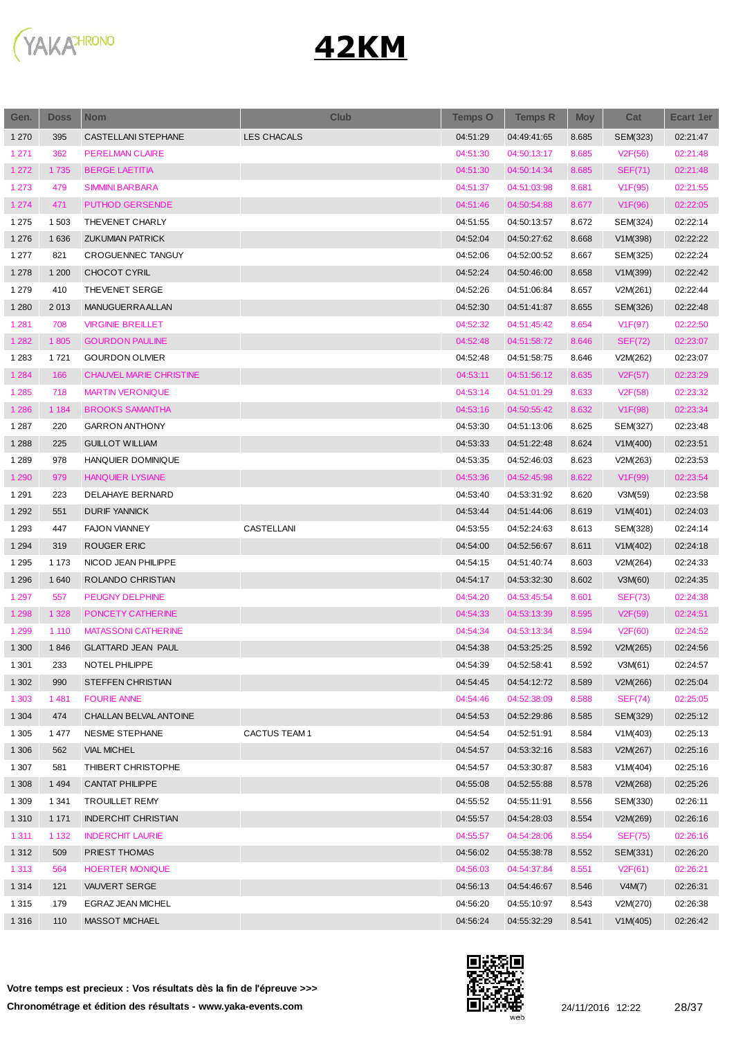# 42KM

| Gen. | Doss | Nom | Club | Temps O | Temps R | Moy | Cat | Ecart 1er |
|---|---|---|---|---|---|---|---|---|
| 1 270 | 395 | CASTELLANI STEPHANE | LES CHACALS | 04:51:29 | 04:49:41:65 | 8.685 | SEM(323) | 02:21:47 |
| 1 271 | 362 | PERELMAN CLAIRE | | 04:51:30 | 04:50:13:17 | 8.685 | V2F(56) | 02:21:48 |
| 1 272 | 1 735 | BERGE LAETITIA | | 04:51:30 | 04:50:14:34 | 8.685 | SEF(71) | 02:21:48 |
| 1 273 | 479 | SIMMINI BARBARA | | 04:51:37 | 04:51:03:98 | 8.681 | V1F(95) | 02:21:55 |
| 1 274 | 471 | PUTHOD GERSENDE | | 04:51:46 | 04:50:54:88 | 8.677 | V1F(96) | 02:22:05 |
| 1 275 | 1 503 | THEVENET CHARLY | | 04:51:55 | 04:50:13:57 | 8.672 | SEM(324) | 02:22:14 |
| 1 276 | 1 636 | ZUKUMIAN PATRICK | | 04:52:04 | 04:50:27:62 | 8.668 | V1M(398) | 02:22:22 |
| 1 277 | 821 | CROGUENNEC TANGUY | | 04:52:06 | 04:52:00:52 | 8.667 | SEM(325) | 02:22:24 |
| 1 278 | 1 200 | CHOCOT CYRIL | | 04:52:24 | 04:50:46:00 | 8.658 | V1M(399) | 02:22:42 |
| 1 279 | 410 | THEVENET SERGE | | 04:52:26 | 04:51:06:84 | 8.657 | V2M(261) | 02:22:44 |
| 1 280 | 2 013 | MANUGUERRA ALLAN | | 04:52:30 | 04:51:41:87 | 8.655 | SEM(326) | 02:22:48 |
| 1 281 | 708 | VIRGINIE BREILLET | | 04:52:32 | 04:51:45:42 | 8.654 | V1F(97) | 02:22:50 |
| 1 282 | 1 805 | GOURDON PAULINE | | 04:52:48 | 04:51:58:72 | 8.646 | SEF(72) | 02:23:07 |
| 1 283 | 1 721 | GOURDON OLIVIER | | 04:52:48 | 04:51:58:75 | 8.646 | V2M(262) | 02:23:07 |
| 1 284 | 166 | CHAUVEL MARIE CHRISTINE | | 04:53:11 | 04:51:56:12 | 8.635 | V2F(57) | 02:23:29 |
| 1 285 | 718 | MARTIN VERONIQUE | | 04:53:14 | 04:51:01:29 | 8.633 | V2F(58) | 02:23:32 |
| 1 286 | 1 184 | BROOKS SAMANTHA | | 04:53:16 | 04:50:55:42 | 8.632 | V1F(98) | 02:23:34 |
| 1 287 | 220 | GARRON ANTHONY | | 04:53:30 | 04:51:13:06 | 8.625 | SEM(327) | 02:23:48 |
| 1 288 | 225 | GUILLOT WILLIAM | | 04:53:33 | 04:51:22:48 | 8.624 | V1M(400) | 02:23:51 |
| 1 289 | 978 | HANQUIER DOMINIQUE | | 04:53:35 | 04:52:46:03 | 8.623 | V2M(263) | 02:23:53 |
| 1 290 | 979 | HANQUIER LYSIANE | | 04:53:36 | 04:52:45:98 | 8.622 | V1F(99) | 02:23:54 |
| 1 291 | 223 | DELAHAYE BERNARD | | 04:53:40 | 04:53:31:92 | 8.620 | V3M(59) | 02:23:58 |
| 1 292 | 551 | DURIF YANNICK | | 04:53:44 | 04:51:44:06 | 8.619 | V1M(401) | 02:24:03 |
| 1 293 | 447 | FAJON VIANNEY | CASTELLANI | 04:53:55 | 04:52:24:63 | 8.613 | SEM(328) | 02:24:14 |
| 1 294 | 319 | ROUGER ERIC | | 04:54:00 | 04:52:56:67 | 8.611 | V1M(402) | 02:24:18 |
| 1 295 | 1 173 | NICOD JEAN PHILIPPE | | 04:54:15 | 04:51:40:74 | 8.603 | V2M(264) | 02:24:33 |
| 1 296 | 1 640 | ROLANDO CHRISTIAN | | 04:54:17 | 04:53:32:30 | 8.602 | V3M(60) | 02:24:35 |
| 1 297 | 557 | PEUGNY DELPHINE | | 04:54:20 | 04:53:45:54 | 8.601 | SEF(73) | 02:24:38 |
| 1 298 | 1 328 | PONCETY CATHERINE | | 04:54:33 | 04:53:13:39 | 8.595 | V2F(59) | 02:24:51 |
| 1 299 | 1 110 | MATASSONI CATHERINE | | 04:54:34 | 04:53:13:34 | 8.594 | V2F(60) | 02:24:52 |
| 1 300 | 1 846 | GLATTARD JEAN PAUL | | 04:54:38 | 04:53:25:25 | 8.592 | V2M(265) | 02:24:56 |
| 1 301 | 233 | NOTEL PHILIPPE | | 04:54:39 | 04:52:58:41 | 8.592 | V3M(61) | 02:24:57 |
| 1 302 | 990 | STEFFEN CHRISTIAN | | 04:54:45 | 04:54:12:72 | 8.589 | V2M(266) | 02:25:04 |
| 1 303 | 1 481 | FOURIE ANNE | | 04:54:46 | 04:52:38:09 | 8.588 | SEF(74) | 02:25:05 |
| 1 304 | 474 | CHALLAN BELVAL ANTOINE | | 04:54:53 | 04:52:29:86 | 8.585 | SEM(329) | 02:25:12 |
| 1 305 | 1 477 | NESME STEPHANE | CACTUS TEAM 1 | 04:54:54 | 04:52:51:91 | 8.584 | V1M(403) | 02:25:13 |
| 1 306 | 562 | VIAL MICHEL | | 04:54:57 | 04:53:32:16 | 8.583 | V2M(267) | 02:25:16 |
| 1 307 | 581 | THIBERT CHRISTOPHE | | 04:54:57 | 04:53:30:87 | 8.583 | V1M(404) | 02:25:16 |
| 1 308 | 1 494 | CANTAT PHILIPPE | | 04:55:08 | 04:52:55:88 | 8.578 | V2M(268) | 02:25:26 |
| 1 309 | 1 341 | TROUILLET REMY | | 04:55:52 | 04:55:11:91 | 8.556 | SEM(330) | 02:26:11 |
| 1 310 | 1 171 | INDERCHIT CHRISTIAN | | 04:55:57 | 04:54:28:03 | 8.554 | V2M(269) | 02:26:16 |
| 1 311 | 1 132 | INDERCHIT LAURIE | | 04:55:57 | 04:54:28:06 | 8.554 | SEF(75) | 02:26:16 |
| 1 312 | 509 | PRIEST THOMAS | | 04:56:02 | 04:55:38:78 | 8.552 | SEM(331) | 02:26:20 |
| 1 313 | 564 | HOERTER MONIQUE | | 04:56:03 | 04:54:37:84 | 8.551 | V2F(61) | 02:26:21 |
| 1 314 | 121 | VAUVERT SERGE | | 04:56:13 | 04:54:46:67 | 8.546 | V4M(7) | 02:26:31 |
| 1 315 | 179 | EGRAZ JEAN MICHEL | | 04:56:20 | 04:55:10:97 | 8.543 | V2M(270) | 02:26:38 |
| 1 316 | 110 | MASSOT MICHAEL | | 04:56:24 | 04:55:32:29 | 8.541 | V1M(405) | 02:26:42 |

**Votre temps est precieux : Vos résultats dès la fin de l'épreuve >>>**

**Chronométrage et édition des résultats - www.yaka-events.com**

24/11/2016 12:22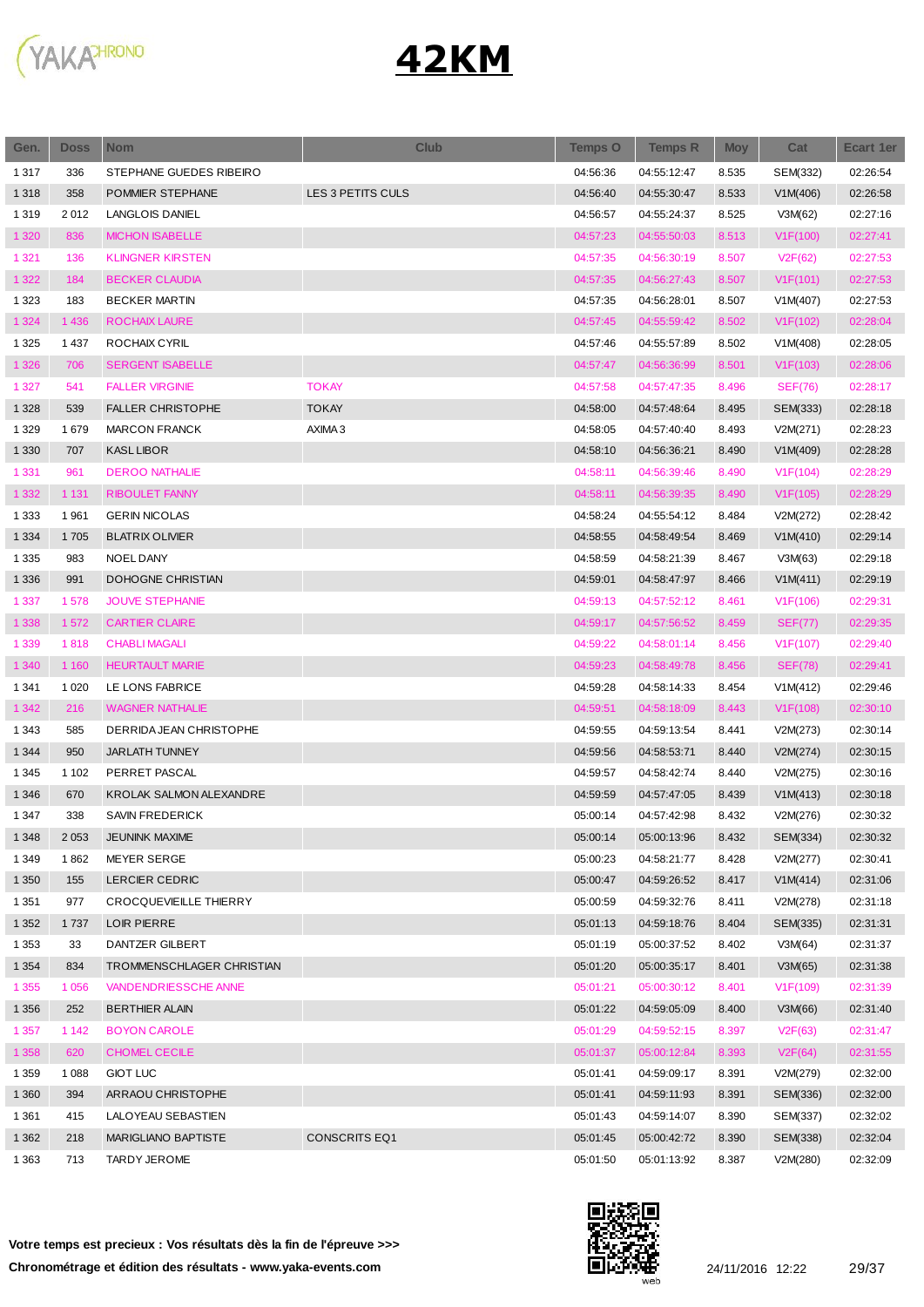# 42KM

| Gen. | Doss | Nom | Club | Temps O | Temps R | Moy | Cat | Ecart 1er |
|---|---|---|---|---|---|---|---|---|
| 1 317 | 336 | STEPHANE GUEDES RIBEIRO | | 04:56:36 | 04:55:12:47 | 8.535 | SEM(332) | 02:26:54 |
| 1 318 | 358 | POMMIER STEPHANE | LES 3 PETITS CULS | 04:56:40 | 04:55:30:47 | 8.533 | V1M(406) | 02:26:58 |
| 1 319 | 2 012 | LANGLOIS DANIEL | | 04:56:57 | 04:55:24:37 | 8.525 | V3M(62) | 02:27:16 |
| 1 320 | 836 | MICHON ISABELLE | | 04:57:23 | 04:55:50:03 | 8.513 | V1F(100) | 02:27:41 |
| 1 321 | 136 | KLINGNER KIRSTEN | | 04:57:35 | 04:56:30:19 | 8.507 | V2F(62) | 02:27:53 |
| 1 322 | 184 | BECKER CLAUDIA | | 04:57:35 | 04:56:27:43 | 8.507 | V1F(101) | 02:27:53 |
| 1 323 | 183 | BECKER MARTIN | | 04:57:35 | 04:56:28:01 | 8.507 | V1M(407) | 02:27:53 |
| 1 324 | 1 436 | ROCHAIX LAURE | | 04:57:45 | 04:55:59:42 | 8.502 | V1F(102) | 02:28:04 |
| 1 325 | 1 437 | ROCHAIX CYRIL | | 04:57:46 | 04:55:57:89 | 8.502 | V1M(408) | 02:28:05 |
| 1 326 | 706 | SERGENT ISABELLE | | 04:57:47 | 04:56:36:99 | 8.501 | V1F(103) | 02:28:06 |
| 1 327 | 541 | FALLER VIRGINIE | TOKAY | 04:57:58 | 04:57:47:35 | 8.496 | SEF(76) | 02:28:17 |
| 1 328 | 539 | FALLER CHRISTOPHE | TOKAY | 04:58:00 | 04:57:48:64 | 8.495 | SEM(333) | 02:28:18 |
| 1 329 | 1 679 | MARCON FRANCK | AXIMA 3 | 04:58:05 | 04:57:40:40 | 8.493 | V2M(271) | 02:28:23 |
| 1 330 | 707 | KASL LIBOR | | 04:58:10 | 04:56:36:21 | 8.490 | V1M(409) | 02:28:28 |
| 1 331 | 961 | DEROO NATHALIE | | 04:58:11 | 04:56:39:46 | 8.490 | V1F(104) | 02:28:29 |
| 1 332 | 1 131 | RIBOULET FANNY | | 04:58:11 | 04:56:39:35 | 8.490 | V1F(105) | 02:28:29 |
| 1 333 | 1 961 | GERIN NICOLAS | | 04:58:24 | 04:55:54:12 | 8.484 | V2M(272) | 02:28:42 |
| 1 334 | 1 705 | BLATRIX OLIVIER | | 04:58:55 | 04:58:49:54 | 8.469 | V1M(410) | 02:29:14 |
| 1 335 | 983 | NOEL DANY | | 04:58:59 | 04:58:21:39 | 8.467 | V3M(63) | 02:29:18 |
| 1 336 | 991 | DOHOGNE CHRISTIAN | | 04:59:01 | 04:58:47:97 | 8.466 | V1M(411) | 02:29:19 |
| 1 337 | 1 578 | JOUVE STEPHANIE | | 04:59:13 | 04:57:52:12 | 8.461 | V1F(106) | 02:29:31 |
| 1 338 | 1 572 | CARTIER CLAIRE | | 04:59:17 | 04:57:56:52 | 8.459 | SEF(77) | 02:29:35 |
| 1 339 | 1 818 | CHABLI MAGALI | | 04:59:22 | 04:58:01:14 | 8.456 | V1F(107) | 02:29:40 |
| 1 340 | 1 160 | HEURTAULT MARIE | | 04:59:23 | 04:58:49:78 | 8.456 | SEF(78) | 02:29:41 |
| 1 341 | 1 020 | LE LONS FABRICE | | 04:59:28 | 04:58:14:33 | 8.454 | V1M(412) | 02:29:46 |
| 1 342 | 216 | WAGNER NATHALIE | | 04:59:51 | 04:58:18:09 | 8.443 | V1F(108) | 02:30:10 |
| 1 343 | 585 | DERRIDA JEAN CHRISTOPHE | | 04:59:55 | 04:59:13:54 | 8.441 | V2M(273) | 02:30:14 |
| 1 344 | 950 | JARLATH TUNNEY | | 04:59:56 | 04:58:53:71 | 8.440 | V2M(274) | 02:30:15 |
| 1 345 | 1 102 | PERRET PASCAL | | 04:59:57 | 04:58:42:74 | 8.440 | V2M(275) | 02:30:16 |
| 1 346 | 670 | KROLAK SALMON ALEXANDRE | | 04:59:59 | 04:57:47:05 | 8.439 | V1M(413) | 02:30:18 |
| 1 347 | 338 | SAVIN FREDERICK | | 05:00:14 | 04:57:42:98 | 8.432 | V2M(276) | 02:30:32 |
| 1 348 | 2 053 | JEUNINK MAXIME | | 05:00:14 | 05:00:13:96 | 8.432 | SEM(334) | 02:30:32 |
| 1 349 | 1 862 | MEYER SERGE | | 05:00:23 | 04:58:21:77 | 8.428 | V2M(277) | 02:30:41 |
| 1 350 | 155 | LERCIER CEDRIC | | 05:00:47 | 04:59:26:52 | 8.417 | V1M(414) | 02:31:06 |
| 1 351 | 977 | CROCQUEVIEILLE THIERRY | | 05:00:59 | 04:59:32:76 | 8.411 | V2M(278) | 02:31:18 |
| 1 352 | 1 737 | LOIR PIERRE | | 05:01:13 | 04:59:18:76 | 8.404 | SEM(335) | 02:31:31 |
| 1 353 | 33 | DANTZER GILBERT | | 05:01:19 | 05:00:37:52 | 8.402 | V3M(64) | 02:31:37 |
| 1 354 | 834 | TROMMENSCHLAGER CHRISTIAN | | 05:01:20 | 05:00:35:17 | 8.401 | V3M(65) | 02:31:38 |
| 1 355 | 1 056 | VANDENDRIESSCHE ANNE | | 05:01:21 | 05:00:30:12 | 8.401 | V1F(109) | 02:31:39 |
| 1 356 | 252 | BERTHIER ALAIN | | 05:01:22 | 04:59:05:09 | 8.400 | V3M(66) | 02:31:40 |
| 1 357 | 1 142 | BOYON CAROLE | | 05:01:29 | 04:59:52:15 | 8.397 | V2F(63) | 02:31:47 |
| 1 358 | 620 | CHOMEL CECILE | | 05:01:37 | 05:00:12:84 | 8.393 | V2F(64) | 02:31:55 |
| 1 359 | 1 088 | GIOT LUC | | 05:01:41 | 04:59:09:17 | 8.391 | V2M(279) | 02:32:00 |
| 1 360 | 394 | ARRAOU CHRISTOPHE | | 05:01:41 | 04:59:11:93 | 8.391 | SEM(336) | 02:32:00 |
| 1 361 | 415 | LALOYEAU SEBASTIEN | | 05:01:43 | 04:59:14:07 | 8.390 | SEM(337) | 02:32:02 |
| 1 362 | 218 | MARIGLIANO BAPTISTE | CONSCRITS EQ1 | 05:01:45 | 05:00:42:72 | 8.390 | SEM(338) | 02:32:04 |
| 1 363 | 713 | TARDY JEROME | | 05:01:50 | 05:01:13:92 | 8.387 | V2M(280) | 02:32:09 |

**Votre temps est precieux : Vos résultats dès la fin de l'épreuve >>>**

**Chronométrage et édition des résultats - www.yaka-events.com**

24/11/2016 12:22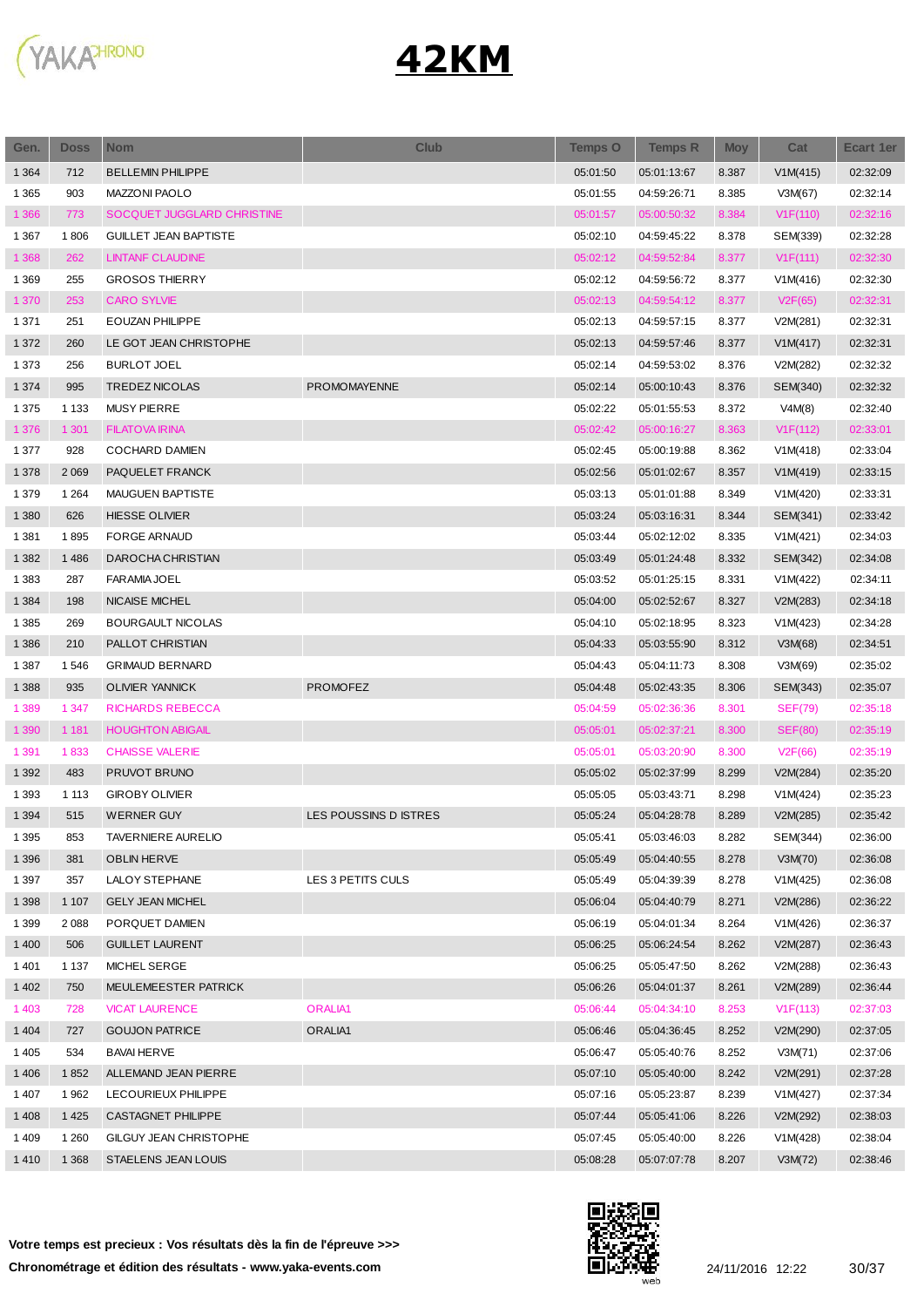YAKACHRONO

# 42KM

| Gen. | Doss | Nom | Club | Temps O | Temps R | Moy | Cat | Ecart 1er |
|---|---|---|---|---|---|---|---|---|
| 1 364 | 712 | BELLEMIN PHILIPPE | | 05:01:50 | 05:01:13:67 | 8.387 | V1M(415) | 02:32:09 |
| 1 365 | 903 | MAZZONI PAOLO | | 05:01:55 | 04:59:26:71 | 8.385 | V3M(67) | 02:32:14 |
| 1 366 | 773 | SOCQUET JUGGLARD CHRISTINE | | 05:01:57 | 05:00:50:32 | 8.384 | V1F(110) | 02:32:16 |
| 1 367 | 1 806 | GUILLET JEAN BAPTISTE | | 05:02:10 | 04:59:45:22 | 8.378 | SEM(339) | 02:32:28 |
| 1 368 | 262 | LINTANF CLAUDINE | | 05:02:12 | 04:59:52:84 | 8.377 | V1F(111) | 02:32:30 |
| 1 369 | 255 | GROSOS THIERRY | | 05:02:12 | 04:59:56:72 | 8.377 | V1M(416) | 02:32:30 |
| 1 370 | 253 | CARO SYLVIE | | 05:02:13 | 04:59:54:12 | 8.377 | V2F(65) | 02:32:31 |
| 1 371 | 251 | EOUZAN PHILIPPE | | 05:02:13 | 04:59:57:15 | 8.377 | V2M(281) | 02:32:31 |
| 1 372 | 260 | LE GOT JEAN CHRISTOPHE | | 05:02:13 | 04:59:57:46 | 8.377 | V1M(417) | 02:32:31 |
| 1 373 | 256 | BURLOT JOEL | | 05:02:14 | 04:59:53:02 | 8.376 | V2M(282) | 02:32:32 |
| 1 374 | 995 | TREDEZ NICOLAS | PROMOMAYENNE | 05:02:14 | 05:00:10:43 | 8.376 | SEM(340) | 02:32:32 |
| 1 375 | 1 133 | MUSY PIERRE | | 05:02:22 | 05:01:55:53 | 8.372 | V4M(8) | 02:32:40 |
| 1 376 | 1 301 | FILATOVA IRINA | | 05:02:42 | 05:00:16:27 | 8.363 | V1F(112) | 02:33:01 |
| 1 377 | 928 | COCHARD DAMIEN | | 05:02:45 | 05:00:19:88 | 8.362 | V1M(418) | 02:33:04 |
| 1 378 | 2 069 | PAQUELET FRANCK | | 05:02:56 | 05:01:02:67 | 8.357 | V1M(419) | 02:33:15 |
| 1 379 | 1 264 | MAUGUEN BAPTISTE | | 05:03:13 | 05:01:01:88 | 8.349 | V1M(420) | 02:33:31 |
| 1 380 | 626 | HIESSE OLIVIER | | 05:03:24 | 05:03:16:31 | 8.344 | SEM(341) | 02:33:42 |
| 1 381 | 1 895 | FORGE ARNAUD | | 05:03:44 | 05:02:12:02 | 8.335 | V1M(421) | 02:34:03 |
| 1 382 | 1 486 | DAROCHA CHRISTIAN | | 05:03:49 | 05:01:24:48 | 8.332 | SEM(342) | 02:34:08 |
| 1 383 | 287 | FARAMIA JOEL | | 05:03:52 | 05:01:25:15 | 8.331 | V1M(422) | 02:34:11 |
| 1 384 | 198 | NICAISE MICHEL | | 05:04:00 | 05:02:52:67 | 8.327 | V2M(283) | 02:34:18 |
| 1 385 | 269 | BOURGAULT NICOLAS | | 05:04:10 | 05:02:18:95 | 8.323 | V1M(423) | 02:34:28 |
| 1 386 | 210 | PALLOT CHRISTIAN | | 05:04:33 | 05:03:55:90 | 8.312 | V3M(68) | 02:34:51 |
| 1 387 | 1 546 | GRIMAUD BERNARD | | 05:04:43 | 05:04:11:73 | 8.308 | V3M(69) | 02:35:02 |
| 1 388 | 935 | OLIVIER YANNICK | PROMOFEZ | 05:04:48 | 05:02:43:35 | 8.306 | SEM(343) | 02:35:07 |
| 1 389 | 1 347 | RICHARDS REBECCA | | 05:04:59 | 05:02:36:36 | 8.301 | SEF(79) | 02:35:18 |
| 1 390 | 1 181 | HOUGHTON ABIGAIL | | 05:05:01 | 05:02:37:21 | 8.300 | SEF(80) | 02:35:19 |
| 1 391 | 1 833 | CHAISSE VALERIE | | 05:05:01 | 05:03:20:90 | 8.300 | V2F(66) | 02:35:19 |
| 1 392 | 483 | PRUVOT BRUNO | | 05:05:02 | 05:02:37:99 | 8.299 | V2M(284) | 02:35:20 |
| 1 393 | 1 113 | GIROBY OLIVIER | | 05:05:05 | 05:03:43:71 | 8.298 | V1M(424) | 02:35:23 |
| 1 394 | 515 | WERNER GUY | LES POUSSINS D ISTRES | 05:05:24 | 05:04:28:78 | 8.289 | V2M(285) | 02:35:42 |
| 1 395 | 853 | TAVERNIERE AURELIO | | 05:05:41 | 05:03:46:03 | 8.282 | SEM(344) | 02:36:00 |
| 1 396 | 381 | OBLIN HERVE | | 05:05:49 | 05:04:40:55 | 8.278 | V3M(70) | 02:36:08 |
| 1 397 | 357 | LALOY STEPHANE | LES 3 PETITS CULS | 05:05:49 | 05:04:39:39 | 8.278 | V1M(425) | 02:36:08 |
| 1 398 | 1 107 | GELY JEAN MICHEL | | 05:06:04 | 05:04:40:79 | 8.271 | V2M(286) | 02:36:22 |
| 1 399 | 2 088 | PORQUET DAMIEN | | 05:06:19 | 05:04:01:34 | 8.264 | V1M(426) | 02:36:37 |
| 1 400 | 506 | GUILLET LAURENT | | 05:06:25 | 05:06:24:54 | 8.262 | V2M(287) | 02:36:43 |
| 1 401 | 1 137 | MICHEL SERGE | | 05:06:25 | 05:05:47:50 | 8.262 | V2M(288) | 02:36:43 |
| 1 402 | 750 | MEULEMEESTER PATRICK | | 05:06:26 | 05:04:01:37 | 8.261 | V2M(289) | 02:36:44 |
| 1 403 | 728 | VICAT LAURENCE | ORALIA1 | 05:06:44 | 05:04:34:10 | 8.253 | V1F(113) | 02:37:03 |
| 1 404 | 727 | GOUJON PATRICE | ORALIA1 | 05:06:46 | 05:04:36:45 | 8.252 | V2M(290) | 02:37:05 |
| 1 405 | 534 | BAVAI HERVE | | 05:06:47 | 05:05:40:76 | 8.252 | V3M(71) | 02:37:06 |
| 1 406 | 1 852 | ALLEMAND JEAN PIERRE | | 05:07:10 | 05:05:40:00 | 8.242 | V2M(291) | 02:37:28 |
| 1 407 | 1 962 | LECOURIEUX PHILIPPE | | 05:07:16 | 05:05:23:87 | 8.239 | V1M(427) | 02:37:34 |
| 1 408 | 1 425 | CASTAGNET PHILIPPE | | 05:07:44 | 05:05:41:06 | 8.226 | V2M(292) | 02:38:03 |
| 1 409 | 1 260 | GILGUY JEAN CHRISTOPHE | | 05:07:45 | 05:05:40:00 | 8.226 | V1M(428) | 02:38:04 |
| 1 410 | 1 368 | STAELENS JEAN LOUIS | | 05:08:28 | 05:07:07:78 | 8.207 | V3M(72) | 02:38:46 |

**Votre temps est precieux : Vos résultats dès la fin de l'épreuve >>>**

**Chronométrage et édition des résultats - www.yaka-events.com**

24/11/2016 12:22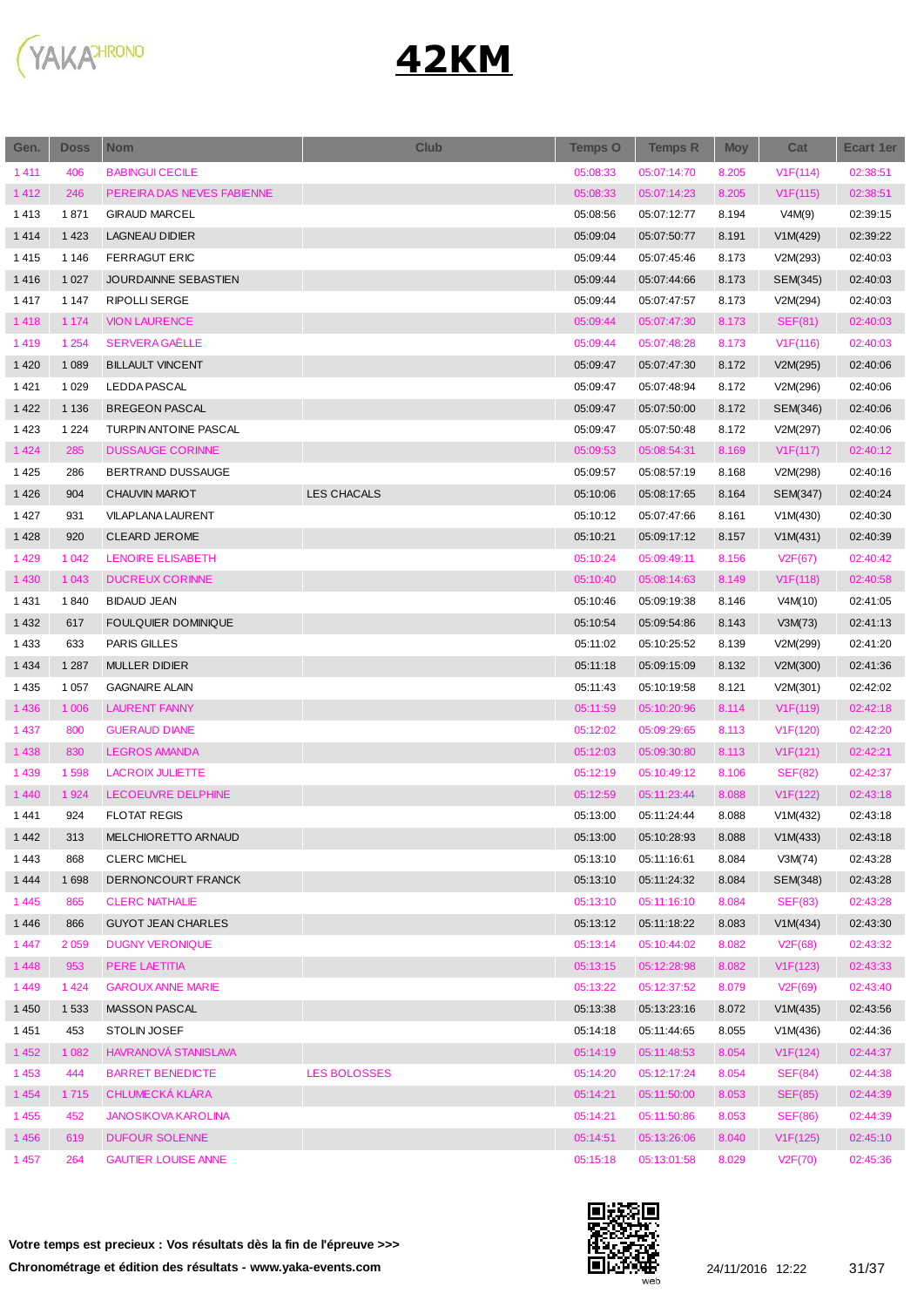# 42KM

| Gen. | Doss | Nom | Club | Temps O | Temps R | Moy | Cat | Ecart 1er |
|---|---|---|---|---|---|---|---|---|
| 1 411 | 406 | BABINGUI CECILE | | 05:08:33 | 05:07:14:70 | 8.205 | V1F(114) | 02:38:51 |
| 1 412 | 246 | PEREIRA DAS NEVES FABIENNE | | 05:08:33 | 05:07:14:23 | 8.205 | V1F(115) | 02:38:51 |
| 1 413 | 1 871 | GIRAUD MARCEL | | 05:08:56 | 05:07:12:77 | 8.194 | V4M(9) | 02:39:15 |
| 1 414 | 1 423 | LAGNEAU DIDIER | | 05:09:04 | 05:07:50:77 | 8.191 | V1M(429) | 02:39:22 |
| 1 415 | 1 146 | FERRAGUT ERIC | | 05:09:44 | 05:07:45:46 | 8.173 | V2M(293) | 02:40:03 |
| 1 416 | 1 027 | JOURDAINNE SEBASTIEN | | 05:09:44 | 05:07:44:66 | 8.173 | SEM(345) | 02:40:03 |
| 1 417 | 1 147 | RIPOLLI SERGE | | 05:09:44 | 05:07:47:57 | 8.173 | V2M(294) | 02:40:03 |
| 1 418 | 1 174 | VION LAURENCE | | 05:09:44 | 05:07:47:30 | 8.173 | SEF(81) | 02:40:03 |
| 1 419 | 1 254 | SERVERA GAËLLE | | 05:09:44 | 05:07:48:28 | 8.173 | V1F(116) | 02:40:03 |
| 1 420 | 1 089 | BILLAULT VINCENT | | 05:09:47 | 05:07:47:30 | 8.172 | V2M(295) | 02:40:06 |
| 1 421 | 1 029 | LEDDA PASCAL | | 05:09:47 | 05:07:48:94 | 8.172 | V2M(296) | 02:40:06 |
| 1 422 | 1 136 | BREGEON PASCAL | | 05:09:47 | 05:07:50:00 | 8.172 | SEM(346) | 02:40:06 |
| 1 423 | 1 224 | TURPIN ANTOINE PASCAL | | 05:09:47 | 05:07:50:48 | 8.172 | V2M(297) | 02:40:06 |
| 1 424 | 285 | DUSSAUGE CORINNE | | 05:09:53 | 05:08:54:31 | 8.169 | V1F(117) | 02:40:12 |
| 1 425 | 286 | BERTRAND DUSSAUGE | | 05:09:57 | 05:08:57:19 | 8.168 | V2M(298) | 02:40:16 |
| 1 426 | 904 | CHAUVIN MARIOT | LES CHACALS | 05:10:06 | 05:08:17:65 | 8.164 | SEM(347) | 02:40:24 |
| 1 427 | 931 | VILAPLANA LAURENT | | 05:10:12 | 05:07:47:66 | 8.161 | V1M(430) | 02:40:30 |
| 1 428 | 920 | CLEARD JEROME | | 05:10:21 | 05:09:17:12 | 8.157 | V1M(431) | 02:40:39 |
| 1 429 | 1 042 | LENOIRE ELISABETH | | 05:10:24 | 05:09:49:11 | 8.156 | V2F(67) | 02:40:42 |
| 1 430 | 1 043 | DUCREUX CORINNE | | 05:10:40 | 05:08:14:63 | 8.149 | V1F(118) | 02:40:58 |
| 1 431 | 1 840 | BIDAUD JEAN | | 05:10:46 | 05:09:19:38 | 8.146 | V4M(10) | 02:41:05 |
| 1 432 | 617 | FOULQUIER DOMINIQUE | | 05:10:54 | 05:09:54:86 | 8.143 | V3M(73) | 02:41:13 |
| 1 433 | 633 | PARIS GILLES | | 05:11:02 | 05:10:25:52 | 8.139 | V2M(299) | 02:41:20 |
| 1 434 | 1 287 | MULLER DIDIER | | 05:11:18 | 05:09:15:09 | 8.132 | V2M(300) | 02:41:36 |
| 1 435 | 1 057 | GAGNAIRE ALAIN | | 05:11:43 | 05:10:19:58 | 8.121 | V2M(301) | 02:42:02 |
| 1 436 | 1 006 | LAURENT FANNY | | 05:11:59 | 05:10:20:96 | 8.114 | V1F(119) | 02:42:18 |
| 1 437 | 800 | GUERAUD DIANE | | 05:12:02 | 05:09:29:65 | 8.113 | V1F(120) | 02:42:20 |
| 1 438 | 830 | LEGROS AMANDA | | 05:12:03 | 05:09:30:80 | 8.113 | V1F(121) | 02:42:21 |
| 1 439 | 1 598 | LACROIX JULIETTE | | 05:12:19 | 05:10:49:12 | 8.106 | SEF(82) | 02:42:37 |
| 1 440 | 1 924 | LECOEUVRE DELPHINE | | 05:12:59 | 05:11:23:44 | 8.088 | V1F(122) | 02:43:18 |
| 1 441 | 924 | FLOTAT REGIS | | 05:13:00 | 05:11:24:44 | 8.088 | V1M(432) | 02:43:18 |
| 1 442 | 313 | MELCHIORETTO ARNAUD | | 05:13:00 | 05:10:28:93 | 8.088 | V1M(433) | 02:43:18 |
| 1 443 | 868 | CLERC MICHEL | | 05:13:10 | 05:11:16:61 | 8.084 | V3M(74) | 02:43:28 |
| 1 444 | 1 698 | DERNONCOURT FRANCK | | 05:13:10 | 05:11:24:32 | 8.084 | SEM(348) | 02:43:28 |
| 1 445 | 865 | CLERC NATHALIE | | 05:13:10 | 05:11:16:10 | 8.084 | SEF(83) | 02:43:28 |
| 1 446 | 866 | GUYOT JEAN CHARLES | | 05:13:12 | 05:11:18:22 | 8.083 | V1M(434) | 02:43:30 |
| 1 447 | 2 059 | DUGNY VERONIQUE | | 05:13:14 | 05:10:44:02 | 8.082 | V2F(68) | 02:43:32 |
| 1 448 | 953 | PERE LAETITIA | | 05:13:15 | 05:12:28:98 | 8.082 | V1F(123) | 02:43:33 |
| 1 449 | 1 424 | GAROUX ANNE MARIE | | 05:13:22 | 05:12:37:52 | 8.079 | V2F(69) | 02:43:40 |
| 1 450 | 1 533 | MASSON PASCAL | | 05:13:38 | 05:13:23:16 | 8.072 | V1M(435) | 02:43:56 |
| 1 451 | 453 | STOLIN JOSEF | | 05:14:18 | 05:11:44:65 | 8.055 | V1M(436) | 02:44:36 |
| 1 452 | 1 082 | HAVRANOVÁ STANISLAVA | | 05:14:19 | 05:11:48:53 | 8.054 | V1F(124) | 02:44:37 |
| 1 453 | 444 | BARRET BENEDICTE | LES BOLOSSES | 05:14:20 | 05:12:17:24 | 8.054 | SEF(84) | 02:44:38 |
| 1 454 | 1 715 | CHLUMECKÁ KLÁRA | | 05:14:21 | 05:11:50:00 | 8.053 | SEF(85) | 02:44:39 |
| 1 455 | 452 | JANOSIKOVA KAROLINA | | 05:14:21 | 05:11:50:86 | 8.053 | SEF(86) | 02:44:39 |
| 1 456 | 619 | DUFOUR SOLENNE | | 05:14:51 | 05:13:26:06 | 8.040 | V1F(125) | 02:45:10 |
| 1 457 | 264 | GAUTIER LOUISE ANNE | | 05:15:18 | 05:13:01:58 | 8.029 | V2F(70) | 02:45:36 |

**Votre temps est precieux : Vos résultats dès la fin de l'épreuve >>>**

**Chronométrage et édition des résultats - www.yaka-events.com**

24/11/2016 12:22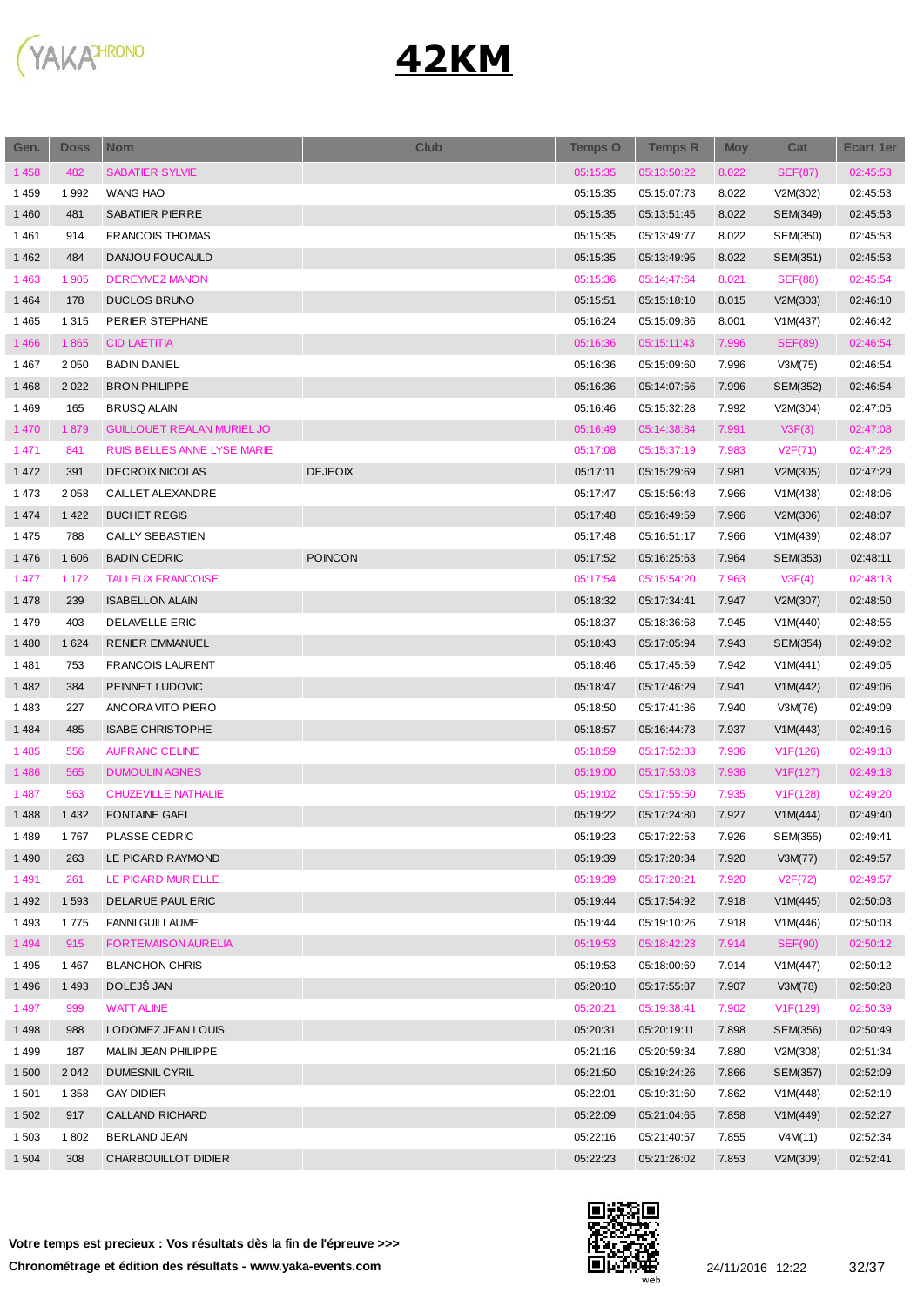# 42KM

| Gen. | Doss | Nom | Club | Temps O | Temps R | Moy | Cat | Ecart 1er |
|---|---|---|---|---|---|---|---|---|
| 1 458 | 482 | SABATIER SYLVIE | | 05:15:35 | 05:13:50:22 | 8.022 | SEF(87) | 02:45:53 |
| 1 459 | 1 992 | WANG HAO | | 05:15:35 | 05:15:07:73 | 8.022 | V2M(302) | 02:45:53 |
| 1 460 | 481 | SABATIER PIERRE | | 05:15:35 | 05:13:51:45 | 8.022 | SEM(349) | 02:45:53 |
| 1 461 | 914 | FRANCOIS THOMAS | | 05:15:35 | 05:13:49:77 | 8.022 | SEM(350) | 02:45:53 |
| 1 462 | 484 | DANJOU FOUCAULD | | 05:15:35 | 05:13:49:95 | 8.022 | SEM(351) | 02:45:53 |
| 1 463 | 1 905 | DEREYMEZ MANON | | 05:15:36 | 05:14:47:64 | 8.021 | SEF(88) | 02:45:54 |
| 1 464 | 178 | DUCLOS BRUNO | | 05:15:51 | 05:15:18:10 | 8.015 | V2M(303) | 02:46:10 |
| 1 465 | 1 315 | PERIER STEPHANE | | 05:16:24 | 05:15:09:86 | 8.001 | V1M(437) | 02:46:42 |
| 1 466 | 1 865 | CID LAETITIA | | 05:16:36 | 05:15:11:43 | 7.996 | SEF(89) | 02:46:54 |
| 1 467 | 2 050 | BADIN DANIEL | | 05:16:36 | 05:15:09:60 | 7.996 | V3M(75) | 02:46:54 |
| 1 468 | 2 022 | BRON PHILIPPE | | 05:16:36 | 05:14:07:56 | 7.996 | SEM(352) | 02:46:54 |
| 1 469 | 165 | BRUSQ ALAIN | | 05:16:46 | 05:15:32:28 | 7.992 | V2M(304) | 02:47:05 |
| 1 470 | 1 879 | GUILLOUET REALAN MURIEL JO | | 05:16:49 | 05:14:38:84 | 7.991 | V3F(3) | 02:47:08 |
| 1 471 | 841 | RUIS BELLES ANNE LYSE MARIE | | 05:17:08 | 05:15:37:19 | 7.983 | V2F(71) | 02:47:26 |
| 1 472 | 391 | DECROIX NICOLAS | DEJEOIX | 05:17:11 | 05:15:29:69 | 7.981 | V2M(305) | 02:47:29 |
| 1 473 | 2 058 | CAILLET ALEXANDRE | | 05:17:47 | 05:15:56:48 | 7.966 | V1M(438) | 02:48:06 |
| 1 474 | 1 422 | BUCHET REGIS | | 05:17:48 | 05:16:49:59 | 7.966 | V2M(306) | 02:48:07 |
| 1 475 | 788 | CAILLY SEBASTIEN | | 05:17:48 | 05:16:51:17 | 7.966 | V1M(439) | 02:48:07 |
| 1 476 | 1 606 | BADIN CEDRIC | POINCON | 05:17:52 | 05:16:25:63 | 7.964 | SEM(353) | 02:48:11 |
| 1 477 | 1 172 | TALLEUX FRANCOISE | | 05:17:54 | 05:15:54:20 | 7.963 | V3F(4) | 02:48:13 |
| 1 478 | 239 | ISABELLON ALAIN | | 05:18:32 | 05:17:34:41 | 7.947 | V2M(307) | 02:48:50 |
| 1 479 | 403 | DELAVELLE ERIC | | 05:18:37 | 05:18:36:68 | 7.945 | V1M(440) | 02:48:55 |
| 1 480 | 1 624 | RENIER EMMANUEL | | 05:18:43 | 05:17:05:94 | 7.943 | SEM(354) | 02:49:02 |
| 1 481 | 753 | FRANCOIS LAURENT | | 05:18:46 | 05:17:45:59 | 7.942 | V1M(441) | 02:49:05 |
| 1 482 | 384 | PEINNET LUDOVIC | | 05:18:47 | 05:17:46:29 | 7.941 | V1M(442) | 02:49:06 |
| 1 483 | 227 | ANCORA VITO PIERO | | 05:18:50 | 05:17:41:86 | 7.940 | V3M(76) | 02:49:09 |
| 1 484 | 485 | ISABE CHRISTOPHE | | 05:18:57 | 05:16:44:73 | 7.937 | V1M(443) | 02:49:16 |
| 1 485 | 556 | AUFRANC CELINE | | 05:18:59 | 05:17:52:83 | 7.936 | V1F(126) | 02:49:18 |
| 1 486 | 565 | DUMOULIN AGNES | | 05:19:00 | 05:17:53:03 | 7.936 | V1F(127) | 02:49:18 |
| 1 487 | 563 | CHUZEVILLE NATHALIE | | 05:19:02 | 05:17:55:50 | 7.935 | V1F(128) | 02:49:20 |
| 1 488 | 1 432 | FONTAINE GAEL | | 05:19:22 | 05:17:24:80 | 7.927 | V1M(444) | 02:49:40 |
| 1 489 | 1 767 | PLASSE CEDRIC | | 05:19:23 | 05:17:22:53 | 7.926 | SEM(355) | 02:49:41 |
| 1 490 | 263 | LE PICARD RAYMOND | | 05:19:39 | 05:17:20:34 | 7.920 | V3M(77) | 02:49:57 |
| 1 491 | 261 | LE PICARD MURIELLE | | 05:19:39 | 05:17:20:21 | 7.920 | V2F(72) | 02:49:57 |
| 1 492 | 1 593 | DELARUE PAUL ERIC | | 05:19:44 | 05:17:54:92 | 7.918 | V1M(445) | 02:50:03 |
| 1 493 | 1 775 | FANNI GUILLAUME | | 05:19:44 | 05:19:10:26 | 7.918 | V1M(446) | 02:50:03 |
| 1 494 | 915 | FORTEMAISON AURELIA | | 05:19:53 | 05:18:42:23 | 7.914 | SEF(90) | 02:50:12 |
| 1 495 | 1 467 | BLANCHON CHRIS | | 05:19:53 | 05:18:00:69 | 7.914 | V1M(447) | 02:50:12 |
| 1 496 | 1 493 | DOLEJŠ JAN | | 05:20:10 | 05:17:55:87 | 7.907 | V3M(78) | 02:50:28 |
| 1 497 | 999 | WATT ALINE | | 05:20:21 | 05:19:38:41 | 7.902 | V1F(129) | 02:50:39 |
| 1 498 | 988 | LODOMEZ JEAN LOUIS | | 05:20:31 | 05:20:19:11 | 7.898 | SEM(356) | 02:50:49 |
| 1 499 | 187 | MALIN JEAN PHILIPPE | | 05:21:16 | 05:20:59:34 | 7.880 | V2M(308) | 02:51:34 |
| 1 500 | 2 042 | DUMESNIL CYRIL | | 05:21:50 | 05:19:24:26 | 7.866 | SEM(357) | 02:52:09 |
| 1 501 | 1 358 | GAY DIDIER | | 05:22:01 | 05:19:31:60 | 7.862 | V1M(448) | 02:52:19 |
| 1 502 | 917 | CALLAND RICHARD | | 05:22:09 | 05:21:04:65 | 7.858 | V1M(449) | 02:52:27 |
| 1 503 | 1 802 | BERLAND JEAN | | 05:22:16 | 05:21:40:57 | 7.855 | V4M(11) | 02:52:34 |
| 1 504 | 308 | CHARBOUILLOT DIDIER | | 05:22:23 | 05:21:26:02 | 7.853 | V2M(309) | 02:52:41 |

**Votre temps est precieux : Vos résultats dès la fin de l'épreuve >>>**

**Chronométrage et édition des résultats - www.yaka-events.com**

24/11/2016 12:22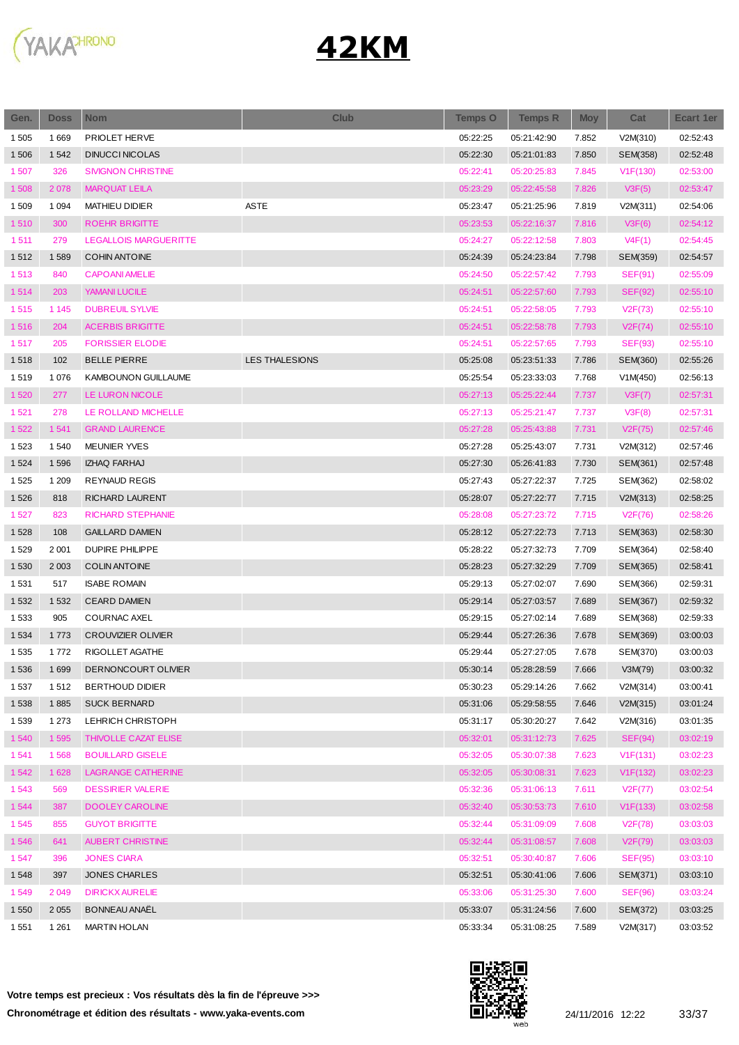# 42KM

| Gen. | Doss | Nom | Club | Temps O | Temps R | Moy | Cat | Ecart 1er |
|---|---|---|---|---|---|---|---|---|
| 1 505 | 1 669 | PRIOLET HERVE | | 05:22:25 | 05:21:42:90 | 7.852 | V2M(310) | 02:52:43 |
| 1 506 | 1 542 | DINUCCI NICOLAS | | 05:22:30 | 05:21:01:83 | 7.850 | SEM(358) | 02:52:48 |
| 1 507 | 326 | SIMGNON CHRISTINE | | 05:22:41 | 05:20:25:83 | 7.845 | V1F(130) | 02:53:00 |
| 1 508 | 2 078 | MARQUAT LEILA | | 05:23:29 | 05:22:45:58 | 7.826 | V3F(5) | 02:53:47 |
| 1 509 | 1 094 | MATHIEU DIDIER | ASTE | 05:23:47 | 05:21:25:96 | 7.819 | V2M(311) | 02:54:06 |
| 1 510 | 300 | ROEHR BRIGITTE | | 05:23:53 | 05:22:16:37 | 7.816 | V3F(6) | 02:54:12 |
| 1 511 | 279 | LEGALLOIS MARGUERITTE | | 05:24:27 | 05:22:12:58 | 7.803 | V4F(1) | 02:54:45 |
| 1 512 | 1 589 | COHIN ANTOINE | | 05:24:39 | 05:24:23:84 | 7.798 | SEM(359) | 02:54:57 |
| 1 513 | 840 | CAPOANI AMELIE | | 05:24:50 | 05:22:57:42 | 7.793 | SEF(91) | 02:55:09 |
| 1 514 | 203 | YAMANI LUCILE | | 05:24:51 | 05:22:57:60 | 7.793 | SEF(92) | 02:55:10 |
| 1 515 | 1 145 | DUBREUIL SYLVIE | | 05:24:51 | 05:22:58:05 | 7.793 | V2F(73) | 02:55:10 |
| 1 516 | 204 | ACERBIS BRIGITTE | | 05:24:51 | 05:22:58:78 | 7.793 | V2F(74) | 02:55:10 |
| 1 517 | 205 | FORISSIER ELODIE | | 05:24:51 | 05:22:57:65 | 7.793 | SEF(93) | 02:55:10 |
| 1 518 | 102 | BELLE PIERRE | LES THALESIONS | 05:25:08 | 05:23:51:33 | 7.786 | SEM(360) | 02:55:26 |
| 1 519 | 1 076 | KAMBOUNON GUILLAUME | | 05:25:54 | 05:23:33:03 | 7.768 | V1M(450) | 02:56:13 |
| 1 520 | 277 | LE LURON NICOLE | | 05:27:13 | 05:25:22:44 | 7.737 | V3F(7) | 02:57:31 |
| 1 521 | 278 | LE ROLLAND MICHELLE | | 05:27:13 | 05:25:21:47 | 7.737 | V3F(8) | 02:57:31 |
| 1 522 | 1 541 | GRAND LAURENCE | | 05:27:28 | 05:25:43:88 | 7.731 | V2F(75) | 02:57:46 |
| 1 523 | 1 540 | MEUNIER YVES | | 05:27:28 | 05:25:43:07 | 7.731 | V2M(312) | 02:57:46 |
| 1 524 | 1 596 | IZHAQ FARHAJ | | 05:27:30 | 05:26:41:83 | 7.730 | SEM(361) | 02:57:48 |
| 1 525 | 1 209 | REYNAUD REGIS | | 05:27:43 | 05:27:22:37 | 7.725 | SEM(362) | 02:58:02 |
| 1 526 | 818 | RICHARD LAURENT | | 05:28:07 | 05:27:22:77 | 7.715 | V2M(313) | 02:58:25 |
| 1 527 | 823 | RICHARD STEPHANIE | | 05:28:08 | 05:27:23:72 | 7.715 | V2F(76) | 02:58:26 |
| 1 528 | 108 | GAILLARD DAMIEN | | 05:28:12 | 05:27:22:73 | 7.713 | SEM(363) | 02:58:30 |
| 1 529 | 2 001 | DUPIRE PHILIPPE | | 05:28:22 | 05:27:32:73 | 7.709 | SEM(364) | 02:58:40 |
| 1 530 | 2 003 | COLIN ANTOINE | | 05:28:23 | 05:27:32:29 | 7.709 | SEM(365) | 02:58:41 |
| 1 531 | 517 | ISABE ROMAIN | | 05:29:13 | 05:27:02:07 | 7.690 | SEM(366) | 02:59:31 |
| 1 532 | 1 532 | CEARD DAMIEN | | 05:29:14 | 05:27:03:57 | 7.689 | SEM(367) | 02:59:32 |
| 1 533 | 905 | COURNAC AXEL | | 05:29:15 | 05:27:02:14 | 7.689 | SEM(368) | 02:59:33 |
| 1 534 | 1 773 | CROUVIZIER OLIVIER | | 05:29:44 | 05:27:26:36 | 7.678 | SEM(369) | 03:00:03 |
| 1 535 | 1 772 | RIGOLLET AGATHE | | 05:29:44 | 05:27:27:05 | 7.678 | SEM(370) | 03:00:03 |
| 1 536 | 1 699 | DERNONCOURT OLIVIER | | 05:30:14 | 05:28:28:59 | 7.666 | V3M(79) | 03:00:32 |
| 1 537 | 1 512 | BERTHOUD DIDIER | | 05:30:23 | 05:29:14:26 | 7.662 | V2M(314) | 03:00:41 |
| 1 538 | 1 885 | SUCK BERNARD | | 05:31:06 | 05:29:58:55 | 7.646 | V2M(315) | 03:01:24 |
| 1 539 | 1 273 | LEHRICH CHRISTOPH | | 05:31:17 | 05:30:20:27 | 7.642 | V2M(316) | 03:01:35 |
| 1 540 | 1 595 | THIVOLLE CAZAT ELISE | | 05:32:01 | 05:31:12:73 | 7.625 | SEF(94) | 03:02:19 |
| 1 541 | 1 568 | BOUILLARD GISELE | | 05:32:05 | 05:30:07:38 | 7.623 | V1F(131) | 03:02:23 |
| 1 542 | 1 628 | LAGRANGE CATHERINE | | 05:32:05 | 05:30:08:31 | 7.623 | V1F(132) | 03:02:23 |
| 1 543 | 569 | DESSIRIER VALERIE | | 05:32:36 | 05:31:06:13 | 7.611 | V2F(77) | 03:02:54 |
| 1 544 | 387 | DOOLEY CAROLINE | | 05:32:40 | 05:30:53:73 | 7.610 | V1F(133) | 03:02:58 |
| 1 545 | 855 | GUYOT BRIGITTE | | 05:32:44 | 05:31:09:09 | 7.608 | V2F(78) | 03:03:03 |
| 1 546 | 641 | AUBERT CHRISTINE | | 05:32:44 | 05:31:08:57 | 7.608 | V2F(79) | 03:03:03 |
| 1 547 | 396 | JONES CIARA | | 05:32:51 | 05:30:40:87 | 7.606 | SEF(95) | 03:03:10 |
| 1 548 | 397 | JONES CHARLES | | 05:32:51 | 05:30:41:06 | 7.606 | SEM(371) | 03:03:10 |
| 1 549 | 2 049 | DIRICKX AURELIE | | 05:33:06 | 05:31:25:30 | 7.600 | SEF(96) | 03:03:24 |
| 1 550 | 2 055 | BONNEAU ANAËL | | 05:33:07 | 05:31:24:56 | 7.600 | SEM(372) | 03:03:25 |
| 1 551 | 1 261 | MARTIN HOLAN | | 05:33:34 | 05:31:08:25 | 7.589 | V2M(317) | 03:03:52 |

**Votre temps est precieux : Vos résultats dès la fin de l'épreuve >>>**

**Chronométrage et édition des résultats - www.yaka-events.com**

24/11/2016 12:22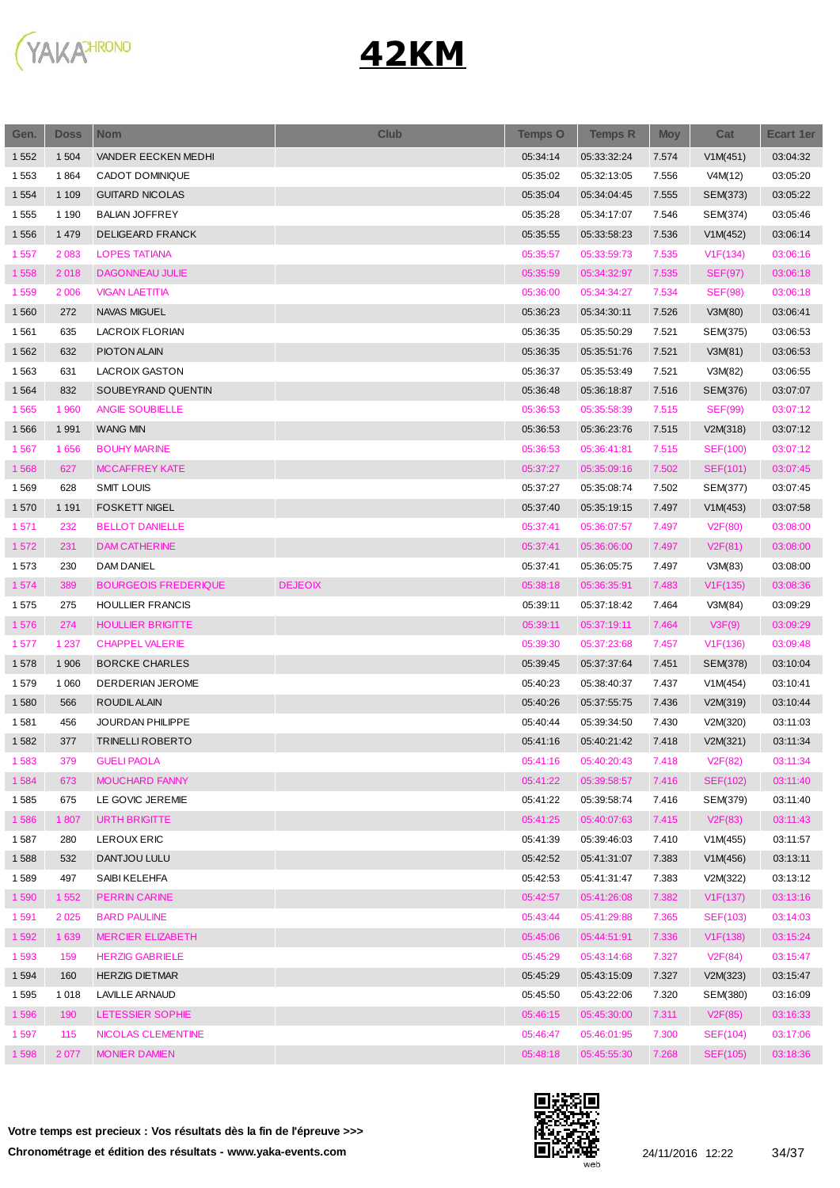# 42KM

| Gen. | Doss | Nom | Club | Temps O | Temps R | Moy | Cat | Ecart 1er |
|---|---|---|---|---|---|---|---|---|
| 1 552 | 1 504 | VANDER EECKEN MEDHI | | 05:34:14 | 05:33:32:24 | 7.574 | V1M(451) | 03:04:32 |
| 1 553 | 1 864 | CADOT DOMINIQUE | | 05:35:02 | 05:32:13:05 | 7.556 | V4M(12) | 03:05:20 |
| 1 554 | 1 109 | GUITARD NICOLAS | | 05:35:04 | 05:34:04:45 | 7.555 | SEM(373) | 03:05:22 |
| 1 555 | 1 190 | BALIAN JOFFREY | | 05:35:28 | 05:34:17:07 | 7.546 | SEM(374) | 03:05:46 |
| 1 556 | 1 479 | DELIGEARD FRANCK | | 05:35:55 | 05:33:58:23 | 7.536 | V1M(452) | 03:06:14 |
| 1 557 | 2 083 | LOPES TATIANA | | 05:35:57 | 05:33:59:73 | 7.535 | V1F(134) | 03:06:16 |
| 1 558 | 2 018 | DAGONNEAU JULIE | | 05:35:59 | 05:34:32:97 | 7.535 | SEF(97) | 03:06:18 |
| 1 559 | 2 006 | VIGAN LAETITIA | | 05:36:00 | 05:34:34:27 | 7.534 | SEF(98) | 03:06:18 |
| 1 560 | 272 | NAVAS MIGUEL | | 05:36:23 | 05:34:30:11 | 7.526 | V3M(80) | 03:06:41 |
| 1 561 | 635 | LACROIX FLORIAN | | 05:36:35 | 05:35:50:29 | 7.521 | SEM(375) | 03:06:53 |
| 1 562 | 632 | PIOTON ALAIN | | 05:36:35 | 05:35:51:76 | 7.521 | V3M(81) | 03:06:53 |
| 1 563 | 631 | LACROIX GASTON | | 05:36:37 | 05:35:53:49 | 7.521 | V3M(82) | 03:06:55 |
| 1 564 | 832 | SOUBEYRAND QUENTIN | | 05:36:48 | 05:36:18:87 | 7.516 | SEM(376) | 03:07:07 |
| 1 565 | 1 960 | ANGIE SOUBIELLE | | 05:36:53 | 05:35:58:39 | 7.515 | SEF(99) | 03:07:12 |
| 1 566 | 1 991 | WANG MIN | | 05:36:53 | 05:36:23:76 | 7.515 | V2M(318) | 03:07:12 |
| 1 567 | 1 656 | BOUHY MARINE | | 05:36:53 | 05:36:41:81 | 7.515 | SEF(100) | 03:07:12 |
| 1 568 | 627 | MCCAFFREY KATE | | 05:37:27 | 05:35:09:16 | 7.502 | SEF(101) | 03:07:45 |
| 1 569 | 628 | SMIT LOUIS | | 05:37:27 | 05:35:08:74 | 7.502 | SEM(377) | 03:07:45 |
| 1 570 | 1 191 | FOSKETT NIGEL | | 05:37:40 | 05:35:19:15 | 7.497 | V1M(453) | 03:07:58 |
| 1 571 | 232 | BELLOT DANIELLE | | 05:37:41 | 05:36:07:57 | 7.497 | V2F(80) | 03:08:00 |
| 1 572 | 231 | DAM CATHERINE | | 05:37:41 | 05:36:06:00 | 7.497 | V2F(81) | 03:08:00 |
| 1 573 | 230 | DAM DANIEL | | 05:37:41 | 05:36:05:75 | 7.497 | V3M(83) | 03:08:00 |
| 1 574 | 389 | BOURGEOIS FREDERIQUE | DEJEOIX | 05:38:18 | 05:36:35:91 | 7.483 | V1F(135) | 03:08:36 |
| 1 575 | 275 | HOULLIER FRANCIS | | 05:39:11 | 05:37:18:42 | 7.464 | V3M(84) | 03:09:29 |
| 1 576 | 274 | HOULLIER BRIGITTE | | 05:39:11 | 05:37:19:11 | 7.464 | V3F(9) | 03:09:29 |
| 1 577 | 1 237 | CHAPPEL VALERIE | | 05:39:30 | 05:37:23:68 | 7.457 | V1F(136) | 03:09:48 |
| 1 578 | 1 906 | BORCKE CHARLES | | 05:39:45 | 05:37:37:64 | 7.451 | SEM(378) | 03:10:04 |
| 1 579 | 1 060 | DERDERIAN JEROME | | 05:40:23 | 05:38:40:37 | 7.437 | V1M(454) | 03:10:41 |
| 1 580 | 566 | ROUDIL ALAIN | | 05:40:26 | 05:37:55:75 | 7.436 | V2M(319) | 03:10:44 |
| 1 581 | 456 | JOURDAN PHILIPPE | | 05:40:44 | 05:39:34:50 | 7.430 | V2M(320) | 03:11:03 |
| 1 582 | 377 | TRINELLI ROBERTO | | 05:41:16 | 05:40:21:42 | 7.418 | V2M(321) | 03:11:34 |
| 1 583 | 379 | GUELI PAOLA | | 05:41:16 | 05:40:20:43 | 7.418 | V2F(82) | 03:11:34 |
| 1 584 | 673 | MOUCHARD FANNY | | 05:41:22 | 05:39:58:57 | 7.416 | SEF(102) | 03:11:40 |
| 1 585 | 675 | LE GOVIC JEREMIE | | 05:41:22 | 05:39:58:74 | 7.416 | SEM(379) | 03:11:40 |
| 1 586 | 1 807 | URTH BRIGITTE | | 05:41:25 | 05:40:07:63 | 7.415 | V2F(83) | 03:11:43 |
| 1 587 | 280 | LEROUX ERIC | | 05:41:39 | 05:39:46:03 | 7.410 | V1M(455) | 03:11:57 |
| 1 588 | 532 | DANTJOU LULU | | 05:42:52 | 05:41:31:07 | 7.383 | V1M(456) | 03:13:11 |
| 1 589 | 497 | SAIBI KELEHFA | | 05:42:53 | 05:41:31:47 | 7.383 | V2M(322) | 03:13:12 |
| 1 590 | 1 552 | PERRIN CARINE | | 05:42:57 | 05:41:26:08 | 7.382 | V1F(137) | 03:13:16 |
| 1 591 | 2 025 | BARD PAULINE | | 05:43:44 | 05:41:29:88 | 7.365 | SEF(103) | 03:14:03 |
| 1 592 | 1 639 | MERCIER ELIZABETH | | 05:45:06 | 05:44:51:91 | 7.336 | V1F(138) | 03:15:24 |
| 1 593 | 159 | HERZIG GABRIELE | | 05:45:29 | 05:43:14:68 | 7.327 | V2F(84) | 03:15:47 |
| 1 594 | 160 | HERZIG DIETMAR | | 05:45:29 | 05:43:15:09 | 7.327 | V2M(323) | 03:15:47 |
| 1 595 | 1 018 | LAVILLE ARNAUD | | 05:45:50 | 05:43:22:06 | 7.320 | SEM(380) | 03:16:09 |
| 1 596 | 190 | LETESSIER SOPHIE | | 05:46:15 | 05:45:30:00 | 7.311 | V2F(85) | 03:16:33 |
| 1 597 | 115 | NICOLAS CLEMENTINE | | 05:46:47 | 05:46:01:95 | 7.300 | SEF(104) | 03:17:06 |
| 1 598 | 2 077 | MONIER DAMIEN | | 05:48:18 | 05:45:55:30 | 7.268 | SEF(105) | 03:18:36 |

**Votre temps est precieux : Vos résultats dès la fin de l'épreuve >>>**

**Chronométrage et édition des résultats - www.yaka-events.com**

24/11/2016 12:22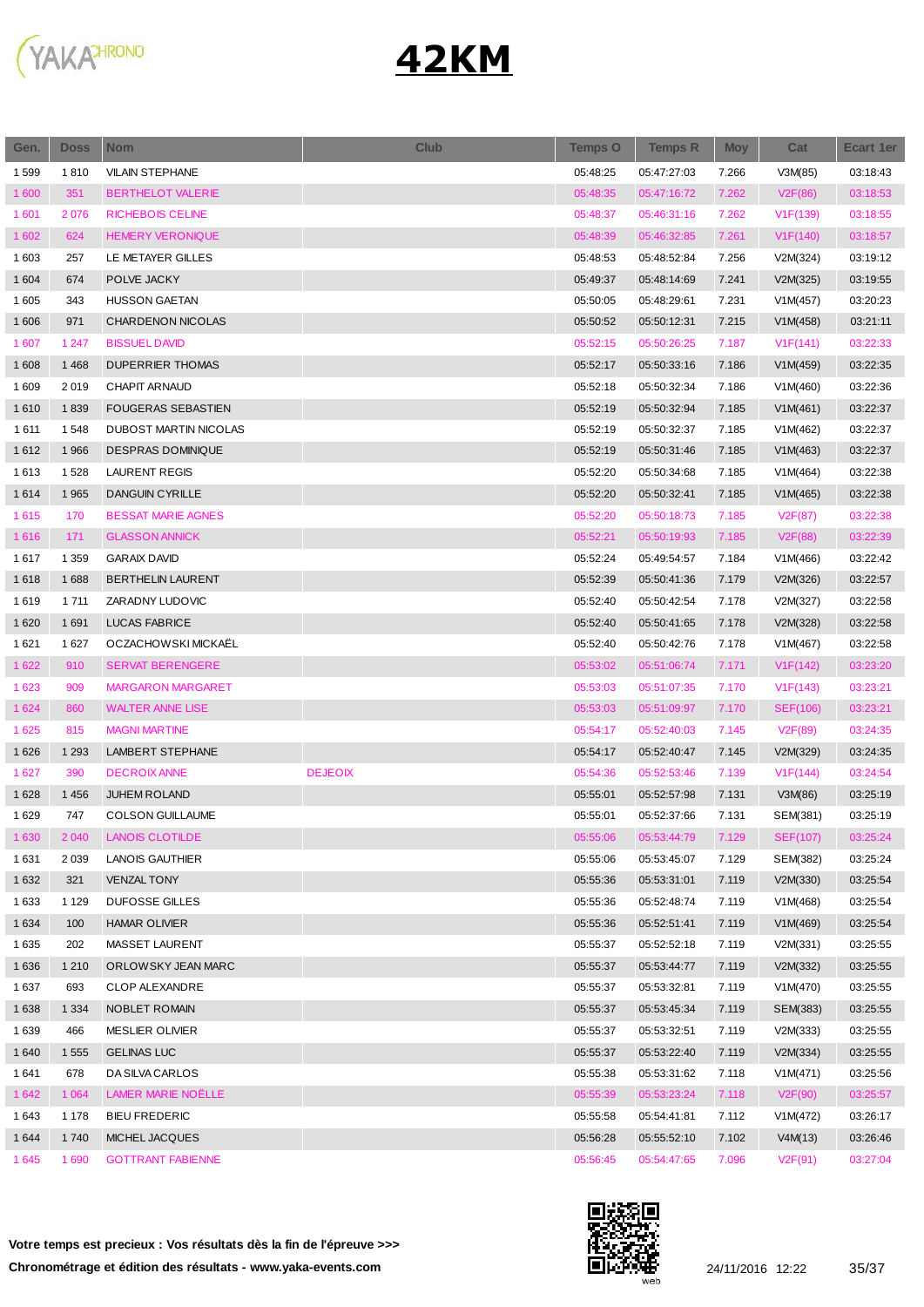# 42KM

| Gen. | Doss | Nom | Club | Temps O | Temps R | Moy | Cat | Ecart 1er |
|---|---|---|---|---|---|---|---|---|
| 1 599 | 1 810 | VILAIN STEPHANE | | 05:48:25 | 05:47:27:03 | 7.266 | V3M(85) | 03:18:43 |
| 1 600 | 351 | BERTHELOT VALERIE | | 05:48:35 | 05:47:16:72 | 7.262 | V2F(86) | 03:18:53 |
| 1 601 | 2 076 | RICHEBOIS CELINE | | 05:48:37 | 05:46:31:16 | 7.262 | V1F(139) | 03:18:55 |
| 1 602 | 624 | HEMERY VERONIQUE | | 05:48:39 | 05:46:32:85 | 7.261 | V1F(140) | 03:18:57 |
| 1 603 | 257 | LE METAYER GILLES | | 05:48:53 | 05:48:52:84 | 7.256 | V2M(324) | 03:19:12 |
| 1 604 | 674 | POLVE JACKY | | 05:49:37 | 05:48:14:69 | 7.241 | V2M(325) | 03:19:55 |
| 1 605 | 343 | HUSSON GAETAN | | 05:50:05 | 05:48:29:61 | 7.231 | V1M(457) | 03:20:23 |
| 1 606 | 971 | CHARDENON NICOLAS | | 05:50:52 | 05:50:12:31 | 7.215 | V1M(458) | 03:21:11 |
| 1 607 | 1 247 | BISSUEL DAVID | | 05:52:15 | 05:50:26:25 | 7.187 | V1F(141) | 03:22:33 |
| 1 608 | 1 468 | DUPERRIER THOMAS | | 05:52:17 | 05:50:33:16 | 7.186 | V1M(459) | 03:22:35 |
| 1 609 | 2 019 | CHAPIT ARNAUD | | 05:52:18 | 05:50:32:34 | 7.186 | V1M(460) | 03:22:36 |
| 1 610 | 1 839 | FOUGERAS SEBASTIEN | | 05:52:19 | 05:50:32:94 | 7.185 | V1M(461) | 03:22:37 |
| 1 611 | 1 548 | DUBOST MARTIN NICOLAS | | 05:52:19 | 05:50:32:37 | 7.185 | V1M(462) | 03:22:37 |
| 1 612 | 1 966 | DESPRAS DOMINIQUE | | 05:52:19 | 05:50:31:46 | 7.185 | V1M(463) | 03:22:37 |
| 1 613 | 1 528 | LAURENT REGIS | | 05:52:20 | 05:50:34:68 | 7.185 | V1M(464) | 03:22:38 |
| 1 614 | 1 965 | DANGUIN CYRILLE | | 05:52:20 | 05:50:32:41 | 7.185 | V1M(465) | 03:22:38 |
| 1 615 | 170 | BESSAT MARIE AGNES | | 05:52:20 | 05:50:18:73 | 7.185 | V2F(87) | 03:22:38 |
| 1 616 | 171 | GLASSON ANNICK | | 05:52:21 | 05:50:19:93 | 7.185 | V2F(88) | 03:22:39 |
| 1 617 | 1 359 | GARAIX DAVID | | 05:52:24 | 05:49:54:57 | 7.184 | V1M(466) | 03:22:42 |
| 1 618 | 1 688 | BERTHELIN LAURENT | | 05:52:39 | 05:50:41:36 | 7.179 | V2M(326) | 03:22:57 |
| 1 619 | 1 711 | ZARADNY LUDOVIC | | 05:52:40 | 05:50:42:54 | 7.178 | V2M(327) | 03:22:58 |
| 1 620 | 1 691 | LUCAS FABRICE | | 05:52:40 | 05:50:41:65 | 7.178 | V2M(328) | 03:22:58 |
| 1 621 | 1 627 | OCZACHOWSKI MICKAËL | | 05:52:40 | 05:50:42:76 | 7.178 | V1M(467) | 03:22:58 |
| 1 622 | 910 | SERVAT BERENGERE | | 05:53:02 | 05:51:06:74 | 7.171 | V1F(142) | 03:23:20 |
| 1 623 | 909 | MARGARON MARGARET | | 05:53:03 | 05:51:07:35 | 7.170 | V1F(143) | 03:23:21 |
| 1 624 | 860 | WALTER ANNE LISE | | 05:53:03 | 05:51:09:97 | 7.170 | SEF(106) | 03:23:21 |
| 1 625 | 815 | MAGNI MARTINE | | 05:54:17 | 05:52:40:03 | 7.145 | V2F(89) | 03:24:35 |
| 1 626 | 1 293 | LAMBERT STEPHANE | | 05:54:17 | 05:52:40:47 | 7.145 | V2M(329) | 03:24:35 |
| 1 627 | 390 | DECROIX ANNE | DEJEOIX | 05:54:36 | 05:52:53:46 | 7.139 | V1F(144) | 03:24:54 |
| 1 628 | 1 456 | JUHEM ROLAND | | 05:55:01 | 05:52:57:98 | 7.131 | V3M(86) | 03:25:19 |
| 1 629 | 747 | COLSON GUILLAUME | | 05:55:01 | 05:52:37:66 | 7.131 | SEM(381) | 03:25:19 |
| 1 630 | 2 040 | LANOIS CLOTILDE | | 05:55:06 | 05:53:44:79 | 7.129 | SEF(107) | 03:25:24 |
| 1 631 | 2 039 | LANOIS GAUTHIER | | 05:55:06 | 05:53:45:07 | 7.129 | SEM(382) | 03:25:24 |
| 1 632 | 321 | VENZAL TONY | | 05:55:36 | 05:53:31:01 | 7.119 | V2M(330) | 03:25:54 |
| 1 633 | 1 129 | DUFOSSE GILLES | | 05:55:36 | 05:52:48:74 | 7.119 | V1M(468) | 03:25:54 |
| 1 634 | 100 | HAMAR OLIVIER | | 05:55:36 | 05:52:51:41 | 7.119 | V1M(469) | 03:25:54 |
| 1 635 | 202 | MASSET LAURENT | | 05:55:37 | 05:52:52:18 | 7.119 | V2M(331) | 03:25:55 |
| 1 636 | 1 210 | ORLOWSKY JEAN MARC | | 05:55:37 | 05:53:44:77 | 7.119 | V2M(332) | 03:25:55 |
| 1 637 | 693 | CLOP ALEXANDRE | | 05:55:37 | 05:53:32:81 | 7.119 | V1M(470) | 03:25:55 |
| 1 638 | 1 334 | NOBLET ROMAIN | | 05:55:37 | 05:53:45:34 | 7.119 | SEM(383) | 03:25:55 |
| 1 639 | 466 | MESLIER OLIVIER | | 05:55:37 | 05:53:32:51 | 7.119 | V2M(333) | 03:25:55 |
| 1 640 | 1 555 | GELINAS LUC | | 05:55:37 | 05:53:22:40 | 7.119 | V2M(334) | 03:25:55 |
| 1 641 | 678 | DA SILVA CARLOS | | 05:55:38 | 05:53:31:62 | 7.118 | V1M(471) | 03:25:56 |
| 1 642 | 1 064 | LAMER MARIE NOËLLE | | 05:55:39 | 05:53:23:24 | 7.118 | V2F(90) | 03:25:57 |
| 1 643 | 1 178 | BIEU FREDERIC | | 05:55:58 | 05:54:41:81 | 7.112 | V1M(472) | 03:26:17 |
| 1 644 | 1 740 | MICHEL JACQUES | | 05:56:28 | 05:55:52:10 | 7.102 | V4M(13) | 03:26:46 |
| 1 645 | 1 690 | GOTTRANT FABIENNE | | 05:56:45 | 05:54:47:65 | 7.096 | V2F(91) | 03:27:04 |

**Votre temps est precieux : Vos résultats dès la fin de l'épreuve >>>**

**Chronométrage et édition des résultats - www.yaka-events.com**

24/11/2016 12:22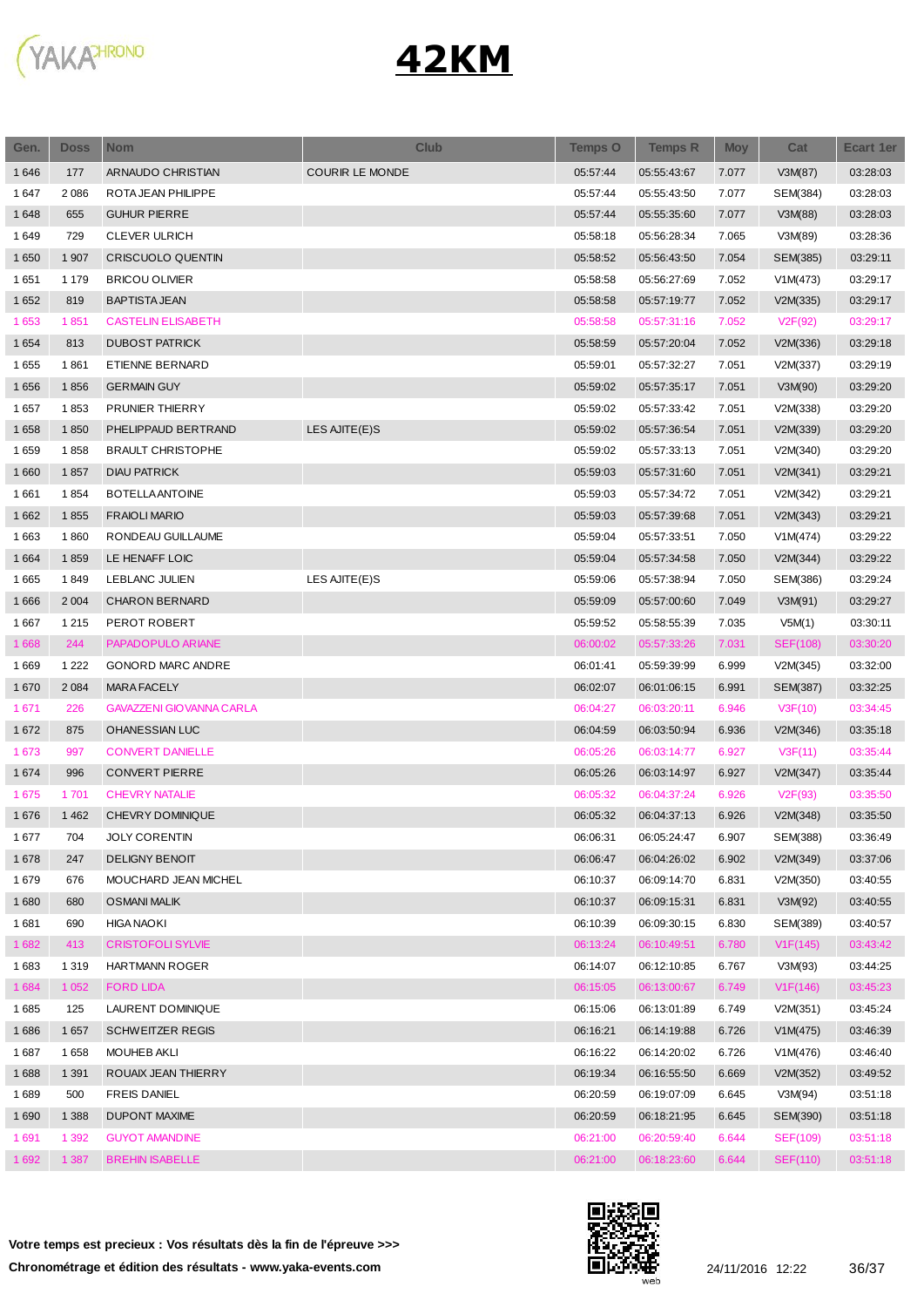# 42KM

| Gen. | Doss | Nom | Club | Temps O | Temps R | Moy | Cat | Ecart 1er |
|---|---|---|---|---|---|---|---|---|
| 1 646 | 177 | ARNAUDO CHRISTIAN | COURIR LE MONDE | 05:57:44 | 05:55:43:67 | 7.077 | V3M(87) | 03:28:03 |
| 1 647 | 2 086 | ROTA JEAN PHILIPPE | | 05:57:44 | 05:55:43:50 | 7.077 | SEM(384) | 03:28:03 |
| 1 648 | 655 | GUHUR PIERRE | | 05:57:44 | 05:55:35:60 | 7.077 | V3M(88) | 03:28:03 |
| 1 649 | 729 | CLEVER ULRICH | | 05:58:18 | 05:56:28:34 | 7.065 | V3M(89) | 03:28:36 |
| 1 650 | 1 907 | CRISCUOLO QUENTIN | | 05:58:52 | 05:56:43:50 | 7.054 | SEM(385) | 03:29:11 |
| 1 651 | 1 179 | BRICOU OLIVIER | | 05:58:58 | 05:56:27:69 | 7.052 | V1M(473) | 03:29:17 |
| 1 652 | 819 | BAPTISTA JEAN | | 05:58:58 | 05:57:19:77 | 7.052 | V2M(335) | 03:29:17 |
| 1 653 | 1 851 | CASTELIN ELISABETH | | 05:58:58 | 05:57:31:16 | 7.052 | V2F(92) | 03:29:17 |
| 1 654 | 813 | DUBOST PATRICK | | 05:58:59 | 05:57:20:04 | 7.052 | V2M(336) | 03:29:18 |
| 1 655 | 1 861 | ETIENNE BERNARD | | 05:59:01 | 05:57:32:27 | 7.051 | V2M(337) | 03:29:19 |
| 1 656 | 1 856 | GERMAIN GUY | | 05:59:02 | 05:57:35:17 | 7.051 | V3M(90) | 03:29:20 |
| 1 657 | 1 853 | PRUNIER THIERRY | | 05:59:02 | 05:57:33:42 | 7.051 | V2M(338) | 03:29:20 |
| 1 658 | 1 850 | PHELIPPAUD BERTRAND | LES AJITE(E)S | 05:59:02 | 05:57:36:54 | 7.051 | V2M(339) | 03:29:20 |
| 1 659 | 1 858 | BRAULT CHRISTOPHE | | 05:59:02 | 05:57:33:13 | 7.051 | V2M(340) | 03:29:20 |
| 1 660 | 1 857 | DIAU PATRICK | | 05:59:03 | 05:57:31:60 | 7.051 | V2M(341) | 03:29:21 |
| 1 661 | 1 854 | BOTELLA ANTOINE | | 05:59:03 | 05:57:34:72 | 7.051 | V2M(342) | 03:29:21 |
| 1 662 | 1 855 | FRAIOLI MARIO | | 05:59:03 | 05:57:39:68 | 7.051 | V2M(343) | 03:29:21 |
| 1 663 | 1 860 | RONDEAU GUILLAUME | | 05:59:04 | 05:57:33:51 | 7.050 | V1M(474) | 03:29:22 |
| 1 664 | 1 859 | LE HENAFF LOIC | | 05:59:04 | 05:57:34:58 | 7.050 | V2M(344) | 03:29:22 |
| 1 665 | 1 849 | LEBLANC JULIEN | LES AJITE(E)S | 05:59:06 | 05:57:38:94 | 7.050 | SEM(386) | 03:29:24 |
| 1 666 | 2 004 | CHARON BERNARD | | 05:59:09 | 05:57:00:60 | 7.049 | V3M(91) | 03:29:27 |
| 1 667 | 1 215 | PEROT ROBERT | | 05:59:52 | 05:58:55:39 | 7.035 | V5M(1) | 03:30:11 |
| 1 668 | 244 | PAPADOPULO ARIANE | | 06:00:02 | 05:57:33:26 | 7.031 | SEF(108) | 03:30:20 |
| 1 669 | 1 222 | GONORD MARC ANDRE | | 06:01:41 | 05:59:39:99 | 6.999 | V2M(345) | 03:32:00 |
| 1 670 | 2 084 | MARA FACELY | | 06:02:07 | 06:01:06:15 | 6.991 | SEM(387) | 03:32:25 |
| 1 671 | 226 | GAVAZZENI GIOVANNA CARLA | | 06:04:27 | 06:03:20:11 | 6.946 | V3F(10) | 03:34:45 |
| 1 672 | 875 | OHANESSIAN LUC | | 06:04:59 | 06:03:50:94 | 6.936 | V2M(346) | 03:35:18 |
| 1 673 | 997 | CONVERT DANIELLE | | 06:05:26 | 06:03:14:77 | 6.927 | V3F(11) | 03:35:44 |
| 1 674 | 996 | CONVERT PIERRE | | 06:05:26 | 06:03:14:97 | 6.927 | V2M(347) | 03:35:44 |
| 1 675 | 1 701 | CHEVRY NATALIE | | 06:05:32 | 06:04:37:24 | 6.926 | V2F(93) | 03:35:50 |
| 1 676 | 1 462 | CHEVRY DOMINIQUE | | 06:05:32 | 06:04:37:13 | 6.926 | V2M(348) | 03:35:50 |
| 1 677 | 704 | JOLY CORENTIN | | 06:06:31 | 06:05:24:47 | 6.907 | SEM(388) | 03:36:49 |
| 1 678 | 247 | DELIGNY BENOIT | | 06:06:47 | 06:04:26:02 | 6.902 | V2M(349) | 03:37:06 |
| 1 679 | 676 | MOUCHARD JEAN MICHEL | | 06:10:37 | 06:09:14:70 | 6.831 | V2M(350) | 03:40:55 |
| 1 680 | 680 | OSMANI MALIK | | 06:10:37 | 06:09:15:31 | 6.831 | V3M(92) | 03:40:55 |
| 1 681 | 690 | HIGA NAOKI | | 06:10:39 | 06:09:30:15 | 6.830 | SEM(389) | 03:40:57 |
| 1 682 | 413 | CRISTOFOLI SYLVIE | | 06:13:24 | 06:10:49:51 | 6.780 | V1F(145) | 03:43:42 |
| 1 683 | 1 319 | HARTMANN ROGER | | 06:14:07 | 06:12:10:85 | 6.767 | V3M(93) | 03:44:25 |
| 1 684 | 1 052 | FORD LIDA | | 06:15:05 | 06:13:00:67 | 6.749 | V1F(146) | 03:45:23 |
| 1 685 | 125 | LAURENT DOMINIQUE | | 06:15:06 | 06:13:01:89 | 6.749 | V2M(351) | 03:45:24 |
| 1 686 | 1 657 | SCHWEITZER REGIS | | 06:16:21 | 06:14:19:88 | 6.726 | V1M(475) | 03:46:39 |
| 1 687 | 1 658 | MOUHEB AKLI | | 06:16:22 | 06:14:20:02 | 6.726 | V1M(476) | 03:46:40 |
| 1 688 | 1 391 | ROUAIX JEAN THIERRY | | 06:19:34 | 06:16:55:50 | 6.669 | V2M(352) | 03:49:52 |
| 1 689 | 500 | FREIS DANIEL | | 06:20:59 | 06:19:07:09 | 6.645 | V3M(94) | 03:51:18 |
| 1 690 | 1 388 | DUPONT MAXIME | | 06:20:59 | 06:18:21:95 | 6.645 | SEM(390) | 03:51:18 |
| 1 691 | 1 392 | GUYOT AMANDINE | | 06:21:00 | 06:20:59:40 | 6.644 | SEF(109) | 03:51:18 |
| 1 692 | 1 387 | BREHIN ISABELLE | | 06:21:00 | 06:18:23:60 | 6.644 | SEF(110) | 03:51:18 |

**Votre temps est precieux : Vos résultats dès la fin de l'épreuve >>>**

**Chronométrage et édition des résultats - www.yaka-events.com**

24/11/2016 12:22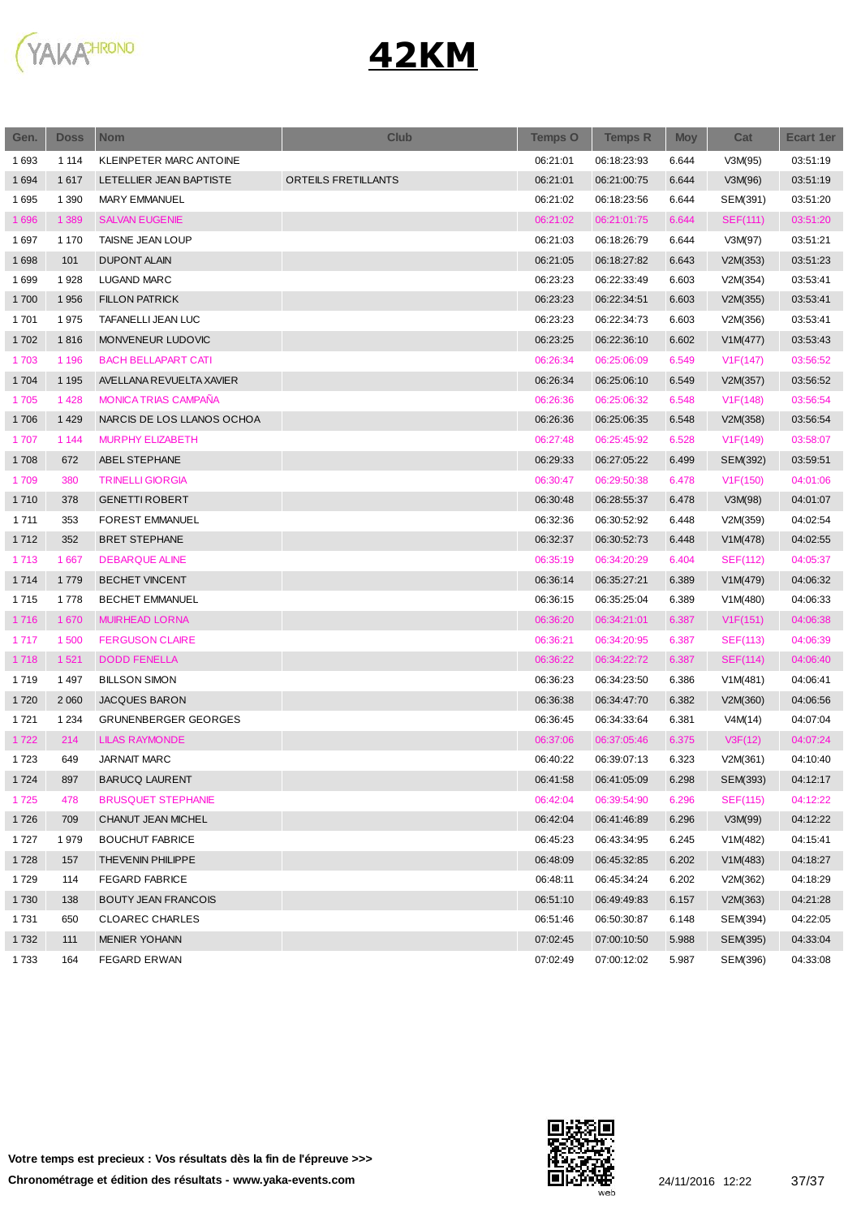# 42KM

| Gen. | Doss | Nom | Club | Temps O | Temps R | Moy | Cat | Ecart 1er |
|---|---|---|---|---|---|---|---|---|
| 1 693 | 1 114 | KLEINPETER MARC ANTOINE | | 06:21:01 | 06:18:23:93 | 6.644 | V3M(95) | 03:51:19 |
| 1 694 | 1 617 | LETELLIER JEAN BAPTISTE | ORTEILS FRETILLANTS | 06:21:01 | 06:21:00:75 | 6.644 | V3M(96) | 03:51:19 |
| 1 695 | 1 390 | MARY EMMANUEL | | 06:21:02 | 06:18:23:56 | 6.644 | SEM(391) | 03:51:20 |
| 1 696 | 1 389 | SALVAN EUGENIE | | 06:21:02 | 06:21:01:75 | 6.644 | SEF(111) | 03:51:20 |
| 1 697 | 1 170 | TAISNE JEAN LOUP | | 06:21:03 | 06:18:26:79 | 6.644 | V3M(97) | 03:51:21 |
| 1 698 | 101 | DUPONT ALAIN | | 06:21:05 | 06:18:27:82 | 6.643 | V2M(353) | 03:51:23 |
| 1 699 | 1 928 | LUGAND MARC | | 06:23:23 | 06:22:33:49 | 6.603 | V2M(354) | 03:53:41 |
| 1 700 | 1 956 | FILLON PATRICK | | 06:23:23 | 06:22:34:51 | 6.603 | V2M(355) | 03:53:41 |
| 1 701 | 1 975 | TAFANELLI JEAN LUC | | 06:23:23 | 06:22:34:73 | 6.603 | V2M(356) | 03:53:41 |
| 1 702 | 1 816 | MONVENEUR LUDOVIC | | 06:23:25 | 06:22:36:10 | 6.602 | V1M(477) | 03:53:43 |
| 1 703 | 1 196 | BACH BELLAPART CATI | | 06:26:34 | 06:25:06:09 | 6.549 | V1F(147) | 03:56:52 |
| 1 704 | 1 195 | AVELLANA REVUELTA XAVIER | | 06:26:34 | 06:25:06:10 | 6.549 | V2M(357) | 03:56:52 |
| 1 705 | 1 428 | MONICA TRIAS CAMPAÑA | | 06:26:36 | 06:25:06:32 | 6.548 | V1F(148) | 03:56:54 |
| 1 706 | 1 429 | NARCIS DE LOS LLANOS OCHOA | | 06:26:36 | 06:25:06:35 | 6.548 | V2M(358) | 03:56:54 |
| 1 707 | 1 144 | MURPHY ELIZABETH | | 06:27:48 | 06:25:45:92 | 6.528 | V1F(149) | 03:58:07 |
| 1 708 | 672 | ABEL STEPHANE | | 06:29:33 | 06:27:05:22 | 6.499 | SEM(392) | 03:59:51 |
| 1 709 | 380 | TRINELLI GIORGIA | | 06:30:47 | 06:29:50:38 | 6.478 | V1F(150) | 04:01:06 |
| 1 710 | 378 | GENETTI ROBERT | | 06:30:48 | 06:28:55:37 | 6.478 | V3M(98) | 04:01:07 |
| 1 711 | 353 | FOREST EMMANUEL | | 06:32:36 | 06:30:52:92 | 6.448 | V2M(359) | 04:02:54 |
| 1 712 | 352 | BRET STEPHANE | | 06:32:37 | 06:30:52:73 | 6.448 | V1M(478) | 04:02:55 |
| 1 713 | 1 667 | DEBARQUE ALINE | | 06:35:19 | 06:34:20:29 | 6.404 | SEF(112) | 04:05:37 |
| 1 714 | 1 779 | BECHET VINCENT | | 06:36:14 | 06:35:27:21 | 6.389 | V1M(479) | 04:06:32 |
| 1 715 | 1 778 | BECHET EMMANUEL | | 06:36:15 | 06:35:25:04 | 6.389 | V1M(480) | 04:06:33 |
| 1 716 | 1 670 | MUIRHEAD LORNA | | 06:36:20 | 06:34:21:01 | 6.387 | V1F(151) | 04:06:38 |
| 1 717 | 1 500 | FERGUSON CLAIRE | | 06:36:21 | 06:34:20:95 | 6.387 | SEF(113) | 04:06:39 |
| 1 718 | 1 521 | DODD FENELLA | | 06:36:22 | 06:34:22:72 | 6.387 | SEF(114) | 04:06:40 |
| 1 719 | 1 497 | BILLSON SIMON | | 06:36:23 | 06:34:23:50 | 6.386 | V1M(481) | 04:06:41 |
| 1 720 | 2 060 | JACQUES BARON | | 06:36:38 | 06:34:47:70 | 6.382 | V2M(360) | 04:06:56 |
| 1 721 | 1 234 | GRUNENBERGER GEORGES | | 06:36:45 | 06:34:33:64 | 6.381 | V4M(14) | 04:07:04 |
| 1 722 | 214 | LILAS RAYMONDE | | 06:37:06 | 06:37:05:46 | 6.375 | V3F(12) | 04:07:24 |
| 1 723 | 649 | JARNAIT MARC | | 06:40:22 | 06:39:07:13 | 6.323 | V2M(361) | 04:10:40 |
| 1 724 | 897 | BARUCQ LAURENT | | 06:41:58 | 06:41:05:09 | 6.298 | SEM(393) | 04:12:17 |
| 1 725 | 478 | BRUSQUET STEPHANIE | | 06:42:04 | 06:39:54:90 | 6.296 | SEF(115) | 04:12:22 |
| 1 726 | 709 | CHANUT JEAN MICHEL | | 06:42:04 | 06:41:46:89 | 6.296 | V3M(99) | 04:12:22 |
| 1 727 | 1 979 | BOUCHUT FABRICE | | 06:45:23 | 06:43:34:95 | 6.245 | V1M(482) | 04:15:41 |
| 1 728 | 157 | THEVENIN PHILIPPE | | 06:48:09 | 06:45:32:85 | 6.202 | V1M(483) | 04:18:27 |
| 1 729 | 114 | FEGARD FABRICE | | 06:48:11 | 06:45:34:24 | 6.202 | V2M(362) | 04:18:29 |
| 1 730 | 138 | BOUTY JEAN FRANCOIS | | 06:51:10 | 06:49:49:83 | 6.157 | V2M(363) | 04:21:28 |
| 1 731 | 650 | CLOAREC CHARLES | | 06:51:46 | 06:50:30:87 | 6.148 | SEM(394) | 04:22:05 |
| 1 732 | 111 | MENIER YOHANN | | 07:02:45 | 07:00:10:50 | 5.988 | SEM(395) | 04:33:04 |
| 1 733 | 164 | FEGARD ERWAN | | 07:02:49 | 07:00:12:02 | 5.987 | SEM(396) | 04:33:08 |

**Votre temps est precieux : Vos résultats dès la fin de l'épreuve >>>**

**Chronométrage et édition des résultats - www.yaka-events.com**

24/11/2016 12:22